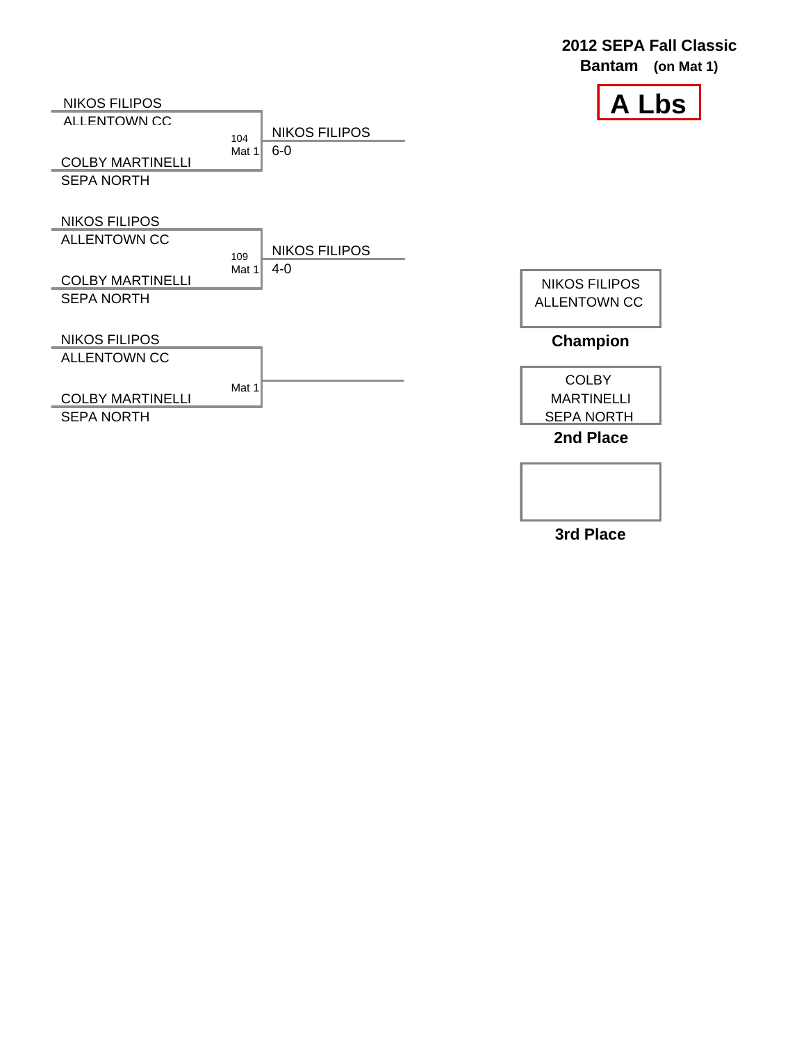**2012 SEPA Fall Classic**

**Bantam (on Mat 1)**

**A Lbs**

NIKOS FILIPOS
ALLENTOWN CC

104
Mat 1

COLBY MARTINELLI
SEPA NORTH

NIKOS FILIPOS
6-0

NIKOS FILIPOS
ALLENTOWN CC

109
Mat 1

COLBY MARTINELLI
SEPA NORTH

NIKOS FILIPOS
4-0

NIKOS FILIPOS
ALLENTOWN CC

Mat 1

COLBY MARTINELLI
SEPA NORTH

NIKOS FILIPOS
ALLENTOWN CC

**Champion**

COLBY
MARTINELLI
SEPA NORTH

**2nd Place**

**3rd Place**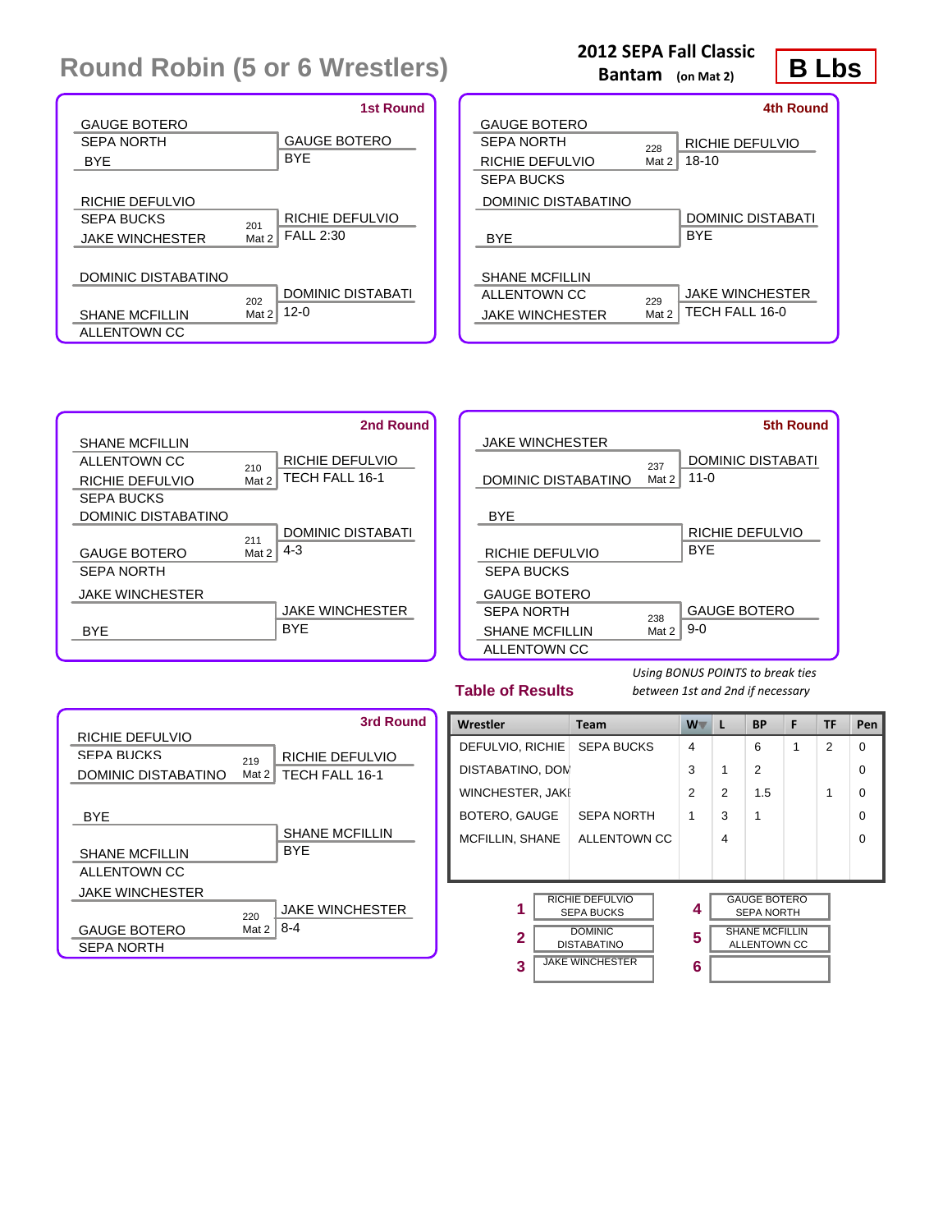# Round Robin (5 or 6 Wrestlers)

**2012 SEPA Fall Classic**
**Bantam** (on Mat 2)

**B Lbs**

## 1st Round

| Wrestler | Team | Bout | Winner | Result |
|---|---|---|---|---|
| GAUGE BOTERO | SEPA NORTH | | GAUGE BOTERO | BYE |
| BYE | | | | |
| RICHIE DEFULVIO | SEPA BUCKS | 201 Mat 2 | RICHIE DEFULVIO | FALL 2:30 |
| JAKE WINCHESTER | | | | |
| DOMINIC DISTABATINO | | 202 Mat 2 | DOMINIC DISTABATI | 12-0 |
| SHANE MCFILLIN | ALLENTOWN CC | | | |

## 2nd Round

| Wrestler | Team | Bout | Winner | Result |
|---|---|---|---|---|
| SHANE MCFILLIN | ALLENTOWN CC | 210 Mat 2 | RICHIE DEFULVIO | TECH FALL 16-1 |
| RICHIE DEFULVIO | SEPA BUCKS | | | |
| DOMINIC DISTABATINO | | 211 Mat 2 | DOMINIC DISTABATI | 4-3 |
| GAUGE BOTERO | SEPA NORTH | | | |
| JAKE WINCHESTER | | | JAKE WINCHESTER | BYE |
| BYE | | | | |

## 3rd Round

| Wrestler | Team | Bout | Winner | Result |
|---|---|---|---|---|
| RICHIE DEFULVIO | SEPA BUCKS | 219 Mat 2 | RICHIE DEFULVIO | TECH FALL 16-1 |
| DOMINIC DISTABATINO | | | | |
| BYE | | | SHANE MCFILLIN | BYE |
| SHANE MCFILLIN | ALLENTOWN CC | | | |
| JAKE WINCHESTER | | 220 Mat 2 | JAKE WINCHESTER | 8-4 |
| GAUGE BOTERO | SEPA NORTH | | | |

## 4th Round

| Wrestler | Team | Bout | Winner | Result |
|---|---|---|---|---|
| GAUGE BOTERO | SEPA NORTH | 228 Mat 2 | RICHIE DEFULVIO | 18-10 |
| RICHIE DEFULVIO | SEPA BUCKS | | | |
| DOMINIC DISTABATINO | | | DOMINIC DISTABATI | BYE |
| BYE | | | | |
| SHANE MCFILLIN | ALLENTOWN CC | 229 Mat 2 | JAKE WINCHESTER | TECH FALL 16-0 |
| JAKE WINCHESTER | | | | |

## 5th Round

| Wrestler | Team | Bout | Winner | Result |
|---|---|---|---|---|
| JAKE WINCHESTER | | 237 Mat 2 | DOMINIC DISTABATI | 11-0 |
| DOMINIC DISTABATINO | | | | |
| BYE | | | RICHIE DEFULVIO | BYE |
| RICHIE DEFULVIO | SEPA BUCKS | | | |
| GAUGE BOTERO | SEPA NORTH | 238 Mat 2 | GAUGE BOTERO | 9-0 |
| SHANE MCFILLIN | ALLENTOWN CC | | | |

## Table of Results

*Using BONUS POINTS to break ties between 1st and 2nd if necessary*

| Wrestler | Team | W | L | BP | F | TF | Pen |
|---|---|---|---|---|---|---|---|
| DEFULVIO, RICHIE | SEPA BUCKS | 4 | | 6 | 1 | 2 | 0 |
| DISTABATINO, DOM | | 3 | 1 | 2 | | | 0 |
| WINCHESTER, JAKE | | 2 | 2 | 1.5 | | 1 | 0 |
| BOTERO, GAUGE | SEPA NORTH | 1 | 3 | 1 | | | 0 |
| MCFILLIN, SHANE | ALLENTOWN CC | | 4 | | | | 0 |

| Place | Wrestler |
|---|---|
| 1 | RICHIE DEFULVIO, SEPA BUCKS |
| 2 | DOMINIC DISTABATINO |
| 3 | JAKE WINCHESTER |
| 4 | GAUGE BOTERO, SEPA NORTH |
| 5 | SHANE MCFILLIN, ALLENTOWN CC |
| 6 | |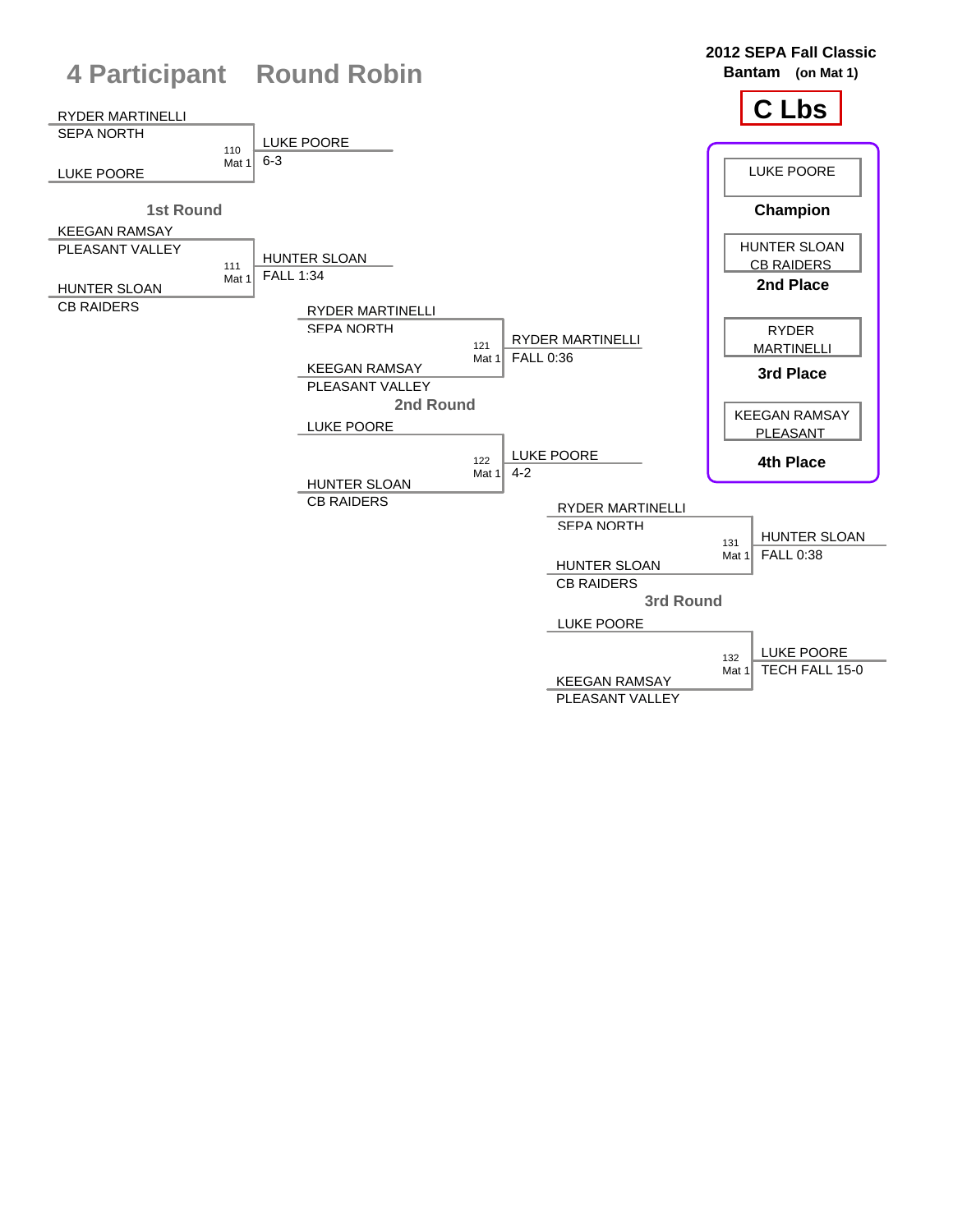# 4 Participant Round Robin

**2012 SEPA Fall Classic**
**Bantam (on Mat 1)**

**C Lbs**

### 1st Round

| Bout | Mat | Wrestler 1 | Wrestler 2 | Winner | Result |
|---|---|---|---|---|---|
| 110 | Mat 1 | RYDER MARTINELLI (SEPA NORTH) | LUKE POORE | LUKE POORE | 6-3 |
| 111 | Mat 1 | KEEGAN RAMSAY (PLEASANT VALLEY) | HUNTER SLOAN (CB RAIDERS) | HUNTER SLOAN | FALL 1:34 |

### 2nd Round

| Bout | Mat | Wrestler 1 | Wrestler 2 | Winner | Result |
|---|---|---|---|---|---|
| 121 | Mat 1 | RYDER MARTINELLI (SEPA NORTH) | KEEGAN RAMSAY (PLEASANT VALLEY) | RYDER MARTINELLI | FALL 0:36 |
| 122 | Mat 1 | LUKE POORE | HUNTER SLOAN (CB RAIDERS) | LUKE POORE | 4-2 |

### 3rd Round

| Bout | Mat | Wrestler 1 | Wrestler 2 | Winner | Result |
|---|---|---|---|---|---|
| 131 | Mat 1 | RYDER MARTINELLI (SEPA NORTH) | HUNTER SLOAN (CB RAIDERS) | HUNTER SLOAN | FALL 0:38 |
| 132 | Mat 1 | LUKE POORE | KEEGAN RAMSAY (PLEASANT VALLEY) | LUKE POORE | TECH FALL 15-0 |

### Final Standings

| Place | Wrestler |
|---|---|
| Champion | LUKE POORE |
| 2nd Place | HUNTER SLOAN (CB RAIDERS) |
| 3rd Place | RYDER MARTINELLI |
| 4th Place | KEEGAN RAMSAY (PLEASANT) |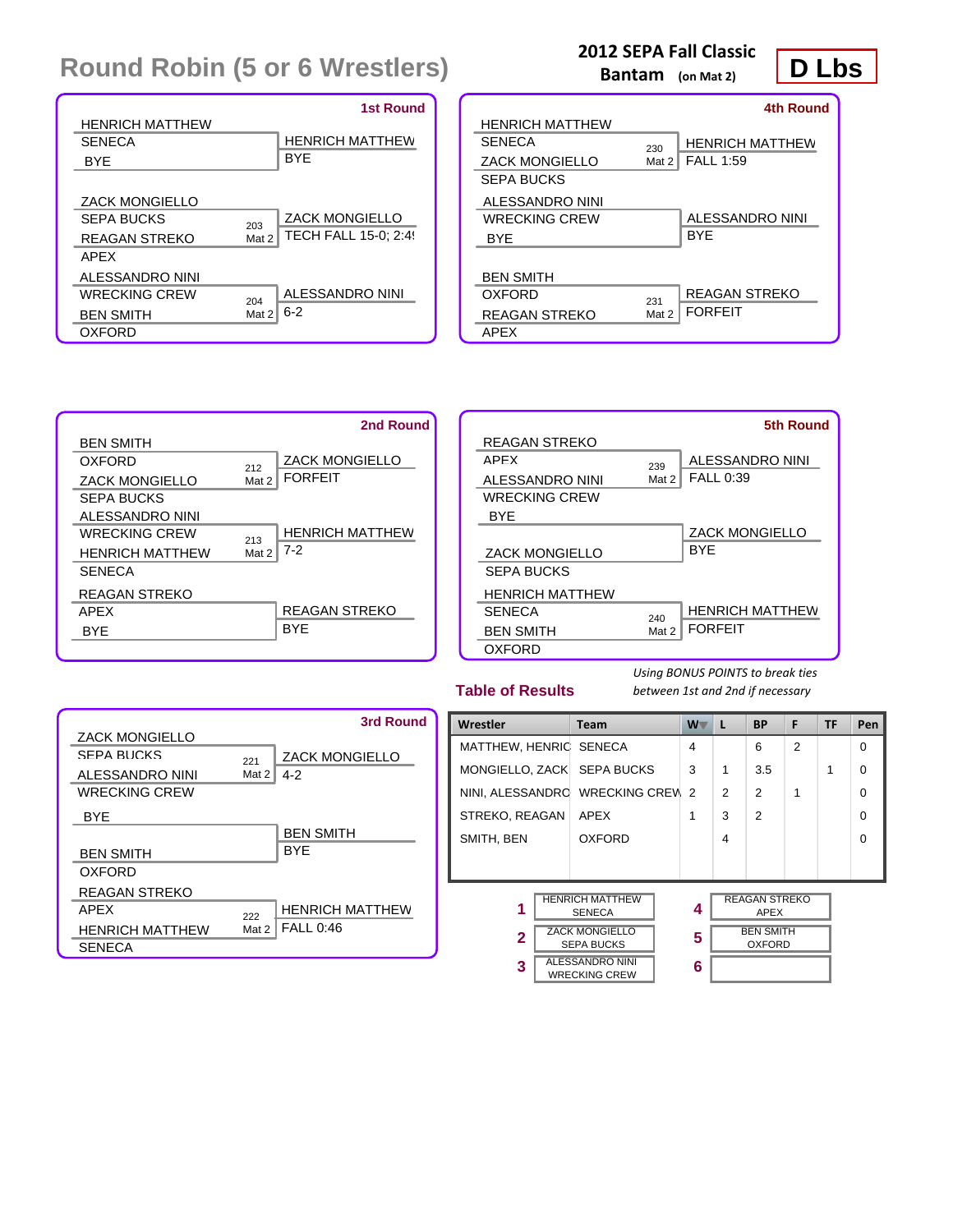# Round Robin (5 or 6 Wrestlers)

**2012 SEPA Fall Classic**
**Bantam** (on Mat 2)

**D Lbs**

## 1st Round

| Wrestler 1 | Wrestler 2 | Bout | Winner | Result |
|---|---|---|---|---|
| HENRICH MATTHEW (SENECA) | BYE | | HENRICH MATTHEW | BYE |
| ZACK MONGIELLO (SEPA BUCKS) | REAGAN STREKO (APEX) | 203 Mat 2 | ZACK MONGIELLO | TECH FALL 15-0; 2:4! |
| ALESSANDRO NINI (WRECKING CREW) | BEN SMITH (OXFORD) | 204 Mat 2 | ALESSANDRO NINI | 6-2 |

## 2nd Round

| Wrestler 1 | Wrestler 2 | Bout | Winner | Result |
|---|---|---|---|---|
| BEN SMITH (OXFORD) | ZACK MONGIELLO (SEPA BUCKS) | 212 Mat 2 | ZACK MONGIELLO | FORFEIT |
| ALESSANDRO NINI (WRECKING CREW) | HENRICH MATTHEW (SENECA) | 213 Mat 2 | HENRICH MATTHEW | 7-2 |
| REAGAN STREKO (APEX) | BYE | | REAGAN STREKO | BYE |

## 3rd Round

| Wrestler 1 | Wrestler 2 | Bout | Winner | Result |
|---|---|---|---|---|
| ZACK MONGIELLO (SEPA BUCKS) | ALESSANDRO NINI (WRECKING CREW) | 221 Mat 2 | ZACK MONGIELLO | 4-2 |
| BYE | BEN SMITH (OXFORD) | | BEN SMITH | BYE |
| REAGAN STREKO (APEX) | HENRICH MATTHEW (SENECA) | 222 Mat 2 | HENRICH MATTHEW | FALL 0:46 |

## 4th Round

| Wrestler 1 | Wrestler 2 | Bout | Winner | Result |
|---|---|---|---|---|
| HENRICH MATTHEW (SENECA) | ZACK MONGIELLO (SEPA BUCKS) | 230 Mat 2 | HENRICH MATTHEW | FALL 1:59 |
| ALESSANDRO NINI (WRECKING CREW) | BYE | | ALESSANDRO NINI | BYE |
| BEN SMITH (OXFORD) | REAGAN STREKO (APEX) | 231 Mat 2 | REAGAN STREKO | FORFEIT |

## 5th Round

| Wrestler 1 | Wrestler 2 | Bout | Winner | Result |
|---|---|---|---|---|
| REAGAN STREKO (APEX) | ALESSANDRO NINI (WRECKING CREW) | 239 Mat 2 | ALESSANDRO NINI | FALL 0:39 |
| BYE | ZACK MONGIELLO (SEPA BUCKS) | | ZACK MONGIELLO | BYE |
| HENRICH MATTHEW (SENECA) | BEN SMITH (OXFORD) | 240 Mat 2 | HENRICH MATTHEW | FORFEIT |

## Table of Results

*Using BONUS POINTS to break ties between 1st and 2nd if necessary*

| Wrestler | Team | W | L | BP | F | TF | Pen |
|---|---|---|---|---|---|---|---|
| MATTHEW, HENRIC | SENECA | 4 | | 6 | 2 | | 0 |
| MONGIELLO, ZACK | SEPA BUCKS | 3 | 1 | 3.5 | | 1 | 0 |
| NINI, ALESSANDRO | WRECKING CREW | 2 | 2 | 2 | 1 | | 0 |
| STREKO, REAGAN | APEX | 1 | 3 | 2 | | | 0 |
| SMITH, BEN | OXFORD | | 4 | | | | 0 |

| Place | Wrestler | Place | Wrestler |
|---|---|---|---|
| 1 | HENRICH MATTHEW, SENECA | 4 | REAGAN STREKO, APEX |
| 2 | ZACK MONGIELLO, SEPA BUCKS | 5 | BEN SMITH, OXFORD |
| 3 | ALESSANDRO NINI, WRECKING CREW | 6 | |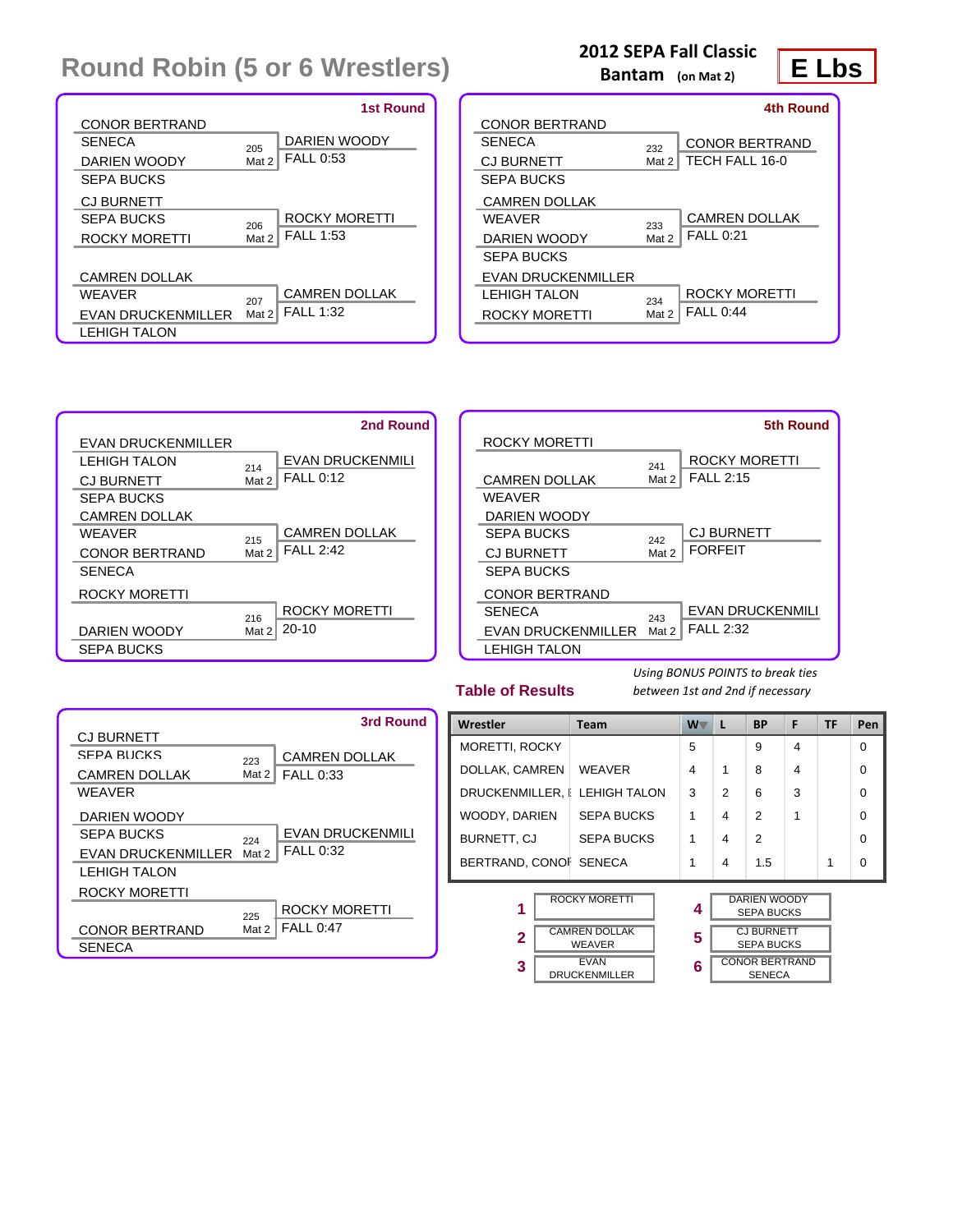# Round Robin (5 or 6 Wrestlers)

**2012 SEPA Fall Classic**

**Bantam** (on Mat 2)

**E Lbs**

## 1st Round

| Wrestler 1 | Wrestler 2 | Bout | Winner | Result |
|---|---|---|---|---|
| CONOR BERTRAND (SENECA) | DARIEN WOODY (SEPA BUCKS) | 205 Mat 2 | DARIEN WOODY | FALL 0:53 |
| CJ BURNETT (SEPA BUCKS) | ROCKY MORETTI | 206 Mat 2 | ROCKY MORETTI | FALL 1:53 |
| CAMREN DOLLAK (WEAVER) | EVAN DRUCKENMILLER (LEHIGH TALON) | 207 Mat 2 | CAMREN DOLLAK | FALL 1:32 |

## 2nd Round

| Wrestler 1 | Wrestler 2 | Bout | Winner | Result |
|---|---|---|---|---|
| EVAN DRUCKENMILLER (LEHIGH TALON) | CJ BURNETT (SEPA BUCKS) | 214 Mat 2 | EVAN DRUCKENMILI | FALL 0:12 |
| CAMREN DOLLAK (WEAVER) | CONOR BERTRAND (SENECA) | 215 Mat 2 | CAMREN DOLLAK | FALL 2:42 |
| ROCKY MORETTI | DARIEN WOODY (SEPA BUCKS) | 216 Mat 2 | ROCKY MORETTI | 20-10 |

## 3rd Round

| Wrestler 1 | Wrestler 2 | Bout | Winner | Result |
|---|---|---|---|---|
| CJ BURNETT (SEPA BUCKS) | CAMREN DOLLAK (WEAVER) | 223 Mat 2 | CAMREN DOLLAK | FALL 0:33 |
| DARIEN WOODY (SEPA BUCKS) | EVAN DRUCKENMILLER (LEHIGH TALON) | 224 Mat 2 | EVAN DRUCKENMILI | FALL 0:32 |
| ROCKY MORETTI | CONOR BERTRAND (SENECA) | 225 Mat 2 | ROCKY MORETTI | FALL 0:47 |

## 4th Round

| Wrestler 1 | Wrestler 2 | Bout | Winner | Result |
|---|---|---|---|---|
| CONOR BERTRAND (SENECA) | CJ BURNETT (SEPA BUCKS) | 232 Mat 2 | CONOR BERTRAND | TECH FALL 16-0 |
| CAMREN DOLLAK (WEAVER) | DARIEN WOODY (SEPA BUCKS) | 233 Mat 2 | CAMREN DOLLAK | FALL 0:21 |
| EVAN DRUCKENMILLER (LEHIGH TALON) | ROCKY MORETTI | 234 Mat 2 | ROCKY MORETTI | FALL 0:44 |

## 5th Round

| Wrestler 1 | Wrestler 2 | Bout | Winner | Result |
|---|---|---|---|---|
| ROCKY MORETTI | CAMREN DOLLAK (WEAVER) | 241 Mat 2 | ROCKY MORETTI | FALL 2:15 |
| DARIEN WOODY (SEPA BUCKS) | CJ BURNETT (SEPA BUCKS) | 242 Mat 2 | CJ BURNETT | FORFEIT |
| CONOR BERTRAND (SENECA) | EVAN DRUCKENMILLER (LEHIGH TALON) | 243 Mat 2 | EVAN DRUCKENMILI | FALL 2:32 |

## Table of Results

*Using BONUS POINTS to break ties between 1st and 2nd if necessary*

| Wrestler | Team | W | L | BP | F | TF | Pen |
|---|---|---|---|---|---|---|---|
| MORETTI, ROCKY | | 5 | | 9 | 4 | | 0 |
| DOLLAK, CAMREN | WEAVER | 4 | 1 | 8 | 4 | | 0 |
| DRUCKENMILLER, E | LEHIGH TALON | 3 | 2 | 6 | 3 | | 0 |
| WOODY, DARIEN | SEPA BUCKS | 1 | 4 | 2 | 1 | | 0 |
| BURNETT, CJ | SEPA BUCKS | 1 | 4 | 2 | | | 0 |
| BERTRAND, CONOF | SENECA | 1 | 4 | 1.5 | | 1 | 0 |

| Place | Wrestler |
|---|---|
| 1 | ROCKY MORETTI |
| 2 | CAMREN DOLLAK, WEAVER |
| 3 | EVAN DRUCKENMILLER |
| 4 | DARIEN WOODY, SEPA BUCKS |
| 5 | CJ BURNETT, SEPA BUCKS |
| 6 | CONOR BERTRAND, SENECA |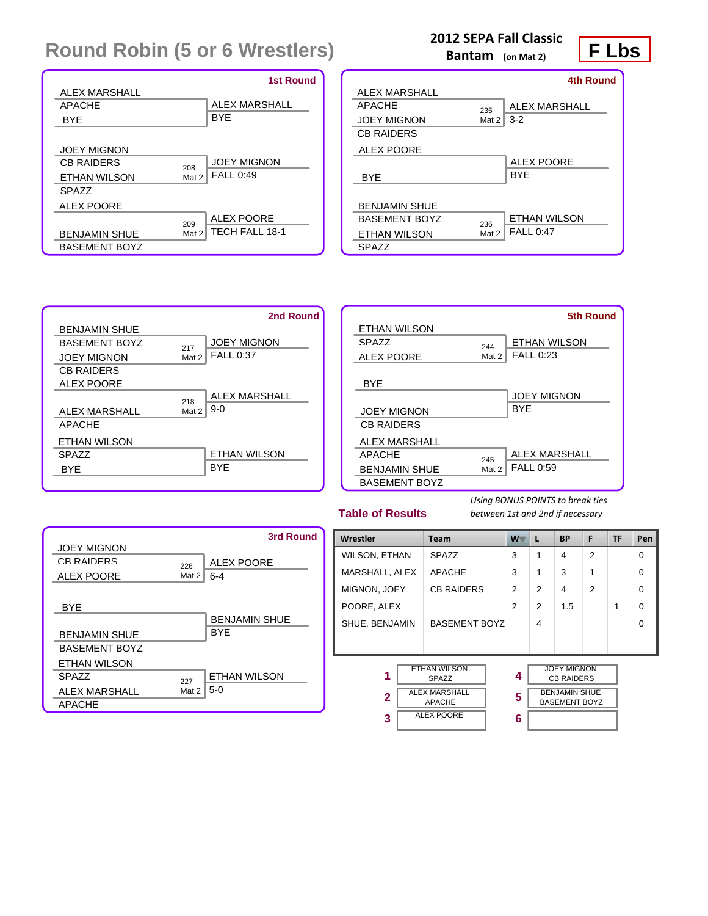# Round Robin (5 or 6 Wrestlers)

**2012 SEPA Fall Classic**
**Bantam** (on Mat 2)

**F Lbs**

## 1st Round

| Wrestler 1 | Wrestler 2 | Bout | Winner | Result |
|---|---|---|---|---|
| ALEX MARSHALL (APACHE) | BYE | | ALEX MARSHALL | BYE |
| JOEY MIGNON (CB RAIDERS) | ETHAN WILSON (SPAZZ) | 208 Mat 2 | JOEY MIGNON | FALL 0:49 |
| ALEX POORE | BENJAMIN SHUE (BASEMENT BOYZ) | 209 Mat 2 | ALEX POORE | TECH FALL 18-1 |

## 2nd Round

| Wrestler 1 | Wrestler 2 | Bout | Winner | Result |
|---|---|---|---|---|
| BENJAMIN SHUE (BASEMENT BOYZ) | JOEY MIGNON (CB RAIDERS) | 217 Mat 2 | JOEY MIGNON | FALL 0:37 |
| ALEX POORE | ALEX MARSHALL (APACHE) | 218 Mat 2 | ALEX MARSHALL | 9-0 |
| ETHAN WILSON (SPAZZ) | BYE | | ETHAN WILSON | BYE |

## 3rd Round

| Wrestler 1 | Wrestler 2 | Bout | Winner | Result |
|---|---|---|---|---|
| JOEY MIGNON (CB RAIDERS) | ALEX POORE | 226 Mat 2 | ALEX POORE | 6-4 |
| BYE | BENJAMIN SHUE (BASEMENT BOYZ) | | BENJAMIN SHUE | BYE |
| ETHAN WILSON (SPAZZ) | ALEX MARSHALL (APACHE) | 227 Mat 2 | ETHAN WILSON | 5-0 |

## 4th Round

| Wrestler 1 | Wrestler 2 | Bout | Winner | Result |
|---|---|---|---|---|
| ALEX MARSHALL (APACHE) | JOEY MIGNON (CB RAIDERS) | 235 Mat 2 | ALEX MARSHALL | 3-2 |
| ALEX POORE | BYE | | ALEX POORE | BYE |
| BENJAMIN SHUE (BASEMENT BOYZ) | ETHAN WILSON (SPAZZ) | 236 Mat 2 | ETHAN WILSON | FALL 0:47 |

## 5th Round

| Wrestler 1 | Wrestler 2 | Bout | Winner | Result |
|---|---|---|---|---|
| ETHAN WILSON (SPAZZ) | ALEX POORE | 244 Mat 2 | ETHAN WILSON | FALL 0:23 |
| BYE | JOEY MIGNON (CB RAIDERS) | | JOEY MIGNON | BYE |
| ALEX MARSHALL (APACHE) | BENJAMIN SHUE (BASEMENT BOYZ) | 245 Mat 2 | ALEX MARSHALL | FALL 0:59 |

## Table of Results

*Using BONUS POINTS to break ties between 1st and 2nd if necessary*

| Wrestler | Team | W | L | BP | F | TF | Pen |
|---|---|---|---|---|---|---|---|
| WILSON, ETHAN | SPAZZ | 3 | 1 | 4 | 2 | | 0 |
| MARSHALL, ALEX | APACHE | 3 | 1 | 3 | 1 | | 0 |
| MIGNON, JOEY | CB RAIDERS | 2 | 2 | 4 | 2 | | 0 |
| POORE, ALEX | | 2 | 2 | 1.5 | | 1 | 0 |
| SHUE, BENJAMIN | BASEMENT BOYZ | | 4 | | | | 0 |

| Place | Wrestler | Place | Wrestler |
|---|---|---|---|
| 1 | ETHAN WILSON, SPAZZ | 4 | JOEY MIGNON, CB RAIDERS |
| 2 | ALEX MARSHALL, APACHE | 5 | BENJAMIN SHUE, BASEMENT BOYZ |
| 3 | ALEX POORE | 6 | |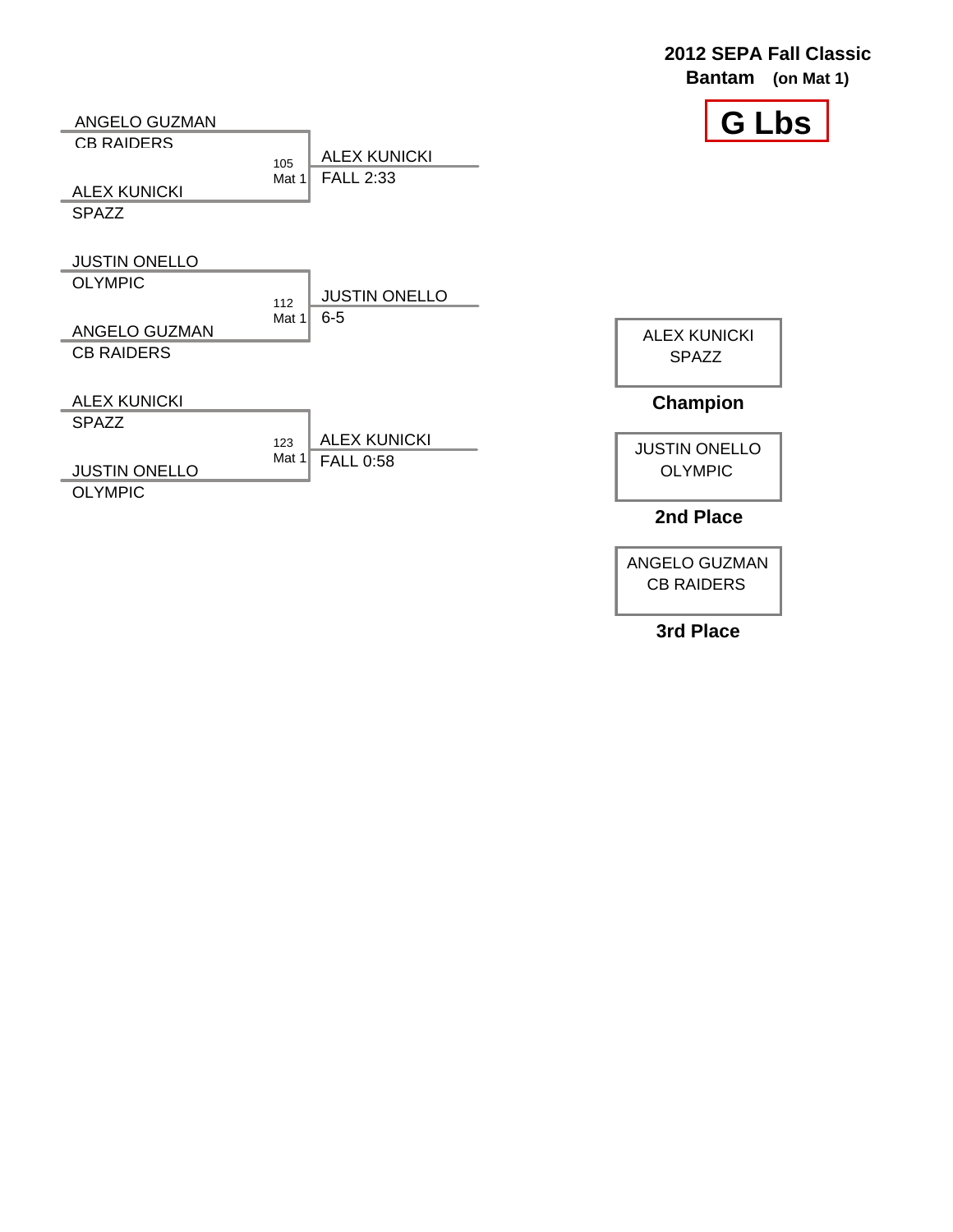## 2012 SEPA Fall Classic

**Bantam** **(on Mat 1)**

# G Lbs

| Bout | Wrestler 1 | Wrestler 2 | Winner | Result |
|---|---|---|---|---|
| 105 Mat 1 | ANGELO GUZMAN (CB RAIDERS) | ALEX KUNICKI (SPAZZ) | ALEX KUNICKI | FALL 2:33 |
| 112 Mat 1 | JUSTIN ONELLO (OLYMPIC) | ANGELO GUZMAN (CB RAIDERS) | JUSTIN ONELLO | 6-5 |
| 123 Mat 1 | ALEX KUNICKI (SPAZZ) | JUSTIN ONELLO (OLYMPIC) | ALEX KUNICKI | FALL 0:58 |

ALEX KUNICKI
SPAZZ

**Champion**

JUSTIN ONELLO
OLYMPIC

**2nd Place**

ANGELO GUZMAN
CB RAIDERS

**3rd Place**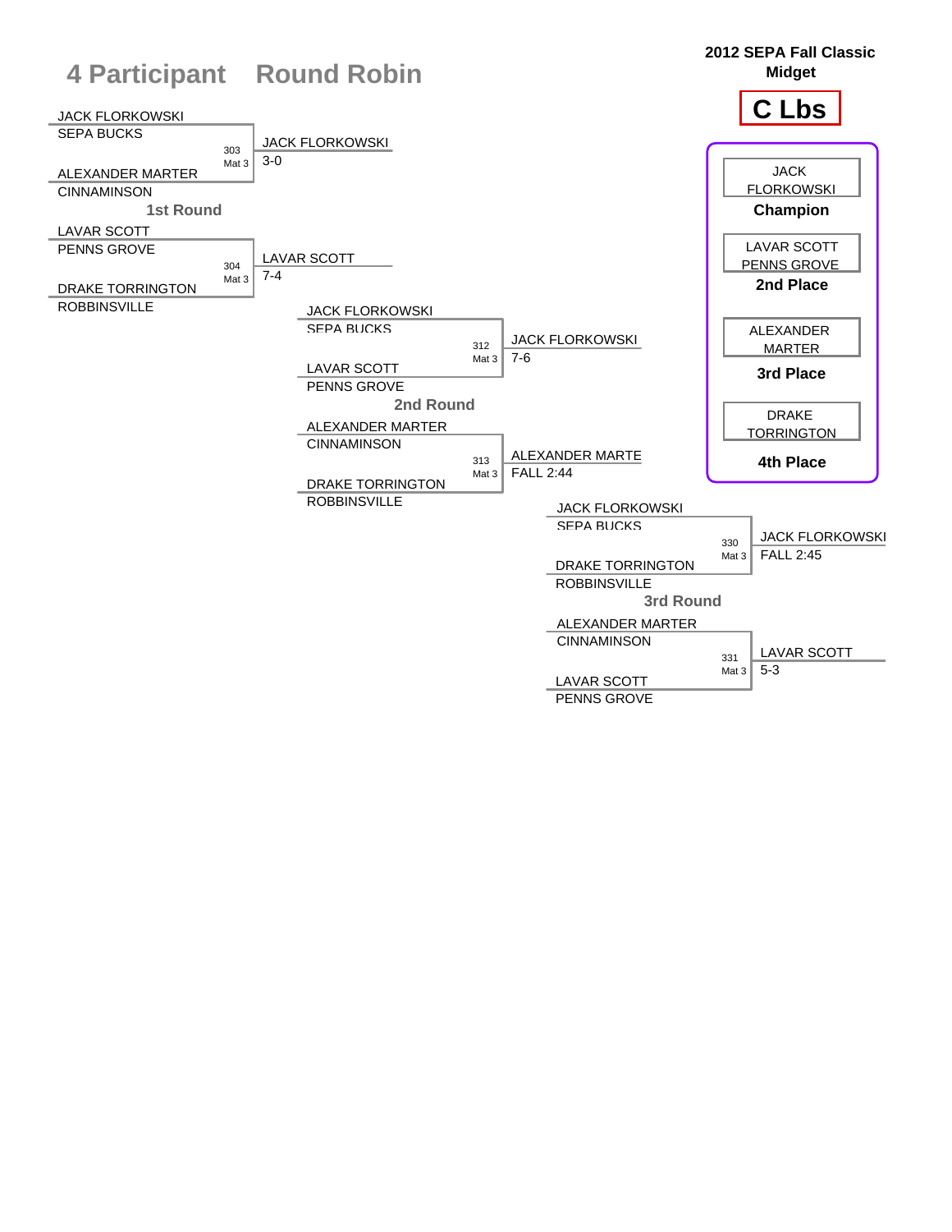# 4 Participant Round Robin

**2012 SEPA Fall Classic**
**Midget**

## C Lbs

### 1st Round

| Bout | Mat | Wrestler 1 | Wrestler 2 | Winner | Result |
|---|---|---|---|---|---|
| 303 | Mat 3 | JACK FLORKOWSKI (SEPA BUCKS) | ALEXANDER MARTER (CINNAMINSON) | JACK FLORKOWSKI | 3-0 |
| 304 | Mat 3 | LAVAR SCOTT (PENNS GROVE) | DRAKE TORRINGTON (ROBBINSVILLE) | LAVAR SCOTT | 7-4 |

### 2nd Round

| Bout | Mat | Wrestler 1 | Wrestler 2 | Winner | Result |
|---|---|---|---|---|---|
| 312 | Mat 3 | JACK FLORKOWSKI (SEPA BUCKS) | LAVAR SCOTT (PENNS GROVE) | JACK FLORKOWSKI | 7-6 |
| 313 | Mat 3 | ALEXANDER MARTER (CINNAMINSON) | DRAKE TORRINGTON (ROBBINSVILLE) | ALEXANDER MARTE | FALL 2:44 |

### 3rd Round

| Bout | Mat | Wrestler 1 | Wrestler 2 | Winner | Result |
|---|---|---|---|---|---|
| 330 | Mat 3 | JACK FLORKOWSKI (SEPA BUCKS) | DRAKE TORRINGTON (ROBBINSVILLE) | JACK FLORKOWSKI | FALL 2:45 |
| 331 | Mat 3 | ALEXANDER MARTER (CINNAMINSON) | LAVAR SCOTT (PENNS GROVE) | LAVAR SCOTT | 5-3 |

### Placings

| Place | Wrestler |
|---|---|
| Champion | JACK FLORKOWSKI |
| 2nd Place | LAVAR SCOTT (PENNS GROVE) |
| 3rd Place | ALEXANDER MARTER |
| 4th Place | DRAKE TORRINGTON |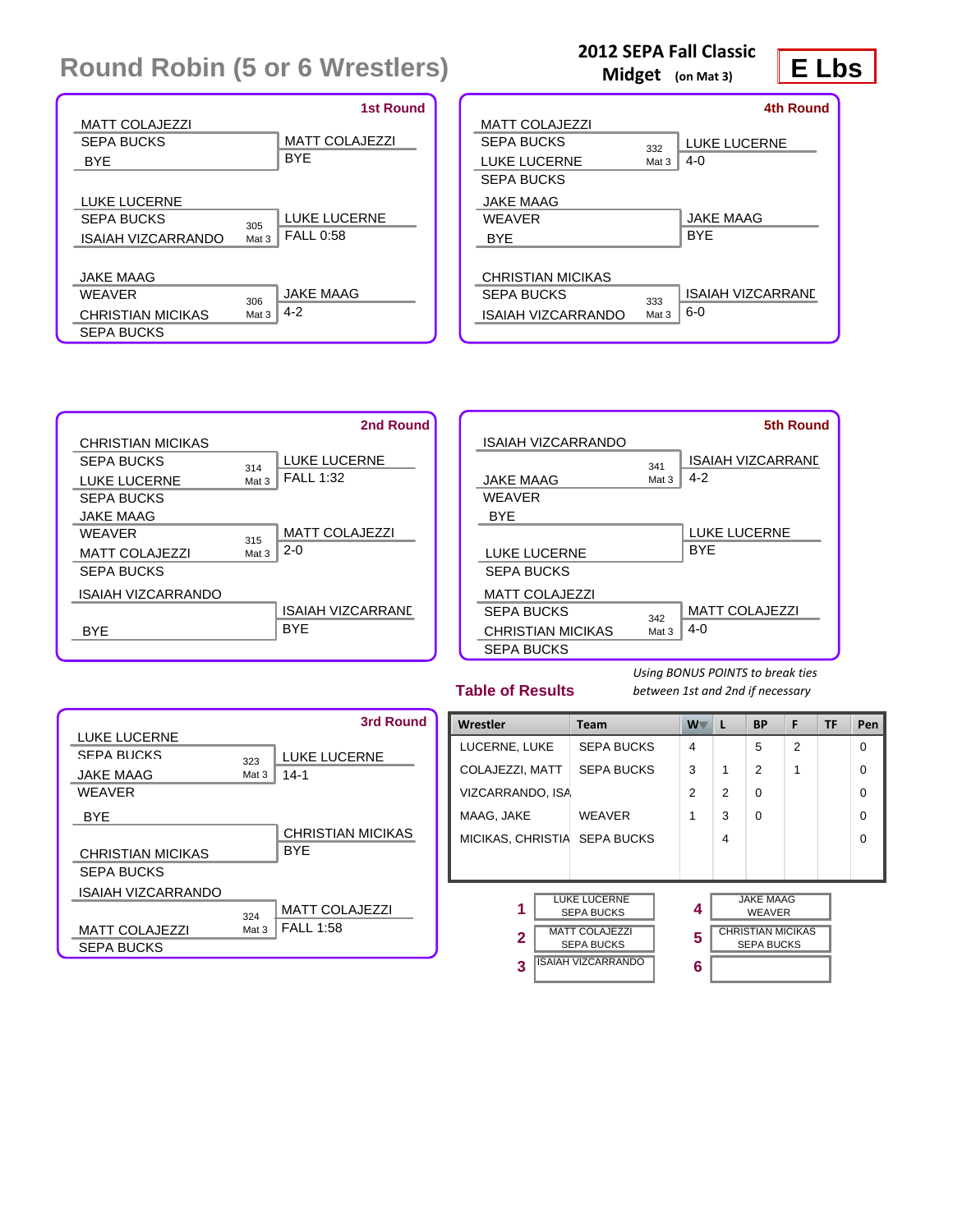# Round Robin (5 or 6 Wrestlers)

**2012 SEPA Fall Classic**
**Midget** (on Mat 3)

**E Lbs**

### 1st Round

| Wrestler 1 | Wrestler 2 | Bout | Winner | Result |
|---|---|---|---|---|
| MATT COLAJEZZI (SEPA BUCKS) | BYE | | MATT COLAJEZZI | BYE |
| LUKE LUCERNE (SEPA BUCKS) | ISAIAH VIZCARRANDO | 305 Mat 3 | LUKE LUCERNE | FALL 0:58 |
| JAKE MAAG (WEAVER) | CHRISTIAN MICIKAS (SEPA BUCKS) | 306 Mat 3 | JAKE MAAG | 4-2 |

### 2nd Round

| Wrestler 1 | Wrestler 2 | Bout | Winner | Result |
|---|---|---|---|---|
| CHRISTIAN MICIKAS (SEPA BUCKS) | LUKE LUCERNE (SEPA BUCKS) | 314 Mat 3 | LUKE LUCERNE | FALL 1:32 |
| JAKE MAAG (WEAVER) | MATT COLAJEZZI (SEPA BUCKS) | 315 Mat 3 | MATT COLAJEZZI | 2-0 |
| ISAIAH VIZCARRANDO | BYE | | ISAIAH VIZCARRANDO | BYE |

### 3rd Round

| Wrestler 1 | Wrestler 2 | Bout | Winner | Result |
|---|---|---|---|---|
| LUKE LUCERNE (SEPA BUCKS) | JAKE MAAG (WEAVER) | 323 Mat 3 | LUKE LUCERNE | 14-1 |
| BYE | CHRISTIAN MICIKAS (SEPA BUCKS) | | CHRISTIAN MICIKAS | BYE |
| ISAIAH VIZCARRANDO | MATT COLAJEZZI (SEPA BUCKS) | 324 Mat 3 | MATT COLAJEZZI | FALL 1:58 |

### 4th Round

| Wrestler 1 | Wrestler 2 | Bout | Winner | Result |
|---|---|---|---|---|
| MATT COLAJEZZI (SEPA BUCKS) | LUKE LUCERNE (SEPA BUCKS) | 332 Mat 3 | LUKE LUCERNE | 4-0 |
| JAKE MAAG (WEAVER) | BYE | | JAKE MAAG | BYE |
| CHRISTIAN MICIKAS (SEPA BUCKS) | ISAIAH VIZCARRANDO | 333 Mat 3 | ISAIAH VIZCARRANDO | 6-0 |

### 5th Round

| Wrestler 1 | Wrestler 2 | Bout | Winner | Result |
|---|---|---|---|---|
| ISAIAH VIZCARRANDO | JAKE MAAG (WEAVER) | 341 Mat 3 | ISAIAH VIZCARRANDO | 4-2 |
| BYE | LUKE LUCERNE (SEPA BUCKS) | | LUKE LUCERNE | BYE |
| MATT COLAJEZZI (SEPA BUCKS) | CHRISTIAN MICIKAS (SEPA BUCKS) | 342 Mat 3 | MATT COLAJEZZI | 4-0 |

### Table of Results

*Using BONUS POINTS to break ties between 1st and 2nd if necessary*

| Wrestler | Team | W | L | BP | F | TF | Pen |
|---|---|---|---|---|---|---|---|
| LUCERNE, LUKE | SEPA BUCKS | 4 | | 5 | 2 | | 0 |
| COLAJEZZI, MATT | SEPA BUCKS | 3 | 1 | 2 | 1 | | 0 |
| VIZCARRANDO, ISA | | 2 | 2 | 0 | | | 0 |
| MAAG, JAKE | WEAVER | 1 | 3 | 0 | | | 0 |
| MICIKAS, CHRISTIA | SEPA BUCKS | | 4 | | | | 0 |

| Place | Wrestler |
|---|---|
| 1 | LUKE LUCERNE, SEPA BUCKS |
| 2 | MATT COLAJEZZI, SEPA BUCKS |
| 3 | ISAIAH VIZCARRANDO |
| 4 | JAKE MAAG, WEAVER |
| 5 | CHRISTIAN MICIKAS, SEPA BUCKS |
| 6 | |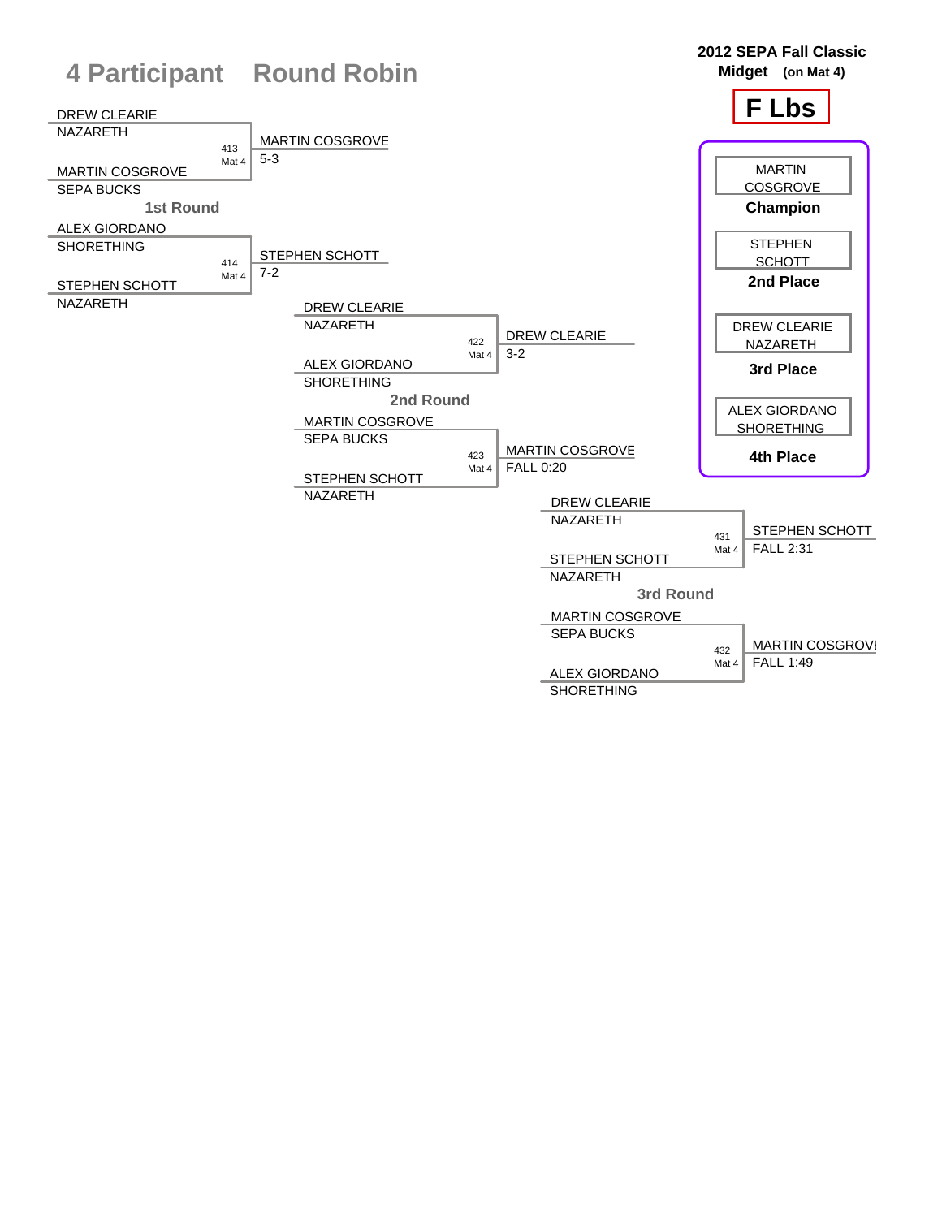# 4 Participant Round Robin

**2012 SEPA Fall Classic**
**Midget (on Mat 4)**

**F Lbs**

## 1st Round

| Bout | Wrestler 1 | Wrestler 2 | Winner | Result |
|---|---|---|---|---|
| 413 Mat 4 | DREW CLEARIE (NAZARETH) | MARTIN COSGROVE (SEPA BUCKS) | MARTIN COSGROVE | 5-3 |
| 414 Mat 4 | ALEX GIORDANO (SHORETHING) | STEPHEN SCHOTT (NAZARETH) | STEPHEN SCHOTT | 7-2 |

## 2nd Round

| Bout | Wrestler 1 | Wrestler 2 | Winner | Result |
|---|---|---|---|---|
| 422 Mat 4 | DREW CLEARIE (NAZARETH) | ALEX GIORDANO (SHORETHING) | DREW CLEARIE | 3-2 |
| 423 Mat 4 | MARTIN COSGROVE (SEPA BUCKS) | STEPHEN SCHOTT (NAZARETH) | MARTIN COSGROVE | FALL 0:20 |

## 3rd Round

| Bout | Wrestler 1 | Wrestler 2 | Winner | Result |
|---|---|---|---|---|
| 431 Mat 4 | DREW CLEARIE (NAZARETH) | STEPHEN SCHOTT (NAZARETH) | STEPHEN SCHOTT | FALL 2:31 |
| 432 Mat 4 | MARTIN COSGROVE (SEPA BUCKS) | ALEX GIORDANO (SHORETHING) | MARTIN COSGROVE | FALL 1:49 |

## Final Standings

| Place | Wrestler |
|---|---|
| **Champion** | MARTIN COSGROVE |
| **2nd Place** | STEPHEN SCHOTT |
| **3rd Place** | DREW CLEARIE, NAZARETH |
| **4th Place** | ALEX GIORDANO, SHORETHING |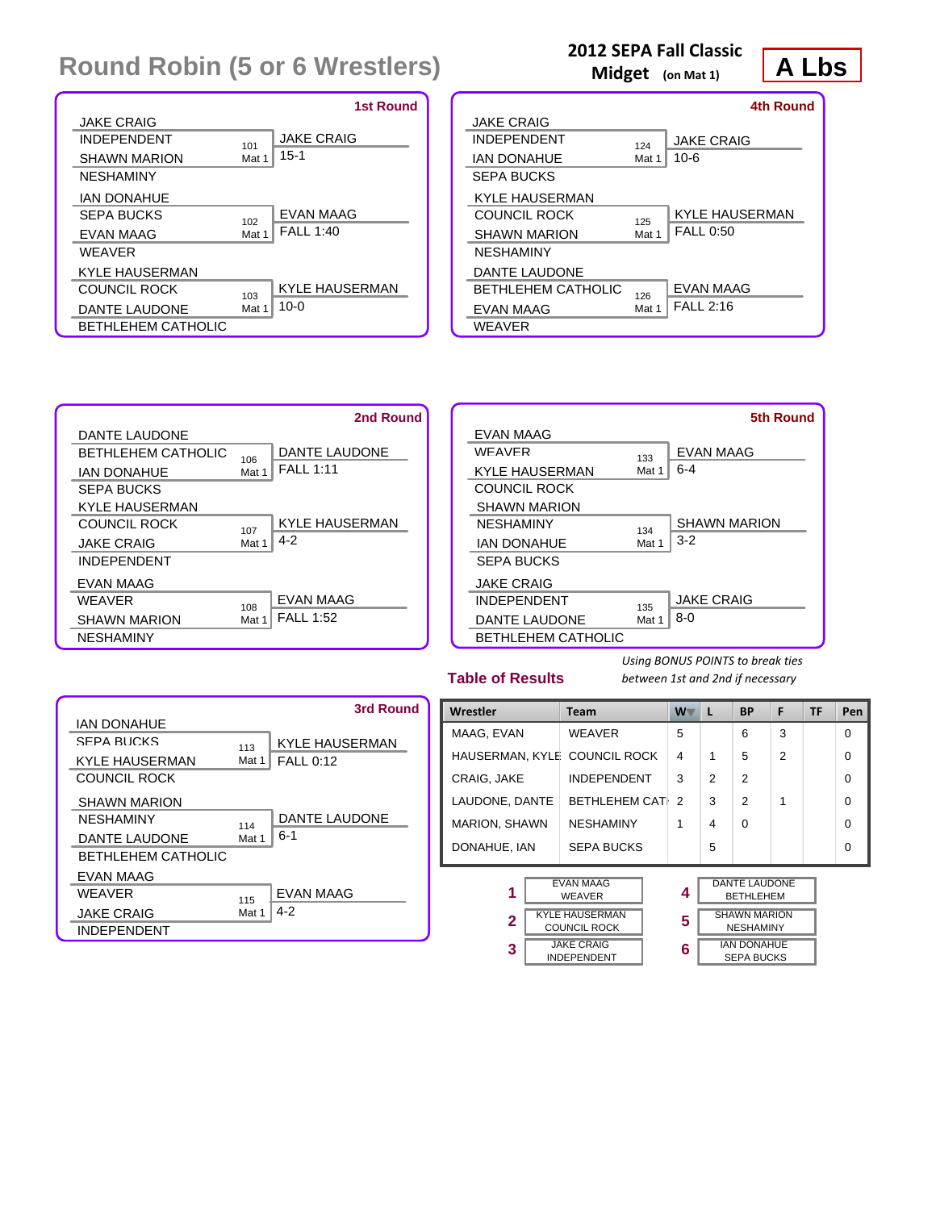# Round Robin (5 or 6 Wrestlers)

**2012 SEPA Fall Classic**
**Midget** (on Mat 1)

**A Lbs**

### 1st Round

| Bout | Wrestler 1 | Wrestler 2 | Winner | Result |
|---|---|---|---|---|
| 101 Mat 1 | JAKE CRAIG (INDEPENDENT) | SHAWN MARION (NESHAMINY) | JAKE CRAIG | 15-1 |
| 102 Mat 1 | IAN DONAHUE (SEPA BUCKS) | EVAN MAAG (WEAVER) | EVAN MAAG | FALL 1:40 |
| 103 Mat 1 | KYLE HAUSERMAN (COUNCIL ROCK) | DANTE LAUDONE (BETHLEHEM CATHOLIC) | KYLE HAUSERMAN | 10-0 |

### 2nd Round

| Bout | Wrestler 1 | Wrestler 2 | Winner | Result |
|---|---|---|---|---|
| 106 Mat 1 | DANTE LAUDONE (BETHLEHEM CATHOLIC) | IAN DONAHUE (SEPA BUCKS) | DANTE LAUDONE | FALL 1:11 |
| 107 Mat 1 | KYLE HAUSERMAN (COUNCIL ROCK) | JAKE CRAIG (INDEPENDENT) | KYLE HAUSERMAN | 4-2 |
| 108 Mat 1 | EVAN MAAG (WEAVER) | SHAWN MARION (NESHAMINY) | EVAN MAAG | FALL 1:52 |

### 3rd Round

| Bout | Wrestler 1 | Wrestler 2 | Winner | Result |
|---|---|---|---|---|
| 113 Mat 1 | IAN DONAHUE (SEPA BUCKS) | KYLE HAUSERMAN (COUNCIL ROCK) | KYLE HAUSERMAN | FALL 0:12 |
| 114 Mat 1 | SHAWN MARION (NESHAMINY) | DANTE LAUDONE (BETHLEHEM CATHOLIC) | DANTE LAUDONE | 6-1 |
| 115 Mat 1 | EVAN MAAG (WEAVER) | JAKE CRAIG (INDEPENDENT) | EVAN MAAG | 4-2 |

### 4th Round

| Bout | Wrestler 1 | Wrestler 2 | Winner | Result |
|---|---|---|---|---|
| 124 Mat 1 | JAKE CRAIG (INDEPENDENT) | IAN DONAHUE (SEPA BUCKS) | JAKE CRAIG | 10-6 |
| 125 Mat 1 | KYLE HAUSERMAN (COUNCIL ROCK) | SHAWN MARION (NESHAMINY) | KYLE HAUSERMAN | FALL 0:50 |
| 126 Mat 1 | DANTE LAUDONE (BETHLEHEM CATHOLIC) | EVAN MAAG (WEAVER) | EVAN MAAG | FALL 2:16 |

### 5th Round

| Bout | Wrestler 1 | Wrestler 2 | Winner | Result |
|---|---|---|---|---|
| 133 Mat 1 | EVAN MAAG (WEAVER) | KYLE HAUSERMAN (COUNCIL ROCK) | EVAN MAAG | 6-4 |
| 134 Mat 1 | SHAWN MARION (NESHAMINY) | IAN DONAHUE (SEPA BUCKS) | SHAWN MARION | 3-2 |
| 135 Mat 1 | JAKE CRAIG (INDEPENDENT) | DANTE LAUDONE (BETHLEHEM CATHOLIC) | JAKE CRAIG | 8-0 |

## Table of Results

*Using BONUS POINTS to break ties between 1st and 2nd if necessary*

| Wrestler | Team | W | L | BP | F | TF | Pen |
|---|---|---|---|---|---|---|---|
| MAAG, EVAN | WEAVER | 5 | | 6 | 3 | | 0 |
| HAUSERMAN, KYLE | COUNCIL ROCK | 4 | 1 | 5 | 2 | | 0 |
| CRAIG, JAKE | INDEPENDENT | 3 | 2 | 2 | | | 0 |
| LAUDONE, DANTE | BETHLEHEM CAT | 2 | 3 | 2 | 1 | | 0 |
| MARION, SHAWN | NESHAMINY | 1 | 4 | 0 | | | 0 |
| DONAHUE, IAN | SEPA BUCKS | | 5 | | | | 0 |

| Place | Wrestler | Place | Wrestler |
|---|---|---|---|
| 1 | EVAN MAAG, WEAVER | 4 | DANTE LAUDONE, BETHLEHEM |
| 2 | KYLE HAUSERMAN, COUNCIL ROCK | 5 | SHAWN MARION, NESHAMINY |
| 3 | JAKE CRAIG, INDEPENDENT | 6 | IAN DONAHUE, SEPA BUCKS |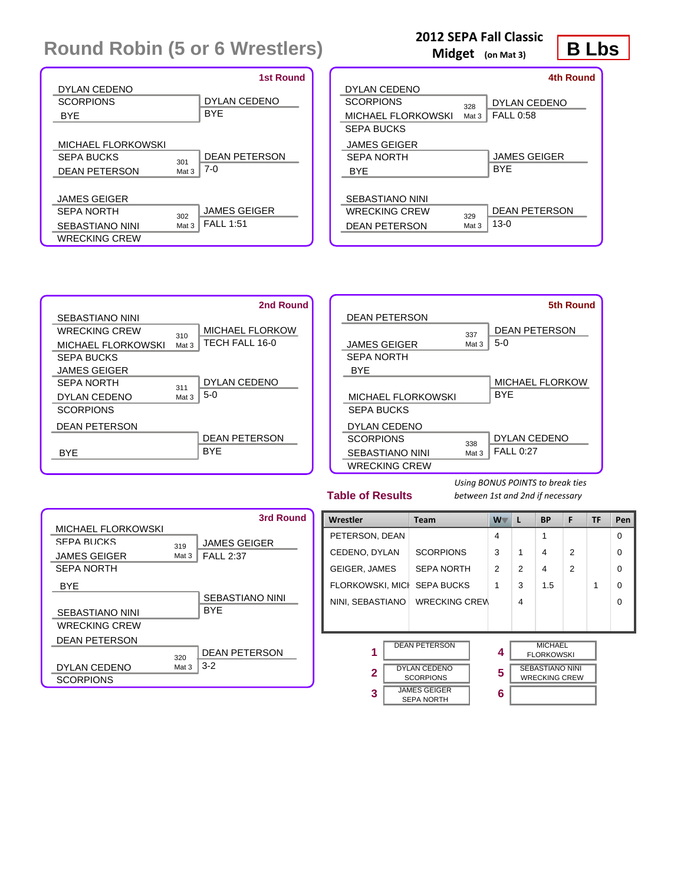# Round Robin (5 or 6 Wrestlers)

**2012 SEPA Fall Classic**
**Midget** (on Mat 3)

**B Lbs**

### 1st Round

| Wrestlers | Bout | Winner / Result |
|---|---|---|
| DYLAN CEDENO (SCORPIONS) vs BYE | | DYLAN CEDENO — BYE |
| MICHAEL FLORKOWSKI (SEPA BUCKS) vs DEAN PETERSON | 301 Mat 3 | DEAN PETERSON — 7-0 |
| JAMES GEIGER (SEPA NORTH) vs SEBASTIANO NINI (WRECKING CREW) | 302 Mat 3 | JAMES GEIGER — FALL 1:51 |

### 2nd Round

| Wrestlers | Bout | Winner / Result |
|---|---|---|
| SEBASTIANO NINI (WRECKING CREW) vs MICHAEL FLORKOWSKI (SEPA BUCKS) | 310 Mat 3 | MICHAEL FLORKOW — TECH FALL 16-0 |
| JAMES GEIGER (SEPA NORTH) vs DYLAN CEDENO (SCORPIONS) | 311 Mat 3 | DYLAN CEDENO — 5-0 |
| DEAN PETERSON vs BYE | | DEAN PETERSON — BYE |

### 3rd Round

| Wrestlers | Bout | Winner / Result |
|---|---|---|
| MICHAEL FLORKOWSKI (SEPA BUCKS) vs JAMES GEIGER (SEPA NORTH) | 319 Mat 3 | JAMES GEIGER — FALL 2:37 |
| BYE vs SEBASTIANO NINI (WRECKING CREW) | | SEBASTIANO NINI — BYE |
| DEAN PETERSON vs DYLAN CEDENO (SCORPIONS) | 320 Mat 3 | DEAN PETERSON — 3-2 |

### 4th Round

| Wrestlers | Bout | Winner / Result |
|---|---|---|
| DYLAN CEDENO (SCORPIONS) vs MICHAEL FLORKOWSKI (SEPA BUCKS) | 328 Mat 3 | DYLAN CEDENO — FALL 0:58 |
| JAMES GEIGER (SEPA NORTH) vs BYE | | JAMES GEIGER — BYE |
| SEBASTIANO NINI (WRECKING CREW) vs DEAN PETERSON | 329 Mat 3 | DEAN PETERSON — 13-0 |

### 5th Round

| Wrestlers | Bout | Winner / Result |
|---|---|---|
| DEAN PETERSON vs JAMES GEIGER (SEPA NORTH) | 337 Mat 3 | DEAN PETERSON — 5-0 |
| BYE vs MICHAEL FLORKOWSKI (SEPA BUCKS) | | MICHAEL FLORKOW — BYE |
| DYLAN CEDENO (SCORPIONS) vs SEBASTIANO NINI (WRECKING CREW) | 338 Mat 3 | DYLAN CEDENO — FALL 0:27 |

## Table of Results

*Using BONUS POINTS to break ties between 1st and 2nd if necessary*

| Wrestler | Team | W | L | BP | F | TF | Pen |
|---|---|---|---|---|---|---|---|
| PETERSON, DEAN | | 4 | | 1 | | | 0 |
| CEDENO, DYLAN | SCORPIONS | 3 | 1 | 4 | 2 | | 0 |
| GEIGER, JAMES | SEPA NORTH | 2 | 2 | 4 | 2 | | 0 |
| FLORKOWSKI, MICH | SEPA BUCKS | 1 | 3 | 1.5 | | 1 | 0 |
| NINI, SEBASTIANO | WRECKING CREW | | 4 | | | | 0 |

| Place | Wrestler | Place | Wrestler |
|---|---|---|---|
| 1 | DEAN PETERSON | 4 | MICHAEL FLORKOWSKI |
| 2 | DYLAN CEDENO SCORPIONS | 5 | SEBASTIANO NINI WRECKING CREW |
| 3 | JAMES GEIGER SEPA NORTH | 6 | |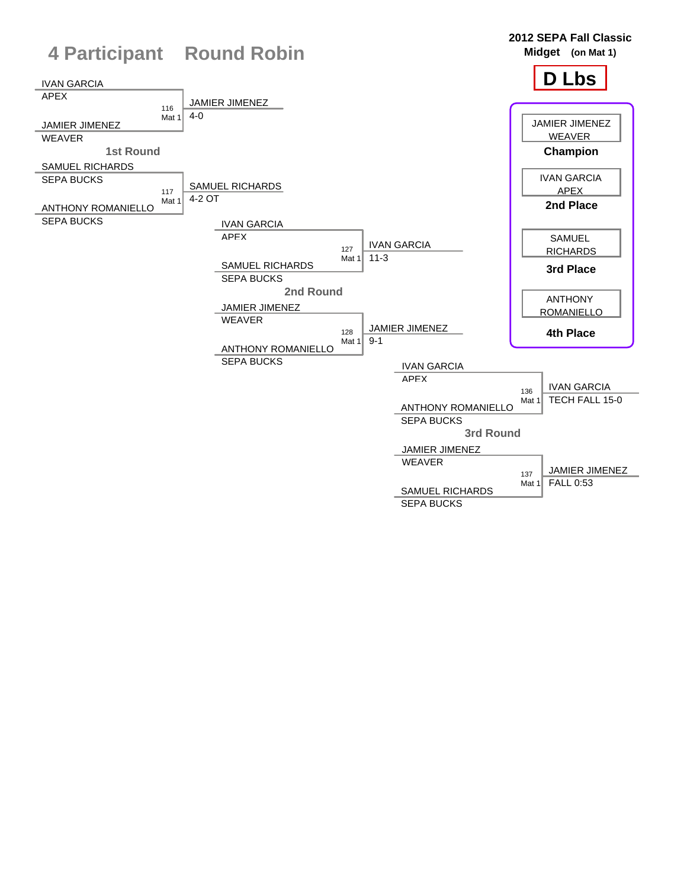# 4 Participant Round Robin

**2012 SEPA Fall Classic**
**Midget (on Mat 1)**

**D Lbs**

## 1st Round

| Bout | Wrestler 1 | Wrestler 2 | Winner | Result |
|---|---|---|---|---|
| 116 Mat 1 | IVAN GARCIA (APEX) | JAMIER JIMENEZ (WEAVER) | JAMIER JIMENEZ | 4-0 |
| 117 Mat 1 | SAMUEL RICHARDS (SEPA BUCKS) | ANTHONY ROMANIELLO (SEPA BUCKS) | SAMUEL RICHARDS | 4-2 OT |

## 2nd Round

| Bout | Wrestler 1 | Wrestler 2 | Winner | Result |
|---|---|---|---|---|
| 127 Mat 1 | IVAN GARCIA (APEX) | SAMUEL RICHARDS (SEPA BUCKS) | IVAN GARCIA | 11-3 |
| 128 Mat 1 | JAMIER JIMENEZ (WEAVER) | ANTHONY ROMANIELLO (SEPA BUCKS) | JAMIER JIMENEZ | 9-1 |

## 3rd Round

| Bout | Wrestler 1 | Wrestler 2 | Winner | Result |
|---|---|---|---|---|
| 136 Mat 1 | IVAN GARCIA (APEX) | ANTHONY ROMANIELLO (SEPA BUCKS) | IVAN GARCIA | TECH FALL 15-0 |
| 137 Mat 1 | JAMIER JIMENEZ (WEAVER) | SAMUEL RICHARDS (SEPA BUCKS) | JAMIER JIMENEZ | FALL 0:53 |

## Placings

- **Champion**: JAMIER JIMENEZ, WEAVER
- **2nd Place**: IVAN GARCIA, APEX
- **3rd Place**: SAMUEL RICHARDS
- **4th Place**: ANTHONY ROMANIELLO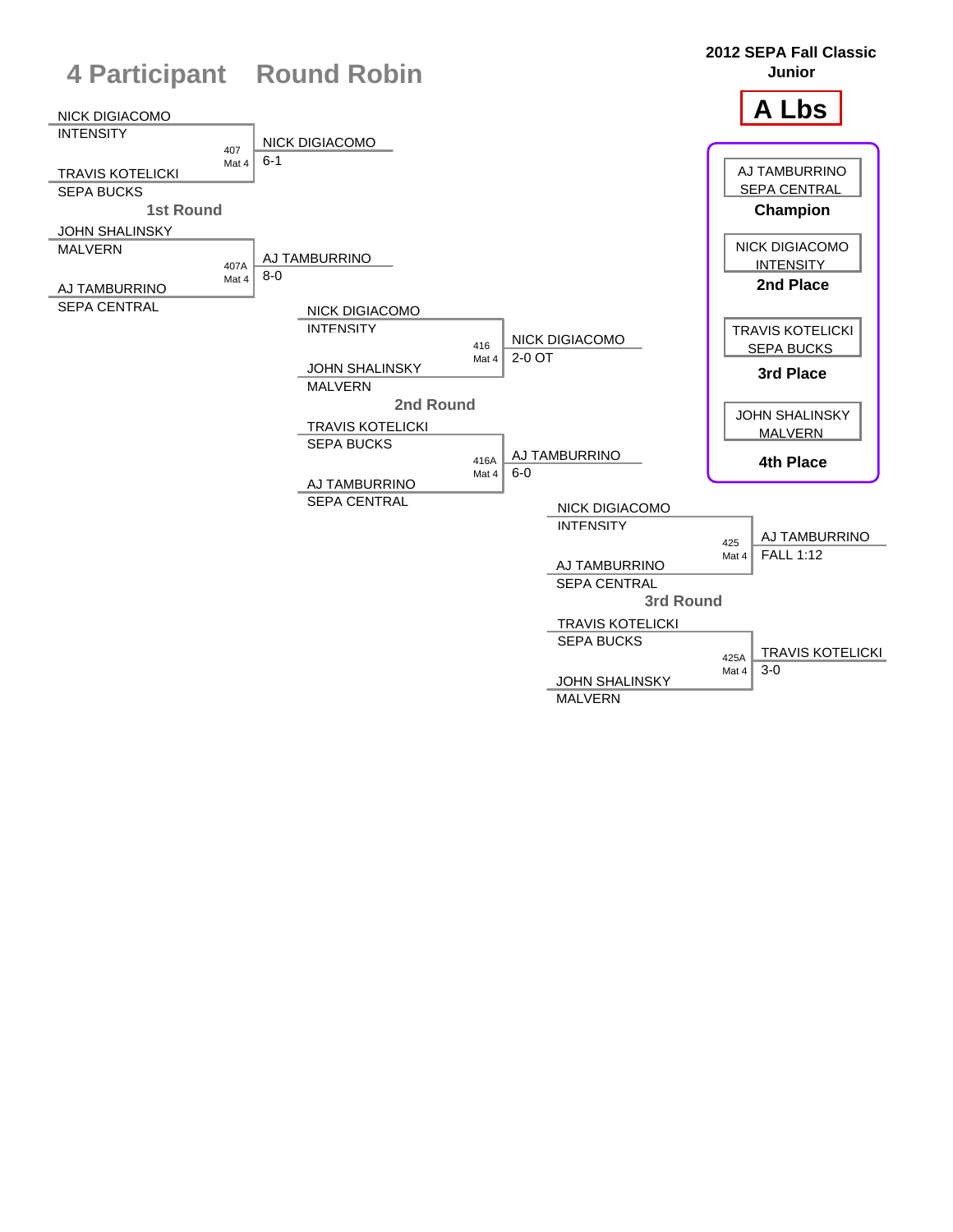# 4 Participant Round Robin

**2012 SEPA Fall Classic**
**Junior**

**A Lbs**

## 1st Round

| Bout | Wrestler 1 | Wrestler 2 | Winner | Result |
|---|---|---|---|---|
| 407 Mat 4 | NICK DIGIACOMO (INTENSITY) | TRAVIS KOTELICKI (SEPA BUCKS) | NICK DIGIACOMO | 6-1 |
| 407A Mat 4 | JOHN SHALINSKY (MALVERN) | AJ TAMBURRINO (SEPA CENTRAL) | AJ TAMBURRINO | 8-0 |

## 2nd Round

| Bout | Wrestler 1 | Wrestler 2 | Winner | Result |
|---|---|---|---|---|
| 416 Mat 4 | NICK DIGIACOMO (INTENSITY) | JOHN SHALINSKY (MALVERN) | NICK DIGIACOMO | 2-0 OT |
| 416A Mat 4 | TRAVIS KOTELICKI (SEPA BUCKS) | AJ TAMBURRINO (SEPA CENTRAL) | AJ TAMBURRINO | 6-0 |

## 3rd Round

| Bout | Wrestler 1 | Wrestler 2 | Winner | Result |
|---|---|---|---|---|
| 425 Mat 4 | NICK DIGIACOMO (INTENSITY) | AJ TAMBURRINO (SEPA CENTRAL) | AJ TAMBURRINO | FALL 1:12 |
| 425A Mat 4 | TRAVIS KOTELICKI (SEPA BUCKS) | JOHN SHALINSKY (MALVERN) | TRAVIS KOTELICKI | 3-0 |

## Final Placements

| Place | Wrestler | Team |
|---|---|---|
| Champion | AJ TAMBURRINO | SEPA CENTRAL |
| 2nd Place | NICK DIGIACOMO | INTENSITY |
| 3rd Place | TRAVIS KOTELICKI | SEPA BUCKS |
| 4th Place | JOHN SHALINSKY | MALVERN |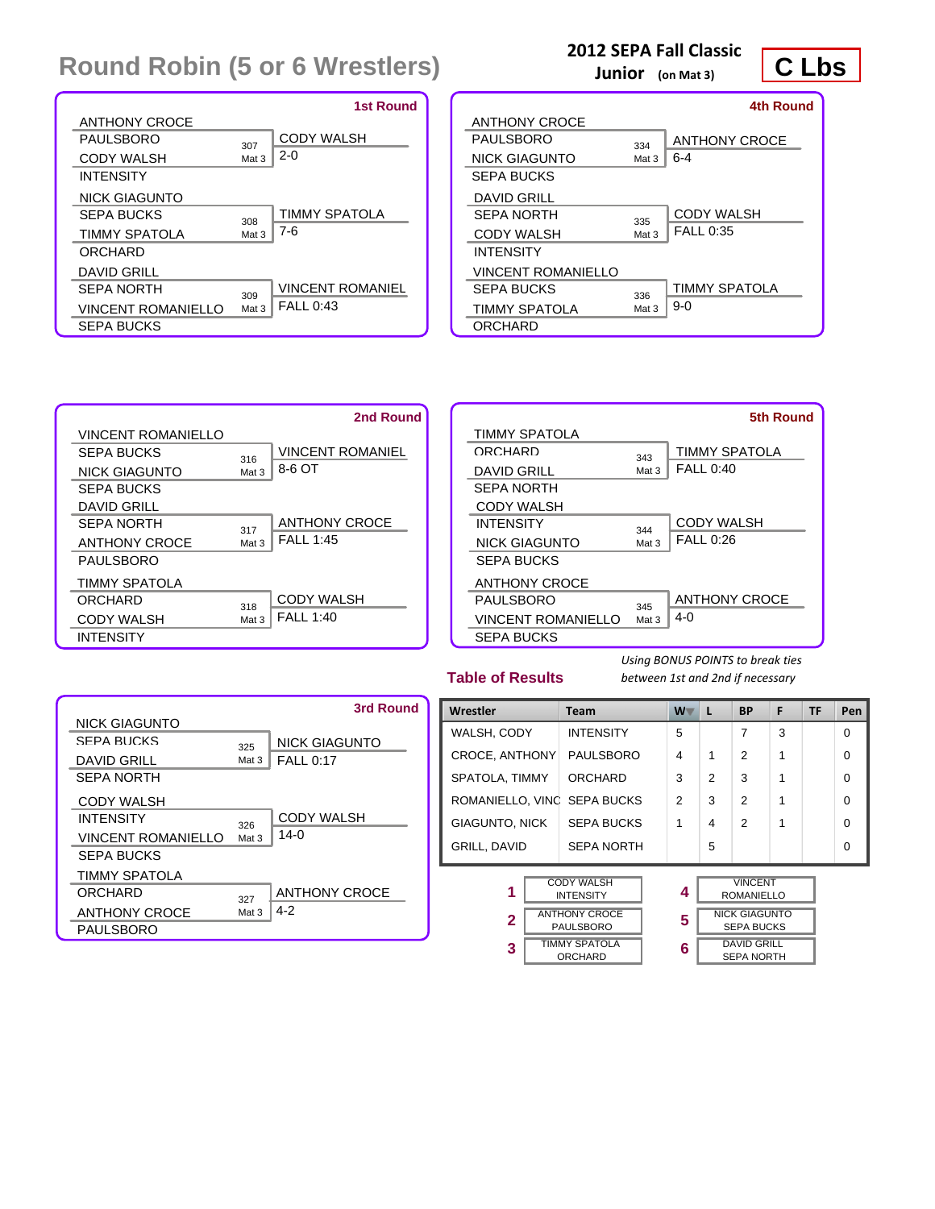# Round Robin (5 or 6 Wrestlers)

**2012 SEPA Fall Classic**
**Junior** (on Mat 3)

**C Lbs**

## 1st Round

| Wrestler 1 | Wrestler 2 | Bout | Winner | Result |
|---|---|---|---|---|
| ANTHONY CROCE (PAULSBORO) | CODY WALSH (INTENSITY) | 307 Mat 3 | CODY WALSH | 2-0 |
| NICK GIAGUNTO (SEPA BUCKS) | TIMMY SPATOLA (ORCHARD) | 308 Mat 3 | TIMMY SPATOLA | 7-6 |
| DAVID GRILL (SEPA NORTH) | VINCENT ROMANIELLO (SEPA BUCKS) | 309 Mat 3 | VINCENT ROMANIEL | FALL 0:43 |

## 2nd Round

| Wrestler 1 | Wrestler 2 | Bout | Winner | Result |
|---|---|---|---|---|
| VINCENT ROMANIELLO (SEPA BUCKS) | NICK GIAGUNTO (SEPA BUCKS) | 316 Mat 3 | VINCENT ROMANIEL | 8-6 OT |
| DAVID GRILL (SEPA NORTH) | ANTHONY CROCE (PAULSBORO) | 317 Mat 3 | ANTHONY CROCE | FALL 1:45 |
| TIMMY SPATOLA (ORCHARD) | CODY WALSH (INTENSITY) | 318 Mat 3 | CODY WALSH | FALL 1:40 |

## 3rd Round

| Wrestler 1 | Wrestler 2 | Bout | Winner | Result |
|---|---|---|---|---|
| NICK GIAGUNTO (SEPA BUCKS) | DAVID GRILL (SEPA NORTH) | 325 Mat 3 | NICK GIAGUNTO | FALL 0:17 |
| CODY WALSH (INTENSITY) | VINCENT ROMANIELLO (SEPA BUCKS) | 326 Mat 3 | CODY WALSH | 14-0 |
| TIMMY SPATOLA (ORCHARD) | ANTHONY CROCE (PAULSBORO) | 327 Mat 3 | ANTHONY CROCE | 4-2 |

## 4th Round

| Wrestler 1 | Wrestler 2 | Bout | Winner | Result |
|---|---|---|---|---|
| ANTHONY CROCE (PAULSBORO) | NICK GIAGUNTO (SEPA BUCKS) | 334 Mat 3 | ANTHONY CROCE | 6-4 |
| DAVID GRILL (SEPA NORTH) | CODY WALSH (INTENSITY) | 335 Mat 3 | CODY WALSH | FALL 0:35 |
| VINCENT ROMANIELLO (SEPA BUCKS) | TIMMY SPATOLA (ORCHARD) | 336 Mat 3 | TIMMY SPATOLA | 9-0 |

## 5th Round

| Wrestler 1 | Wrestler 2 | Bout | Winner | Result |
|---|---|---|---|---|
| TIMMY SPATOLA (ORCHARD) | DAVID GRILL (SEPA NORTH) | 343 Mat 3 | TIMMY SPATOLA | FALL 0:40 |
| CODY WALSH (INTENSITY) | NICK GIAGUNTO (SEPA BUCKS) | 344 Mat 3 | CODY WALSH | FALL 0:26 |
| ANTHONY CROCE (PAULSBORO) | VINCENT ROMANIELLO (SEPA BUCKS) | 345 Mat 3 | ANTHONY CROCE | 4-0 |

## Table of Results

*Using BONUS POINTS to break ties between 1st and 2nd if necessary*

| Wrestler | Team | W | L | BP | F | TF | Pen |
|---|---|---|---|---|---|---|---|
| WALSH, CODY | INTENSITY | 5 | | 7 | 3 | | 0 |
| CROCE, ANTHONY | PAULSBORO | 4 | 1 | 2 | 1 | | 0 |
| SPATOLA, TIMMY | ORCHARD | 3 | 2 | 3 | 1 | | 0 |
| ROMANIELLO, VINC | SEPA BUCKS | 2 | 3 | 2 | 1 | | 0 |
| GIAGUNTO, NICK | SEPA BUCKS | 1 | 4 | 2 | 1 | | 0 |
| GRILL, DAVID | SEPA NORTH | | 5 | | | | 0 |

| Place | Wrestler | Place | Wrestler |
|---|---|---|---|
| 1 | CODY WALSH, INTENSITY | 4 | VINCENT ROMANIELLO |
| 2 | ANTHONY CROCE, PAULSBORO | 5 | NICK GIAGUNTO, SEPA BUCKS |
| 3 | TIMMY SPATOLA, ORCHARD | 6 | DAVID GRILL, SEPA NORTH |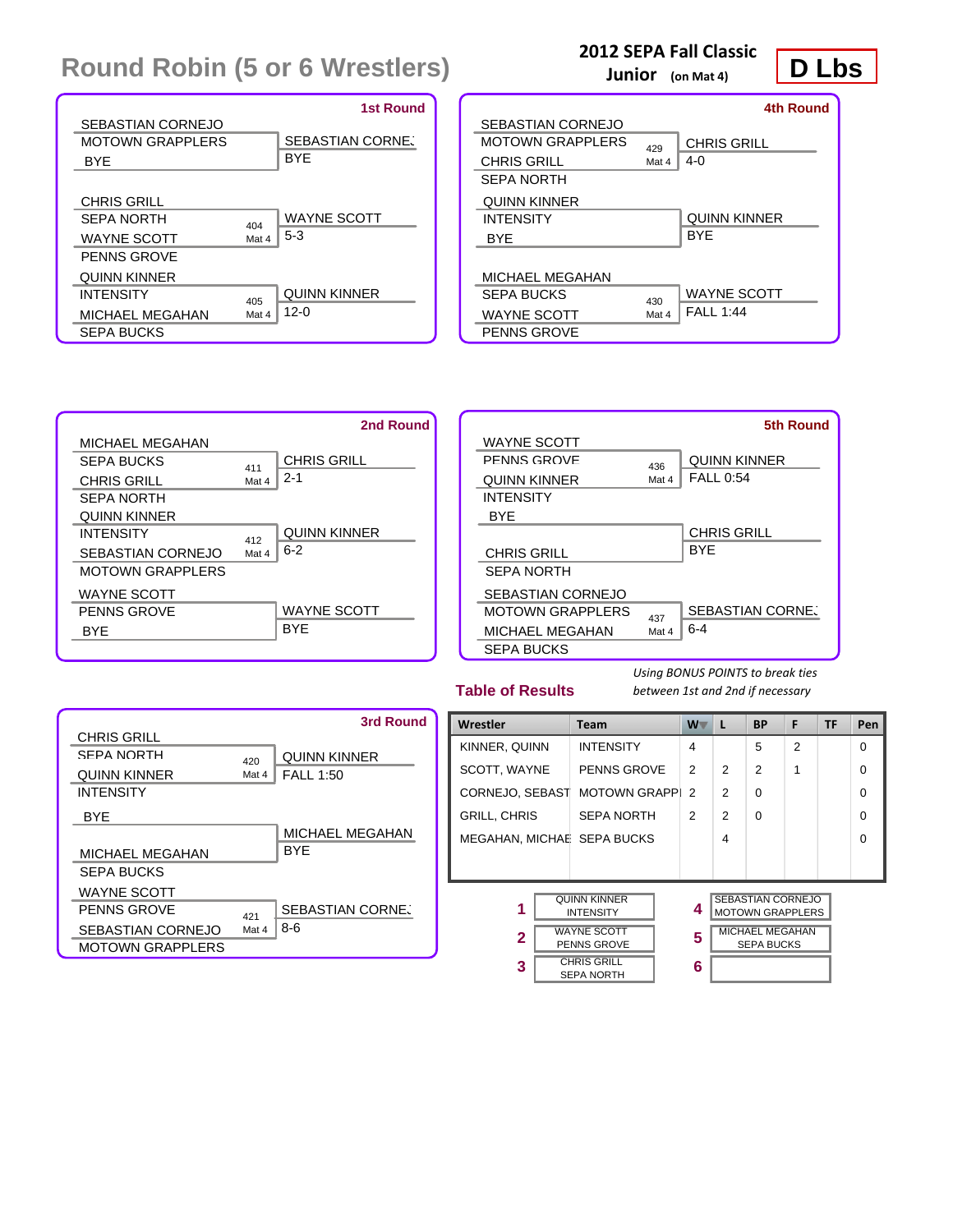# Round Robin (5 or 6 Wrestlers)

**2012 SEPA Fall Classic**
**Junior** (on Mat 4)

**D Lbs**

### 1st Round

| Wrestler | Team | Bout | Winner | Result |
|---|---|---|---|---|
| SEBASTIAN CORNEJO | MOTOWN GRAPPLERS | | SEBASTIAN CORNEJ | |
| BYE | | | | BYE |
| CHRIS GRILL | SEPA NORTH | 404 Mat 4 | WAYNE SCOTT | 5-3 |
| WAYNE SCOTT | PENNS GROVE | | | |
| QUINN KINNER | INTENSITY | 405 Mat 4 | QUINN KINNER | 12-0 |
| MICHAEL MEGAHAN | SEPA BUCKS | | | |

### 2nd Round

| Wrestler | Team | Bout | Winner | Result |
|---|---|---|---|---|
| MICHAEL MEGAHAN | SEPA BUCKS | 411 Mat 4 | CHRIS GRILL | 2-1 |
| CHRIS GRILL | SEPA NORTH | | | |
| QUINN KINNER | INTENSITY | 412 Mat 4 | QUINN KINNER | 6-2 |
| SEBASTIAN CORNEJO | MOTOWN GRAPPLERS | | | |
| WAYNE SCOTT | PENNS GROVE | | WAYNE SCOTT | |
| BYE | | | | BYE |

### 3rd Round

| Wrestler | Team | Bout | Winner | Result |
|---|---|---|---|---|
| CHRIS GRILL | SEPA NORTH | 420 Mat 4 | QUINN KINNER | FALL 1:50 |
| QUINN KINNER | INTENSITY | | | |
| BYE | | | MICHAEL MEGAHAN | BYE |
| MICHAEL MEGAHAN | SEPA BUCKS | | | |
| WAYNE SCOTT | PENNS GROVE | 421 Mat 4 | SEBASTIAN CORNEJ | 8-6 |
| SEBASTIAN CORNEJO | MOTOWN GRAPPLERS | | | |

### 4th Round

| Wrestler | Team | Bout | Winner | Result |
|---|---|---|---|---|
| SEBASTIAN CORNEJO | MOTOWN GRAPPLERS | 429 Mat 4 | CHRIS GRILL | 4-0 |
| CHRIS GRILL | SEPA NORTH | | | |
| QUINN KINNER | INTENSITY | | QUINN KINNER | BYE |
| BYE | | | | |
| MICHAEL MEGAHAN | SEPA BUCKS | 430 Mat 4 | WAYNE SCOTT | FALL 1:44 |
| WAYNE SCOTT | PENNS GROVE | | | |

### 5th Round

| Wrestler | Team | Bout | Winner | Result |
|---|---|---|---|---|
| WAYNE SCOTT | PENNS GROVE | 436 Mat 4 | QUINN KINNER | FALL 0:54 |
| QUINN KINNER | INTENSITY | | | |
| BYE | | | CHRIS GRILL | BYE |
| CHRIS GRILL | SEPA NORTH | | | |
| SEBASTIAN CORNEJO | MOTOWN GRAPPLERS | 437 Mat 4 | SEBASTIAN CORNEJ | 6-4 |
| MICHAEL MEGAHAN | SEPA BUCKS | | | |

## Table of Results

*Using BONUS POINTS to break ties between 1st and 2nd if necessary*

| Wrestler | Team | W | L | BP | F | TF | Pen |
|---|---|---|---|---|---|---|---|
| KINNER, QUINN | INTENSITY | 4 | | 5 | 2 | | 0 |
| SCOTT, WAYNE | PENNS GROVE | 2 | 2 | 2 | 1 | | 0 |
| CORNEJO, SEBAST | MOTOWN GRAPPI | 2 | 2 | 0 | | | 0 |
| GRILL, CHRIS | SEPA NORTH | 2 | 2 | 0 | | | 0 |
| MEGAHAN, MICHAE | SEPA BUCKS | | 4 | | | | 0 |

| Place | Wrestler | Place | Wrestler |
|---|---|---|---|
| 1 | QUINN KINNER, INTENSITY | 4 | SEBASTIAN CORNEJO, MOTOWN GRAPPLERS |
| 2 | WAYNE SCOTT, PENNS GROVE | 5 | MICHAEL MEGAHAN, SEPA BUCKS |
| 3 | CHRIS GRILL, SEPA NORTH | 6 | |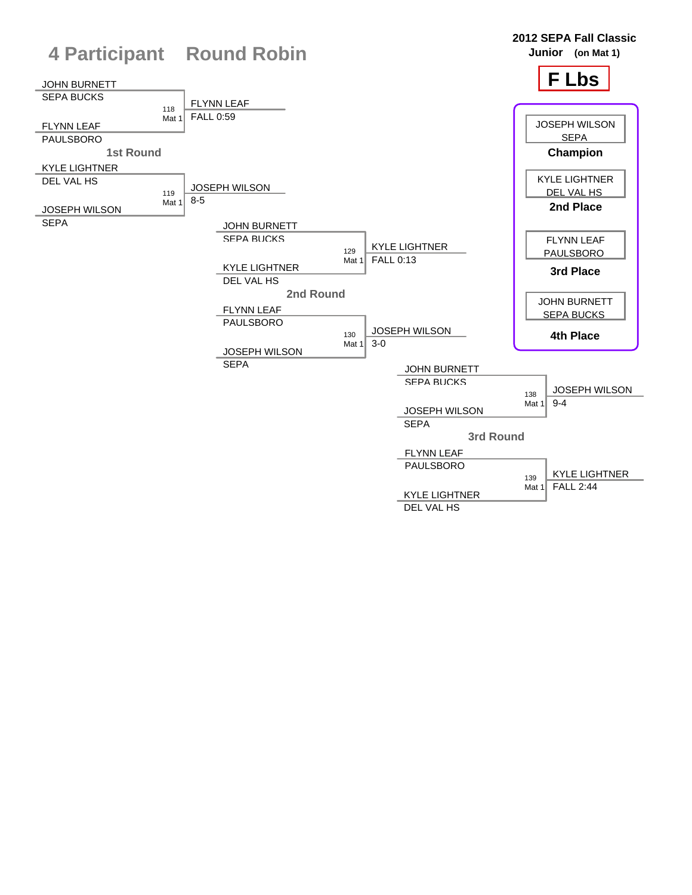# 4 Participant Round Robin

**2012 SEPA Fall Classic**
**Junior (on Mat 1)**

**F Lbs**

## 1st Round

| Wrestler 1 | Wrestler 2 | Bout | Mat | Winner | Result |
|---|---|---|---|---|---|
| JOHN BURNETT (SEPA BUCKS) | FLYNN LEAF (PAULSBORO) | 118 | Mat 1 | FLYNN LEAF | FALL 0:59 |
| KYLE LIGHTNER (DEL VAL HS) | JOSEPH WILSON (SEPA) | 119 | Mat 1 | JOSEPH WILSON | 8-5 |

## 2nd Round

| Wrestler 1 | Wrestler 2 | Bout | Mat | Winner | Result |
|---|---|---|---|---|---|
| JOHN BURNETT (SEPA BUCKS) | KYLE LIGHTNER (DEL VAL HS) | 129 | Mat 1 | KYLE LIGHTNER | FALL 0:13 |
| FLYNN LEAF (PAULSBORO) | JOSEPH WILSON (SEPA) | 130 | Mat 1 | JOSEPH WILSON | 3-0 |

## 3rd Round

| Wrestler 1 | Wrestler 2 | Bout | Mat | Winner | Result |
|---|---|---|---|---|---|
| JOHN BURNETT (SEPA BUCKS) | JOSEPH WILSON (SEPA) | 138 | Mat 1 | JOSEPH WILSON | 9-4 |
| FLYNN LEAF (PAULSBORO) | KYLE LIGHTNER (DEL VAL HS) | 139 | Mat 1 | KYLE LIGHTNER | FALL 2:44 |

## Final Placings

| Place | Wrestler | Team |
|---|---|---|
| Champion | JOSEPH WILSON | SEPA |
| 2nd Place | KYLE LIGHTNER | DEL VAL HS |
| 3rd Place | FLYNN LEAF | PAULSBORO |
| 4th Place | JOHN BURNETT | SEPA BUCKS |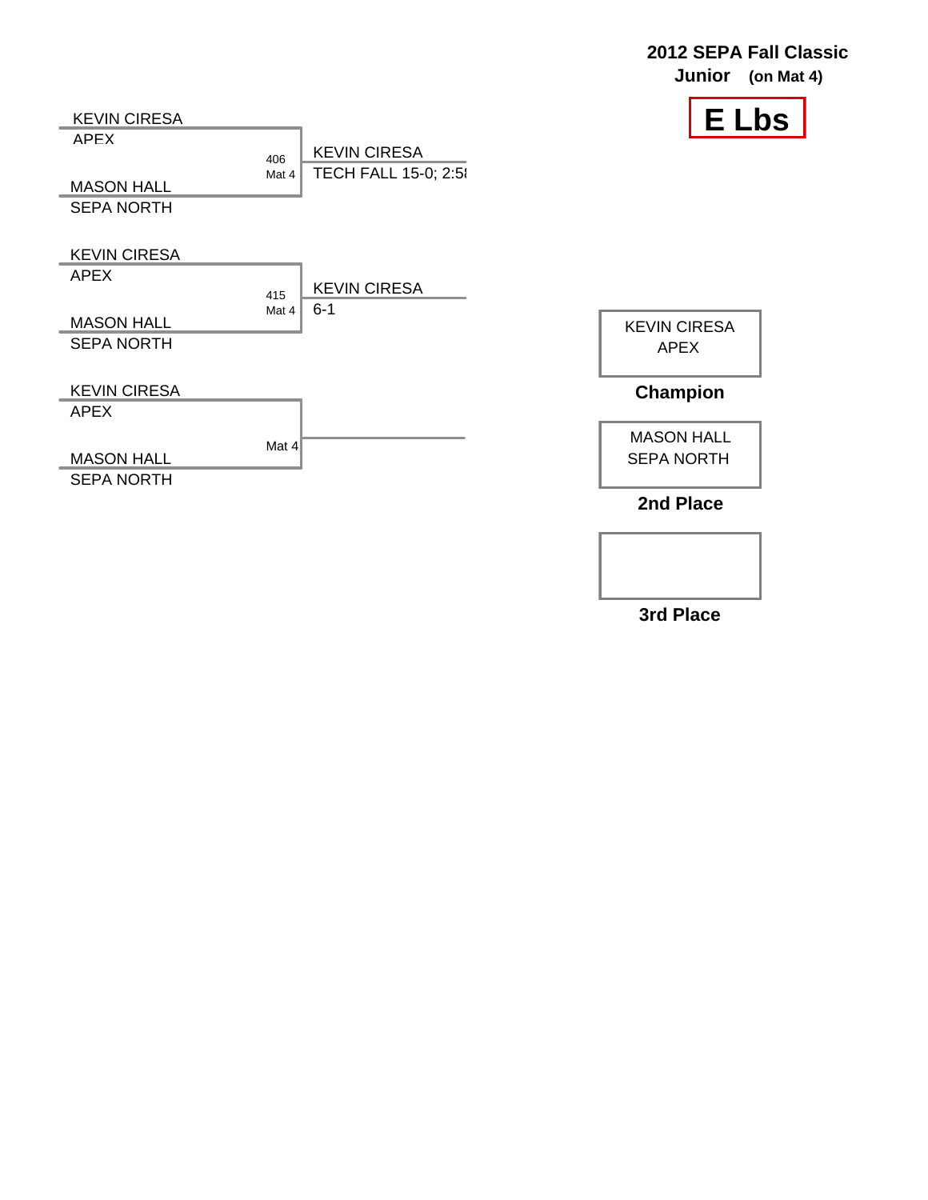## 2012 SEPA Fall Classic

**Junior (on Mat 4)**

**E Lbs**

KEVIN CIRESA
APEX

406
Mat 4

MASON HALL
SEPA NORTH

KEVIN CIRESA
TECH FALL 15-0; 2:5

KEVIN CIRESA
APEX

415
Mat 4

MASON HALL
SEPA NORTH

KEVIN CIRESA
6-1

KEVIN CIRESA
APEX

Mat 4

MASON HALL
SEPA NORTH

KEVIN CIRESA
APEX

**Champion**

MASON HALL
SEPA NORTH

**2nd Place**

**3rd Place**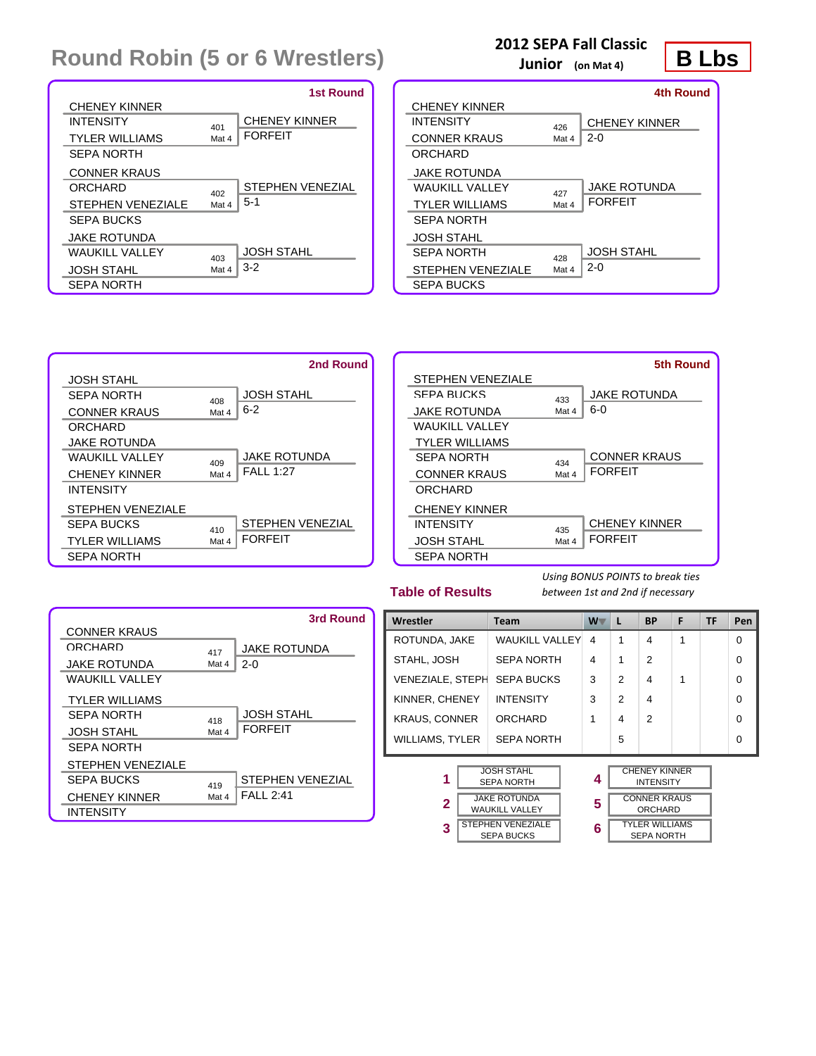# Round Robin (5 or 6 Wrestlers)

**2012 SEPA Fall Classic**
**Junior** (on Mat 4)

**B Lbs**

### 1st Round

| Wrestler | Bout | Winner / Result |
|---|---|---|
| CHENEY KINNER, INTENSITY vs TYLER WILLIAMS, SEPA NORTH | 401 Mat 4 | CHENEY KINNER — FORFEIT |
| CONNER KRAUS, ORCHARD vs STEPHEN VENEZIALE, SEPA BUCKS | 402 Mat 4 | STEPHEN VENEZIAL — 5-1 |
| JAKE ROTUNDA, WAUKILL VALLEY vs JOSH STAHL, SEPA NORTH | 403 Mat 4 | JOSH STAHL — 3-2 |

### 2nd Round

| Wrestler | Bout | Winner / Result |
|---|---|---|
| JOSH STAHL, SEPA NORTH vs CONNER KRAUS, ORCHARD | 408 Mat 4 | JOSH STAHL — 6-2 |
| JAKE ROTUNDA, WAUKILL VALLEY vs CHENEY KINNER, INTENSITY | 409 Mat 4 | JAKE ROTUNDA — FALL 1:27 |
| STEPHEN VENEZIALE, SEPA BUCKS vs TYLER WILLIAMS, SEPA NORTH | 410 Mat 4 | STEPHEN VENEZIAL — FORFEIT |

### 3rd Round

| Wrestler | Bout | Winner / Result |
|---|---|---|
| CONNER KRAUS, ORCHARD vs JAKE ROTUNDA, WAUKILL VALLEY | 417 Mat 4 | JAKE ROTUNDA — 2-0 |
| TYLER WILLIAMS, SEPA NORTH vs JOSH STAHL, SEPA NORTH | 418 Mat 4 | JOSH STAHL — FORFEIT |
| STEPHEN VENEZIALE, SEPA BUCKS vs CHENEY KINNER, INTENSITY | 419 Mat 4 | STEPHEN VENEZIAL — FALL 2:41 |

### 4th Round

| Wrestler | Bout | Winner / Result |
|---|---|---|
| CHENEY KINNER, INTENSITY vs CONNER KRAUS, ORCHARD | 426 Mat 4 | CHENEY KINNER — 2-0 |
| JAKE ROTUNDA, WAUKILL VALLEY vs TYLER WILLIAMS, SEPA NORTH | 427 Mat 4 | JAKE ROTUNDA — FORFEIT |
| JOSH STAHL, SEPA NORTH vs STEPHEN VENEZIALE, SEPA BUCKS | 428 Mat 4 | JOSH STAHL — 2-0 |

### 5th Round

| Wrestler | Bout | Winner / Result |
|---|---|---|
| STEPHEN VENEZIALE, SEPA BUCKS vs JAKE ROTUNDA, WAUKILL VALLEY | 433 Mat 4 | JAKE ROTUNDA — 6-0 |
| TYLER WILLIAMS, SEPA NORTH vs CONNER KRAUS, ORCHARD | 434 Mat 4 | CONNER KRAUS — FORFEIT |
| CHENEY KINNER, INTENSITY vs JOSH STAHL, SEPA NORTH | 435 Mat 4 | CHENEY KINNER — FORFEIT |

## Table of Results

*Using BONUS POINTS to break ties between 1st and 2nd if necessary*

| Wrestler | Team | W | L | BP | F | TF | Pen |
|---|---|---|---|---|---|---|---|
| ROTUNDA, JAKE | WAUKILL VALLEY | 4 | 1 | 4 | 1 | | 0 |
| STAHL, JOSH | SEPA NORTH | 4 | 1 | 2 | | | 0 |
| VENEZIALE, STEPH | SEPA BUCKS | 3 | 2 | 4 | 1 | | 0 |
| KINNER, CHENEY | INTENSITY | 3 | 2 | 4 | | | 0 |
| KRAUS, CONNER | ORCHARD | 1 | 4 | 2 | | | 0 |
| WILLIAMS, TYLER | SEPA NORTH | | 5 | | | | 0 |

| Place | Wrestler | Place | Wrestler |
|---|---|---|---|
| 1 | JOSH STAHL, SEPA NORTH | 4 | CHENEY KINNER, INTENSITY |
| 2 | JAKE ROTUNDA, WAUKILL VALLEY | 5 | CONNER KRAUS, ORCHARD |
| 3 | STEPHEN VENEZIALE, SEPA BUCKS | 6 | TYLER WILLIAMS, SEPA NORTH |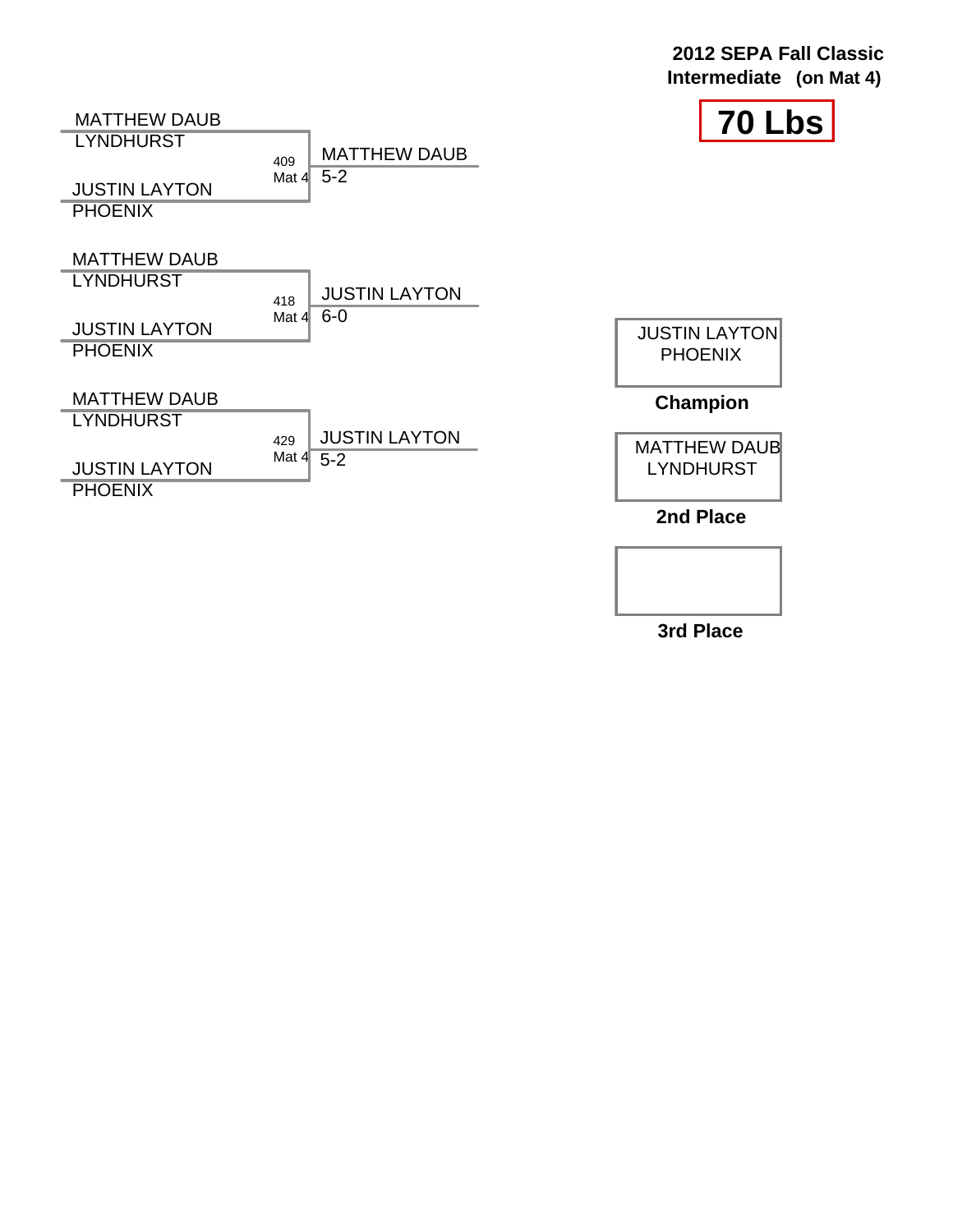**2012 SEPA Fall Classic**
**Intermediate (on Mat 4)**

# 70 Lbs

MATTHEW DAUB
LYNDHURST

409
Mat 4

JUSTIN LAYTON
PHOENIX

MATTHEW DAUB
5-2

MATTHEW DAUB
LYNDHURST

418
Mat 4

JUSTIN LAYTON
PHOENIX

JUSTIN LAYTON
6-0

MATTHEW DAUB
LYNDHURST

429
Mat 4

JUSTIN LAYTON
PHOENIX

JUSTIN LAYTON
5-2

JUSTIN LAYTON
PHOENIX

**Champion**

MATTHEW DAUB
LYNDHURST

**2nd Place**

**3rd Place**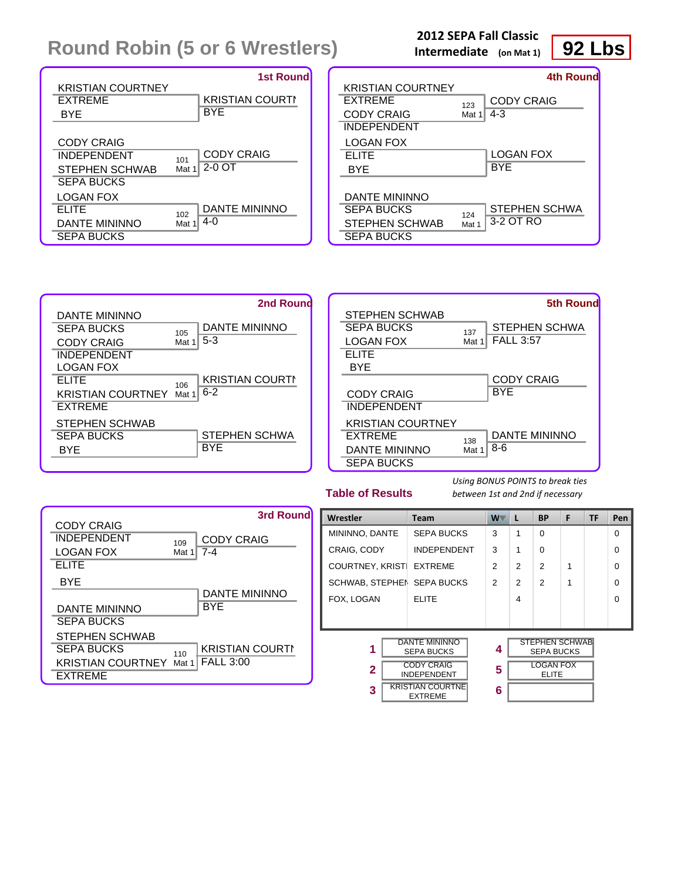# Round Robin (5 or 6 Wrestlers)

**2012 SEPA Fall Classic**
**Intermediate** (on Mat 1)

**92 Lbs**

## 1st Round

| Wrestler | Bout | Winner / Result |
|---|---|---|
| KRISTIAN COURTNEY (EXTREME) vs BYE | | KRISTIAN COURTI / BYE |
| CODY CRAIG (INDEPENDENT) vs STEPHEN SCHWAB (SEPA BUCKS) | 101 Mat 1 | CODY CRAIG / 2-0 OT |
| LOGAN FOX (ELITE) vs DANTE MININNO (SEPA BUCKS) | 102 Mat 1 | DANTE MININNO / 4-0 |

## 2nd Round

| Wrestler | Bout | Winner / Result |
|---|---|---|
| DANTE MININNO (SEPA BUCKS) vs CODY CRAIG (INDEPENDENT) | 105 Mat 1 | DANTE MININNO / 5-3 |
| LOGAN FOX (ELITE) vs KRISTIAN COURTNEY (EXTREME) | 106 Mat 1 | KRISTIAN COURTI / 6-2 |
| STEPHEN SCHWAB (SEPA BUCKS) vs BYE | | STEPHEN SCHWA / BYE |

## 3rd Round

| Wrestler | Bout | Winner / Result |
|---|---|---|
| CODY CRAIG (INDEPENDENT) vs LOGAN FOX (ELITE) | 109 Mat 1 | CODY CRAIG / 7-4 |
| BYE vs DANTE MININNO (SEPA BUCKS) | | DANTE MININNO / BYE |
| STEPHEN SCHWAB (SEPA BUCKS) vs KRISTIAN COURTNEY (EXTREME) | 110 Mat 1 | KRISTIAN COURTI / FALL 3:00 |

## 4th Round

| Wrestler | Bout | Winner / Result |
|---|---|---|
| KRISTIAN COURTNEY (EXTREME) vs CODY CRAIG (INDEPENDENT) | 123 Mat 1 | CODY CRAIG / 4-3 |
| LOGAN FOX (ELITE) vs BYE | | LOGAN FOX / BYE |
| DANTE MININNO (SEPA BUCKS) vs STEPHEN SCHWAB (SEPA BUCKS) | 124 Mat 1 | STEPHEN SCHWA / 3-2 OT RO |

## 5th Round

| Wrestler | Bout | Winner / Result |
|---|---|---|
| STEPHEN SCHWAB (SEPA BUCKS) vs LOGAN FOX (ELITE) | 137 Mat 1 | STEPHEN SCHWA / FALL 3:57 |
| BYE vs CODY CRAIG (INDEPENDENT) | | CODY CRAIG / BYE |
| KRISTIAN COURTNEY (EXTREME) vs DANTE MININNO (SEPA BUCKS) | 138 Mat 1 | DANTE MININNO / 8-6 |

## Table of Results

*Using BONUS POINTS to break ties between 1st and 2nd if necessary*

| Wrestler | Team | W | L | BP | F | TF | Pen |
|---|---|---|---|---|---|---|---|
| MININNO, DANTE | SEPA BUCKS | 3 | 1 | 0 | | | 0 |
| CRAIG, CODY | INDEPENDENT | 3 | 1 | 0 | | | 0 |
| COURTNEY, KRISTI | EXTREME | 2 | 2 | 2 | 1 | | 0 |
| SCHWAB, STEPHEN | SEPA BUCKS | 2 | 2 | 2 | 1 | | 0 |
| FOX, LOGAN | ELITE | | 4 | | | | 0 |

| Place | Wrestler | Place | Wrestler |
|---|---|---|---|
| 1 | DANTE MININNO, SEPA BUCKS | 4 | STEPHEN SCHWAB, SEPA BUCKS |
| 2 | CODY CRAIG, INDEPENDENT | 5 | LOGAN FOX, ELITE |
| 3 | KRISTIAN COURTNE, EXTREME | 6 | |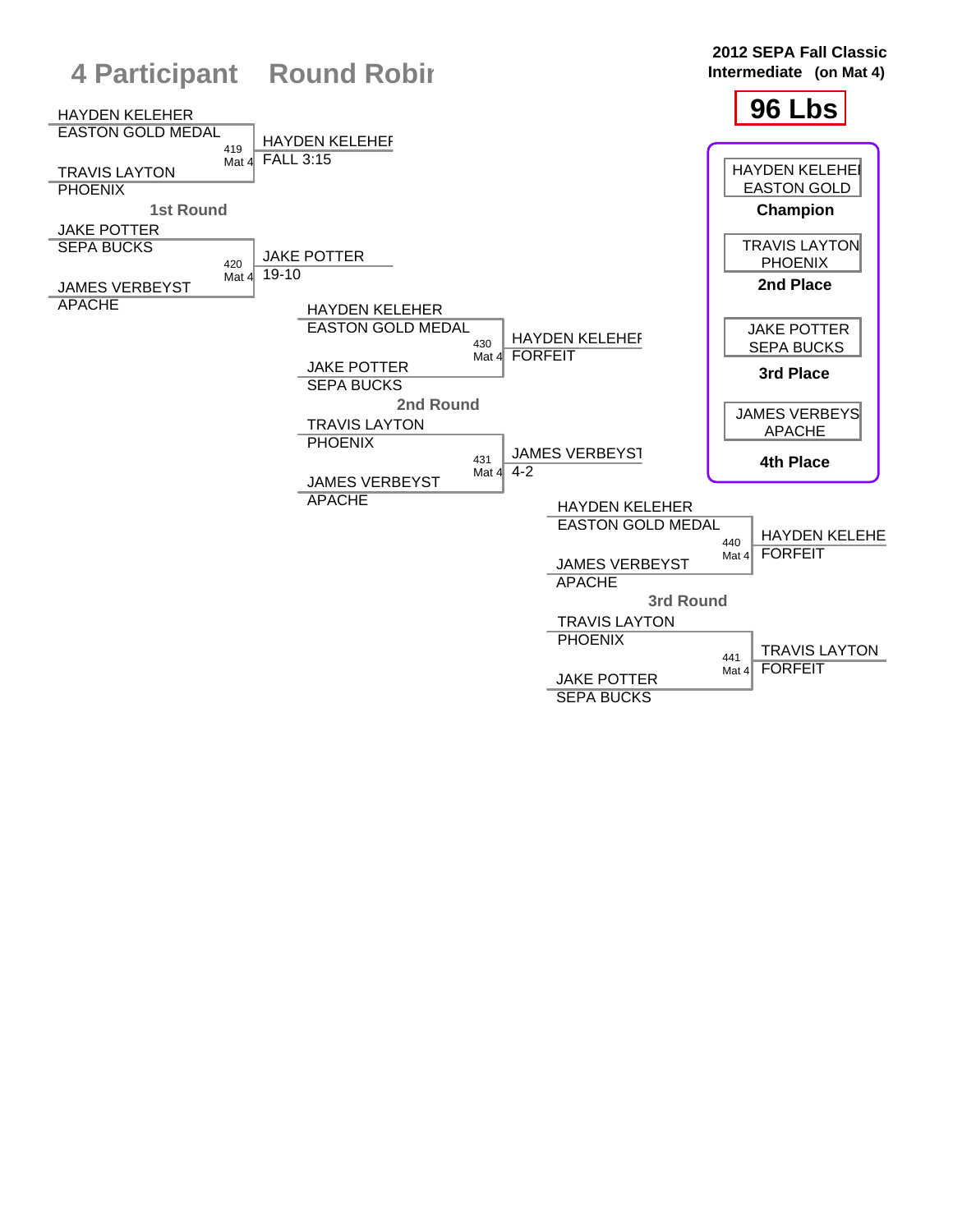# 4 Participant Round Robin

**2012 SEPA Fall Classic**
**Intermediate (on Mat 4)**

## 96 Lbs

### 1st Round

| Bout | Mat | Wrestler 1 | Wrestler 2 | Winner | Result |
|---|---|---|---|---|---|
| 419 | Mat 4 | HAYDEN KELEHER (EASTON GOLD MEDAL) | TRAVIS LAYTON (PHOENIX) | HAYDEN KELEHEF | FALL 3:15 |
| 420 | Mat 4 | JAKE POTTER (SEPA BUCKS) | JAMES VERBEYST (APACHE) | JAKE POTTER | 19-10 |

### 2nd Round

| Bout | Mat | Wrestler 1 | Wrestler 2 | Winner | Result |
|---|---|---|---|---|---|
| 430 | Mat 4 | HAYDEN KELEHER (EASTON GOLD MEDAL) | JAKE POTTER (SEPA BUCKS) | HAYDEN KELEHEF | FORFEIT |
| 431 | Mat 4 | TRAVIS LAYTON (PHOENIX) | JAMES VERBEYST (APACHE) | JAMES VERBEYST | 4-2 |

### 3rd Round

| Bout | Mat | Wrestler 1 | Wrestler 2 | Winner | Result |
|---|---|---|---|---|---|
| 440 | Mat 4 | HAYDEN KELEHER (EASTON GOLD MEDAL) | JAMES VERBEYST (APACHE) | HAYDEN KELEHE | FORFEIT |
| 441 | Mat 4 | TRAVIS LAYTON (PHOENIX) | JAKE POTTER (SEPA BUCKS) | TRAVIS LAYTON | FORFEIT |

### Placements

| Place | Wrestler | Team |
|---|---|---|
| Champion | HAYDEN KELEHEI | EASTON GOLD |
| 2nd Place | TRAVIS LAYTON | PHOENIX |
| 3rd Place | JAKE POTTER | SEPA BUCKS |
| 4th Place | JAMES VERBEYS | APACHE |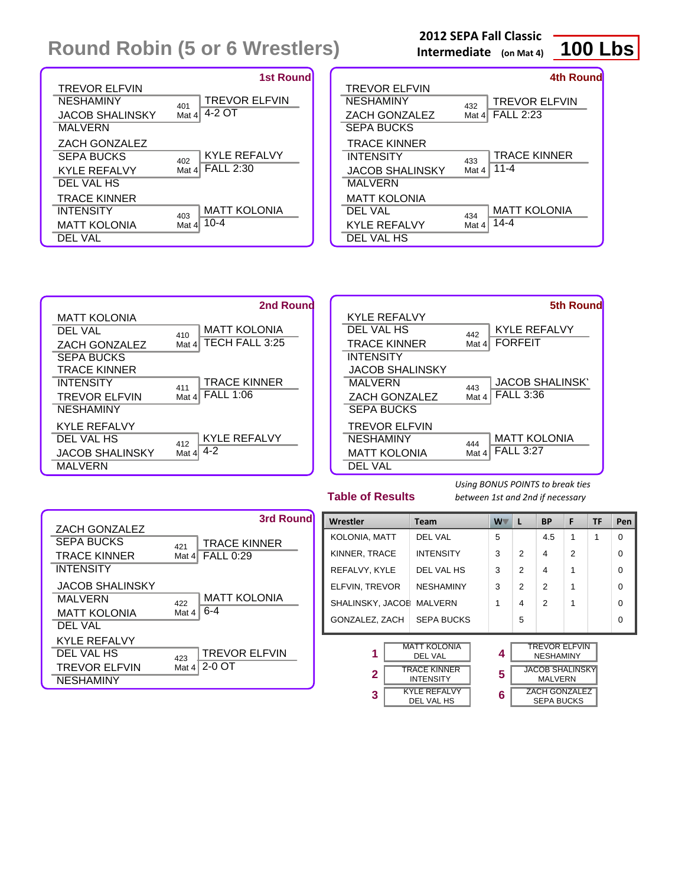# Round Robin (5 or 6 Wrestlers)

**2012 SEPA Fall Classic**
**Intermediate** (on Mat 4) **100 Lbs**

## 1st Round

| Wrestler | Team | Bout | Winner | Result |
|---|---|---|---|---|
| TREVOR ELFVIN | NESHAMINY | 401 Mat 4 | TREVOR ELFVIN | 4-2 OT |
| JACOB SHALINSKY | MALVERN | | | |
| ZACH GONZALEZ | SEPA BUCKS | 402 Mat 4 | KYLE REFALVY | FALL 2:30 |
| KYLE REFALVY | DEL VAL HS | | | |
| TRACE KINNER | INTENSITY | 403 Mat 4 | MATT KOLONIA | 10-4 |
| MATT KOLONIA | DEL VAL | | | |

## 2nd Round

| Wrestler | Team | Bout | Winner | Result |
|---|---|---|---|---|
| MATT KOLONIA | DEL VAL | 410 Mat 4 | MATT KOLONIA | TECH FALL 3:25 |
| ZACH GONZALEZ | SEPA BUCKS | | | |
| TRACE KINNER | INTENSITY | 411 Mat 4 | TRACE KINNER | FALL 1:06 |
| TREVOR ELFVIN | NESHAMINY | | | |
| KYLE REFALVY | DEL VAL HS | 412 Mat 4 | KYLE REFALVY | 4-2 |
| JACOB SHALINSKY | MALVERN | | | |

## 3rd Round

| Wrestler | Team | Bout | Winner | Result |
|---|---|---|---|---|
| ZACH GONZALEZ | SEPA BUCKS | 421 Mat 4 | TRACE KINNER | FALL 0:29 |
| TRACE KINNER | INTENSITY | | | |
| JACOB SHALINSKY | MALVERN | 422 Mat 4 | MATT KOLONIA | 6-4 |
| MATT KOLONIA | DEL VAL | | | |
| KYLE REFALVY | DEL VAL HS | 423 Mat 4 | TREVOR ELFVIN | 2-0 OT |
| TREVOR ELFVIN | NESHAMINY | | | |

## 4th Round

| Wrestler | Team | Bout | Winner | Result |
|---|---|---|---|---|
| TREVOR ELFVIN | NESHAMINY | 432 Mat 4 | TREVOR ELFVIN | FALL 2:23 |
| ZACH GONZALEZ | SEPA BUCKS | | | |
| TRACE KINNER | INTENSITY | 433 Mat 4 | TRACE KINNER | 11-4 |
| JACOB SHALINSKY | MALVERN | | | |
| MATT KOLONIA | DEL VAL | 434 Mat 4 | MATT KOLONIA | 14-4 |
| KYLE REFALVY | DEL VAL HS | | | |

## 5th Round

| Wrestler | Team | Bout | Winner | Result |
|---|---|---|---|---|
| KYLE REFALVY | DEL VAL HS | 442 Mat 4 | KYLE REFALVY | FORFEIT |
| TRACE KINNER | INTENSITY | | | |
| JACOB SHALINSKY | MALVERN | 443 Mat 4 | JACOB SHALINSKY | FALL 3:36 |
| ZACH GONZALEZ | SEPA BUCKS | | | |
| TREVOR ELFVIN | NESHAMINY | 444 Mat 4 | MATT KOLONIA | FALL 3:27 |
| MATT KOLONIA | DEL VAL | | | |

## Table of Results

*Using BONUS POINTS to break ties between 1st and 2nd if necessary*

| Wrestler | Team | W | L | BP | F | TF | Pen |
|---|---|---|---|---|---|---|---|
| KOLONIA, MATT | DEL VAL | 5 | | 4.5 | 1 | 1 | 0 |
| KINNER, TRACE | INTENSITY | 3 | 2 | 4 | 2 | | 0 |
| REFALVY, KYLE | DEL VAL HS | 3 | 2 | 4 | 1 | | 0 |
| ELFVIN, TREVOR | NESHAMINY | 3 | 2 | 2 | 1 | | 0 |
| SHALINSKY, JACOB | MALVERN | 1 | 4 | 2 | 1 | | 0 |
| GONZALEZ, ZACH | SEPA BUCKS | | 5 | | | | 0 |

| Place | Wrestler | Team |
|---|---|---|
| 1 | MATT KOLONIA | DEL VAL |
| 2 | TRACE KINNER | INTENSITY |
| 3 | KYLE REFALVY | DEL VAL HS |
| 4 | TREVOR ELFVIN | NESHAMINY |
| 5 | JACOB SHALINSKY | MALVERN |
| 6 | ZACH GONZALEZ | SEPA BUCKS |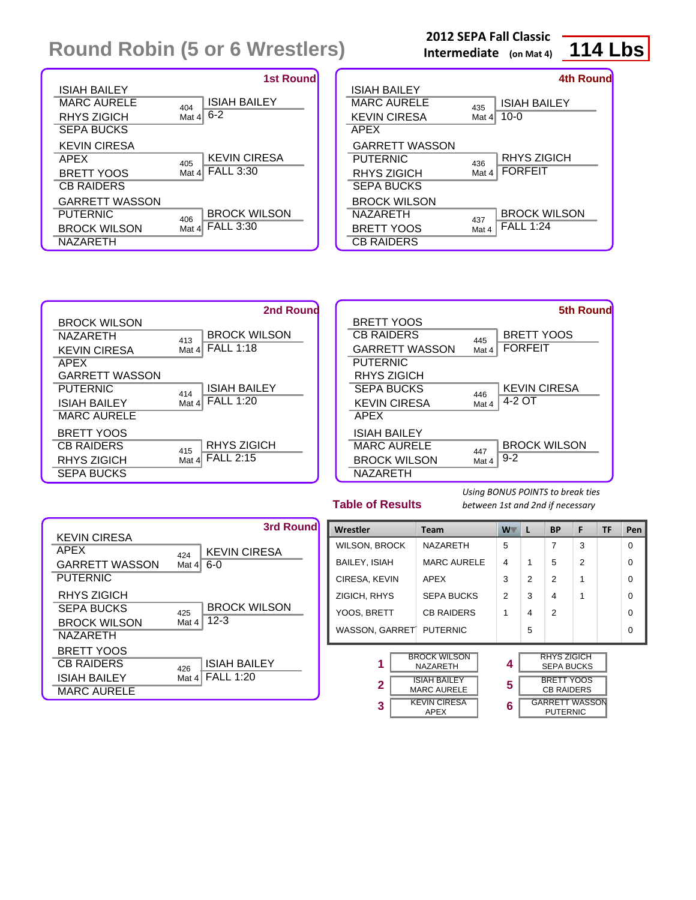# Round Robin (5 or 6 Wrestlers)

**2012 SEPA Fall Classic**
**Intermediate** (on Mat 4) **114 Lbs**

### 1st Round

| Wrestler 1 | Wrestler 2 | Bout | Winner | Result |
|---|---|---|---|---|
| ISIAH BAILEY (MARC AURELE) | RHYS ZIGICH (SEPA BUCKS) | 404 Mat 4 | ISIAH BAILEY | 6-2 |
| KEVIN CIRESA (APEX) | BRETT YOOS (CB RAIDERS) | 405 Mat 4 | KEVIN CIRESA | FALL 3:30 |
| GARRETT WASSON (PUTERNIC) | BROCK WILSON (NAZARETH) | 406 Mat 4 | BROCK WILSON | FALL 3:30 |

### 2nd Round

| Wrestler 1 | Wrestler 2 | Bout | Winner | Result |
|---|---|---|---|---|
| BROCK WILSON (NAZARETH) | KEVIN CIRESA (APEX) | 413 Mat 4 | BROCK WILSON | FALL 1:18 |
| GARRETT WASSON (PUTERNIC) | ISIAH BAILEY (MARC AURELE) | 414 Mat 4 | ISIAH BAILEY | FALL 1:20 |
| BRETT YOOS (CB RAIDERS) | RHYS ZIGICH (SEPA BUCKS) | 415 Mat 4 | RHYS ZIGICH | FALL 2:15 |

### 3rd Round

| Wrestler 1 | Wrestler 2 | Bout | Winner | Result |
|---|---|---|---|---|
| KEVIN CIRESA (APEX) | GARRETT WASSON (PUTERNIC) | 424 Mat 4 | KEVIN CIRESA | 6-0 |
| RHYS ZIGICH (SEPA BUCKS) | BROCK WILSON (NAZARETH) | 425 Mat 4 | BROCK WILSON | 12-3 |
| BRETT YOOS (CB RAIDERS) | ISIAH BAILEY (MARC AURELE) | 426 Mat 4 | ISIAH BAILEY | FALL 1:20 |

### 4th Round

| Wrestler 1 | Wrestler 2 | Bout | Winner | Result |
|---|---|---|---|---|
| ISIAH BAILEY (MARC AURELE) | KEVIN CIRESA (APEX) | 435 Mat 4 | ISIAH BAILEY | 10-0 |
| GARRETT WASSON (PUTERNIC) | RHYS ZIGICH (SEPA BUCKS) | 436 Mat 4 | RHYS ZIGICH | FORFEIT |
| BROCK WILSON (NAZARETH) | BRETT YOOS (CB RAIDERS) | 437 Mat 4 | BROCK WILSON | FALL 1:24 |

### 5th Round

| Wrestler 1 | Wrestler 2 | Bout | Winner | Result |
|---|---|---|---|---|
| BRETT YOOS (CB RAIDERS) | GARRETT WASSON (PUTERNIC) | 445 Mat 4 | BRETT YOOS | FORFEIT |
| RHYS ZIGICH (SEPA BUCKS) | KEVIN CIRESA (APEX) | 446 Mat 4 | KEVIN CIRESA | 4-2 OT |
| ISIAH BAILEY (MARC AURELE) | BROCK WILSON (NAZARETH) | 447 Mat 4 | BROCK WILSON | 9-2 |

## Table of Results

*Using BONUS POINTS to break ties between 1st and 2nd if necessary*

| Wrestler | Team | W | L | BP | F | TF | Pen |
|---|---|---|---|---|---|---|---|
| WILSON, BROCK | NAZARETH | 5 | | 7 | 3 | | 0 |
| BAILEY, ISIAH | MARC AURELE | 4 | 1 | 5 | 2 | | 0 |
| CIRESA, KEVIN | APEX | 3 | 2 | 2 | 1 | | 0 |
| ZIGICH, RHYS | SEPA BUCKS | 2 | 3 | 4 | 1 | | 0 |
| YOOS, BRETT | CB RAIDERS | 1 | 4 | 2 | | | 0 |
| WASSON, GARRETT | PUTERNIC | | 5 | | | | 0 |

| Place | Wrestler | Team |
|---|---|---|
| 1 | BROCK WILSON | NAZARETH |
| 2 | ISIAH BAILEY | MARC AURELE |
| 3 | KEVIN CIRESA | APEX |
| 4 | RHYS ZIGICH | SEPA BUCKS |
| 5 | BRETT YOOS | CB RAIDERS |
| 6 | GARRETT WASSON | PUTERNIC |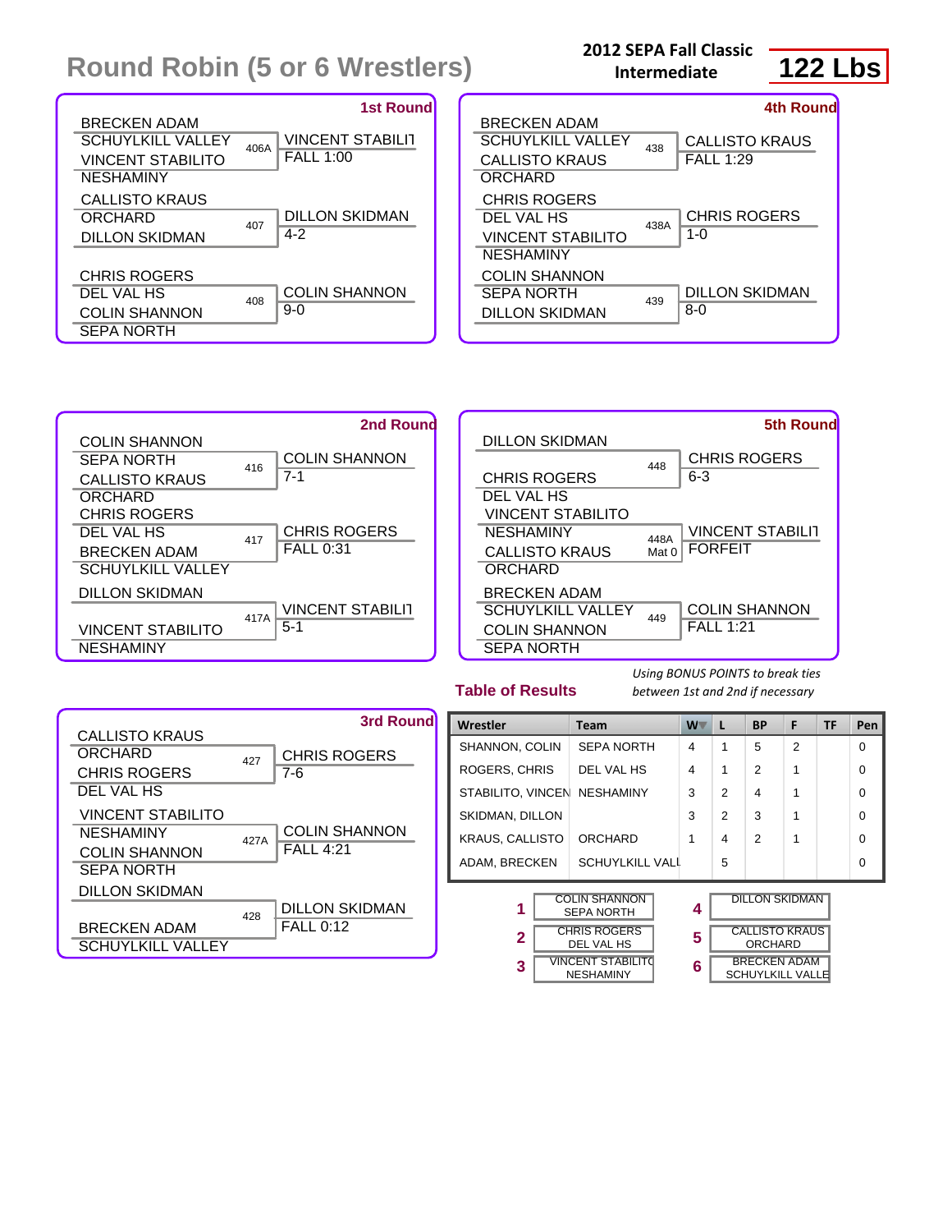# Round Robin (5 or 6 Wrestlers)

**2012 SEPA Fall Classic**
**Intermediate**

## 122 Lbs

### 1st Round

| Bout | Wrestler 1 | Team 1 | Wrestler 2 | Team 2 | Winner | Result |
|---|---|---|---|---|---|---|
| 406A | BRECKEN ADAM | SCHUYLKILL VALLEY | VINCENT STABILITO | NESHAMINY | VINCENT STABILIT | FALL 1:00 |
| 407 | CALLISTO KRAUS | ORCHARD | DILLON SKIDMAN | | DILLON SKIDMAN | 4-2 |
| 408 | CHRIS ROGERS | DEL VAL HS | COLIN SHANNON | SEPA NORTH | COLIN SHANNON | 9-0 |

### 2nd Round

| Bout | Wrestler 1 | Team 1 | Wrestler 2 | Team 2 | Winner | Result |
|---|---|---|---|---|---|---|
| 416 | COLIN SHANNON | SEPA NORTH | CALLISTO KRAUS | ORCHARD | COLIN SHANNON | 7-1 |
| 417 | CHRIS ROGERS | DEL VAL HS | BRECKEN ADAM | SCHUYLKILL VALLEY | CHRIS ROGERS | FALL 0:31 |
| 417A | DILLON SKIDMAN | | VINCENT STABILITO | NESHAMINY | VINCENT STABILIT | 5-1 |

### 3rd Round

| Bout | Wrestler 1 | Team 1 | Wrestler 2 | Team 2 | Winner | Result |
|---|---|---|---|---|---|---|
| 427 | CALLISTO KRAUS | ORCHARD | CHRIS ROGERS | DEL VAL HS | CHRIS ROGERS | 7-6 |
| 427A | VINCENT STABILITO | NESHAMINY | COLIN SHANNON | SEPA NORTH | COLIN SHANNON | FALL 4:21 |
| 428 | DILLON SKIDMAN | | BRECKEN ADAM | SCHUYLKILL VALLEY | DILLON SKIDMAN | FALL 0:12 |

### 4th Round

| Bout | Wrestler 1 | Team 1 | Wrestler 2 | Team 2 | Winner | Result |
|---|---|---|---|---|---|---|
| 438 | BRECKEN ADAM | SCHUYLKILL VALLEY | CALLISTO KRAUS | ORCHARD | CALLISTO KRAUS | FALL 1:29 |
| 438A | CHRIS ROGERS | DEL VAL HS | VINCENT STABILITO | NESHAMINY | CHRIS ROGERS | 1-0 |
| 439 | COLIN SHANNON | SEPA NORTH | DILLON SKIDMAN | | DILLON SKIDMAN | 8-0 |

### 5th Round

| Bout | Wrestler 1 | Team 1 | Wrestler 2 | Team 2 | Winner | Result |
|---|---|---|---|---|---|---|
| 448 | DILLON SKIDMAN | | CHRIS ROGERS | DEL VAL HS | CHRIS ROGERS | 6-3 |
| 448A Mat 0 | VINCENT STABILITO | NESHAMINY | CALLISTO KRAUS | ORCHARD | VINCENT STABILIT | FORFEIT |
| 449 | BRECKEN ADAM | SCHUYLKILL VALLEY | COLIN SHANNON | SEPA NORTH | COLIN SHANNON | FALL 1:21 |

### Table of Results

*Using BONUS POINTS to break ties between 1st and 2nd if necessary*

| Wrestler | Team | W | L | BP | F | TF | Pen |
|---|---|---|---|---|---|---|---|
| SHANNON, COLIN | SEPA NORTH | 4 | 1 | 5 | 2 | | 0 |
| ROGERS, CHRIS | DEL VAL HS | 4 | 1 | 2 | 1 | | 0 |
| STABILITO, VINCEN | NESHAMINY | 3 | 2 | 4 | 1 | | 0 |
| SKIDMAN, DILLON | | 3 | 2 | 3 | 1 | | 0 |
| KRAUS, CALLISTO | ORCHARD | 1 | 4 | 2 | 1 | | 0 |
| ADAM, BRECKEN | SCHUYLKILL VALL | | 5 | | | | 0 |

| Place | Wrestler / Team | Place | Wrestler / Team |
|---|---|---|---|
| 1 | COLIN SHANNON, SEPA NORTH | 4 | DILLON SKIDMAN |
| 2 | CHRIS ROGERS, DEL VAL HS | 5 | CALLISTO KRAUS, ORCHARD |
| 3 | VINCENT STABILITO, NESHAMINY | 6 | BRECKEN ADAM, SCHUYLKILL VALLE |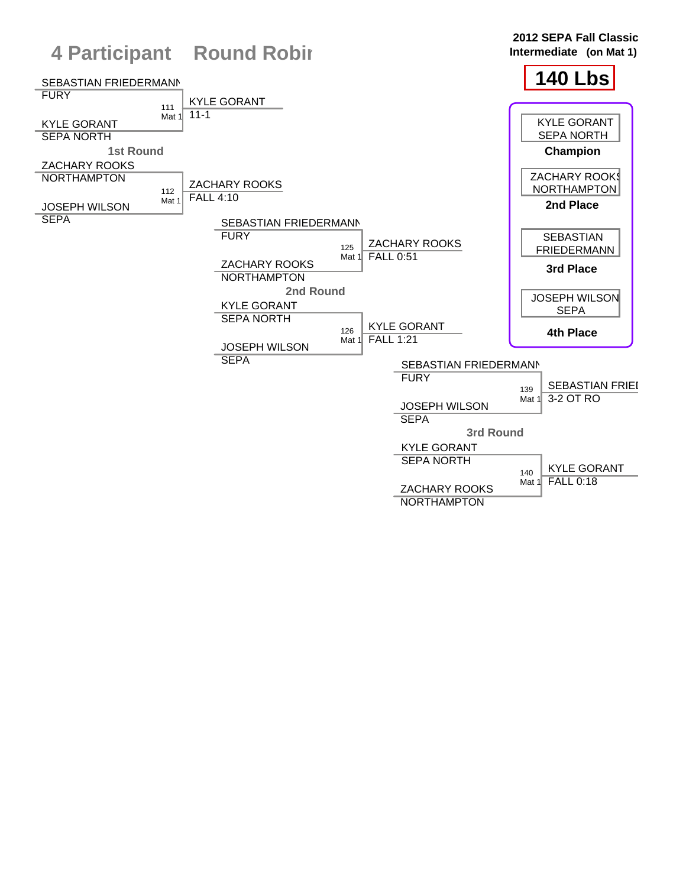# 4 Participant Round Robin

**2012 SEPA Fall Classic**
**Intermediate (on Mat 1)**

## 140 Lbs

### 1st Round

| Wrestler 1 | Wrestler 2 | Bout | Winner | Result |
|---|---|---|---|---|
| SEBASTIAN FRIEDERMANN (FURY) | KYLE GORANT (SEPA NORTH) | 111 Mat 1 | KYLE GORANT | 11-1 |
| ZACHARY ROOKS (NORTHAMPTON) | JOSEPH WILSON (SEPA) | 112 Mat 1 | ZACHARY ROOKS | FALL 4:10 |

### 2nd Round

| Wrestler 1 | Wrestler 2 | Bout | Winner | Result |
|---|---|---|---|---|
| SEBASTIAN FRIEDERMANN (FURY) | ZACHARY ROOKS (NORTHAMPTON) | 125 Mat 1 | ZACHARY ROOKS | FALL 0:51 |
| KYLE GORANT (SEPA NORTH) | JOSEPH WILSON (SEPA) | 126 Mat 1 | KYLE GORANT | FALL 1:21 |

### 3rd Round

| Wrestler 1 | Wrestler 2 | Bout | Winner | Result |
|---|---|---|---|---|
| SEBASTIAN FRIEDERMANN (FURY) | JOSEPH WILSON (SEPA) | 139 Mat 1 | SEBASTIAN FRIEDERMANN | 3-2 OT RO |
| KYLE GORANT (SEPA NORTH) | ZACHARY ROOKS (NORTHAMPTON) | 140 Mat 1 | KYLE GORANT | FALL 0:18 |

### Placings

| Place | Wrestler | Team |
|---|---|---|
| Champion | KYLE GORANT | SEPA NORTH |
| 2nd Place | ZACHARY ROOKS | NORTHAMPTON |
| 3rd Place | SEBASTIAN FRIEDERMANN | |
| 4th Place | JOSEPH WILSON | SEPA |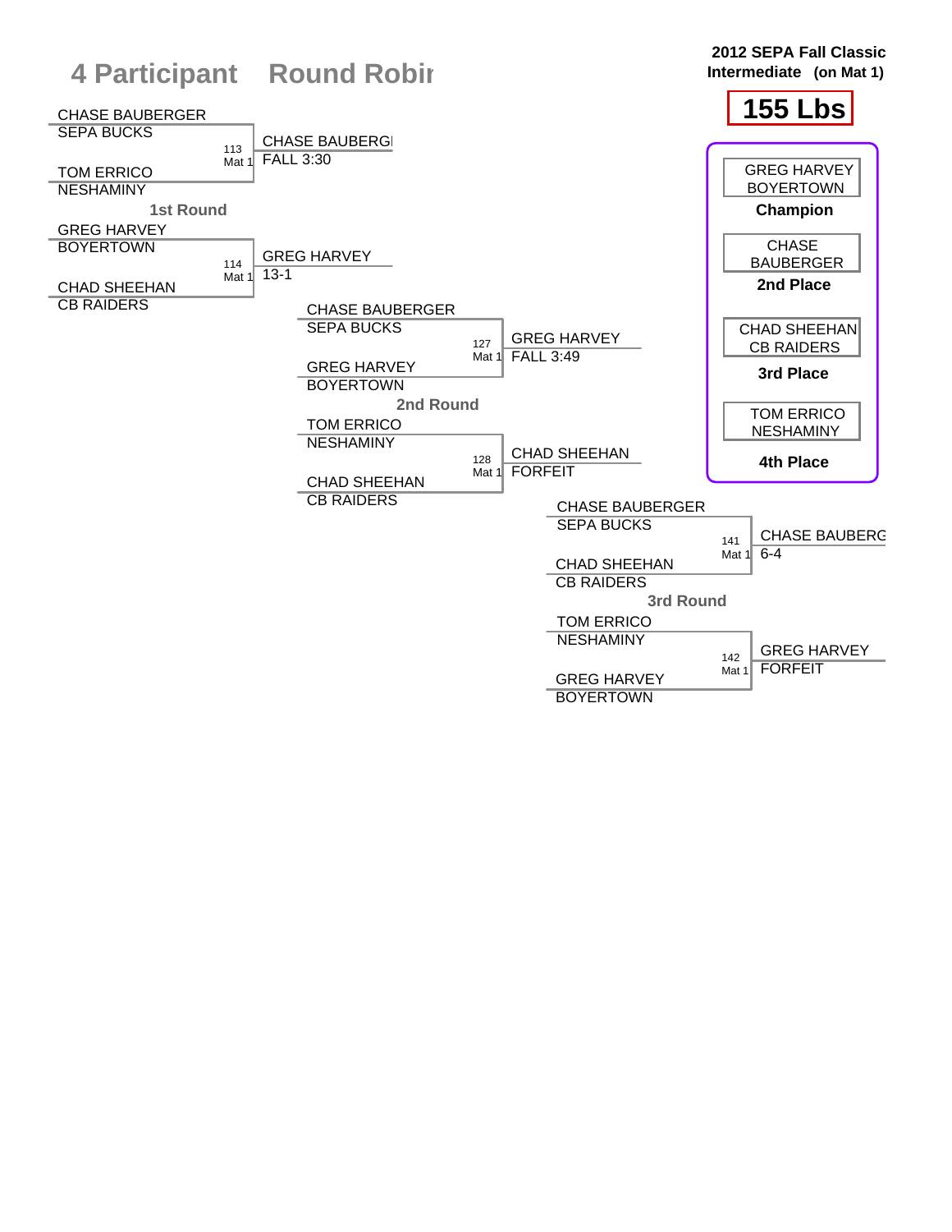# 4 Participant Round Robin

**2012 SEPA Fall Classic**
**Intermediate (on Mat 1)**

## 155 Lbs

### 1st Round

| Wrestler 1 | Wrestler 2 | Bout | Winner | Result |
|---|---|---|---|---|
| CHASE BAUBERGER (SEPA BUCKS) | TOM ERRICO (NESHAMINY) | 113 Mat 1 | CHASE BAUBERGI | FALL 3:30 |
| GREG HARVEY (BOYERTOWN) | CHAD SHEEHAN (CB RAIDERS) | 114 Mat 1 | GREG HARVEY | 13-1 |

### 2nd Round

| Wrestler 1 | Wrestler 2 | Bout | Winner | Result |
|---|---|---|---|---|
| CHASE BAUBERGER (SEPA BUCKS) | GREG HARVEY (BOYERTOWN) | 127 Mat 1 | GREG HARVEY | FALL 3:49 |
| TOM ERRICO (NESHAMINY) | CHAD SHEEHAN (CB RAIDERS) | 128 Mat 1 | CHAD SHEEHAN | FORFEIT |

### 3rd Round

| Wrestler 1 | Wrestler 2 | Bout | Winner | Result |
|---|---|---|---|---|
| CHASE BAUBERGER (SEPA BUCKS) | CHAD SHEEHAN (CB RAIDERS) | 141 Mat 1 | CHASE BAUBERG | 6-4 |
| TOM ERRICO (NESHAMINY) | GREG HARVEY (BOYERTOWN) | 142 Mat 1 | GREG HARVEY | FORFEIT |

### Final Placings

- **Champion:** GREG HARVEY, BOYERTOWN
- **2nd Place:** CHASE BAUBERGER
- **3rd Place:** CHAD SHEEHAN, CB RAIDERS
- **4th Place:** TOM ERRICO, NESHAMINY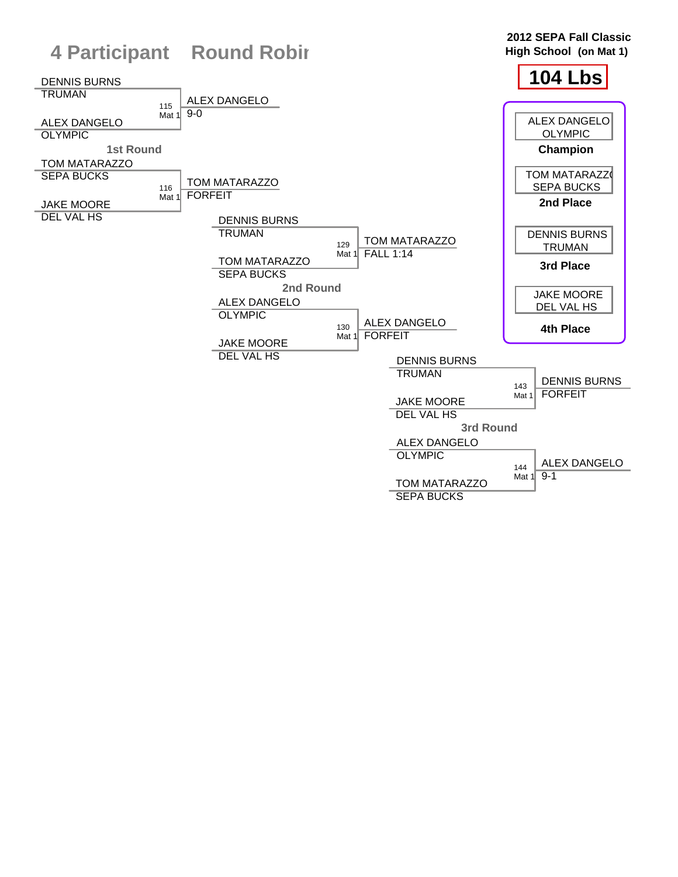# 4 Participant Round Robin

**2012 SEPA Fall Classic**
**High School (on Mat 1)**

## 104 Lbs

### 1st Round

| Bout | Wrestler 1 | Wrestler 2 | Winner | Result |
|---|---|---|---|---|
| 115 Mat 1 | DENNIS BURNS (TRUMAN) | ALEX DANGELO (OLYMPIC) | ALEX DANGELO | 9-0 |
| 116 Mat 1 | TOM MATARAZZO (SEPA BUCKS) | JAKE MOORE (DEL VAL HS) | TOM MATARAZZO | FORFEIT |

### 2nd Round

| Bout | Wrestler 1 | Wrestler 2 | Winner | Result |
|---|---|---|---|---|
| 129 Mat 1 | DENNIS BURNS (TRUMAN) | TOM MATARAZZO (SEPA BUCKS) | TOM MATARAZZO | FALL 1:14 |
| 130 Mat 1 | ALEX DANGELO (OLYMPIC) | JAKE MOORE (DEL VAL HS) | ALEX DANGELO | FORFEIT |

### 3rd Round

| Bout | Wrestler 1 | Wrestler 2 | Winner | Result |
|---|---|---|---|---|
| 143 Mat 1 | DENNIS BURNS (TRUMAN) | JAKE MOORE (DEL VAL HS) | DENNIS BURNS | FORFEIT |
| 144 Mat 1 | ALEX DANGELO (OLYMPIC) | TOM MATARAZZO (SEPA BUCKS) | ALEX DANGELO | 9-1 |

### Final Placements

| Place | Wrestler | Team |
|---|---|---|
| Champion | ALEX DANGELO | OLYMPIC |
| 2nd Place | TOM MATARAZZO | SEPA BUCKS |
| 3rd Place | DENNIS BURNS | TRUMAN |
| 4th Place | JAKE MOORE | DEL VAL HS |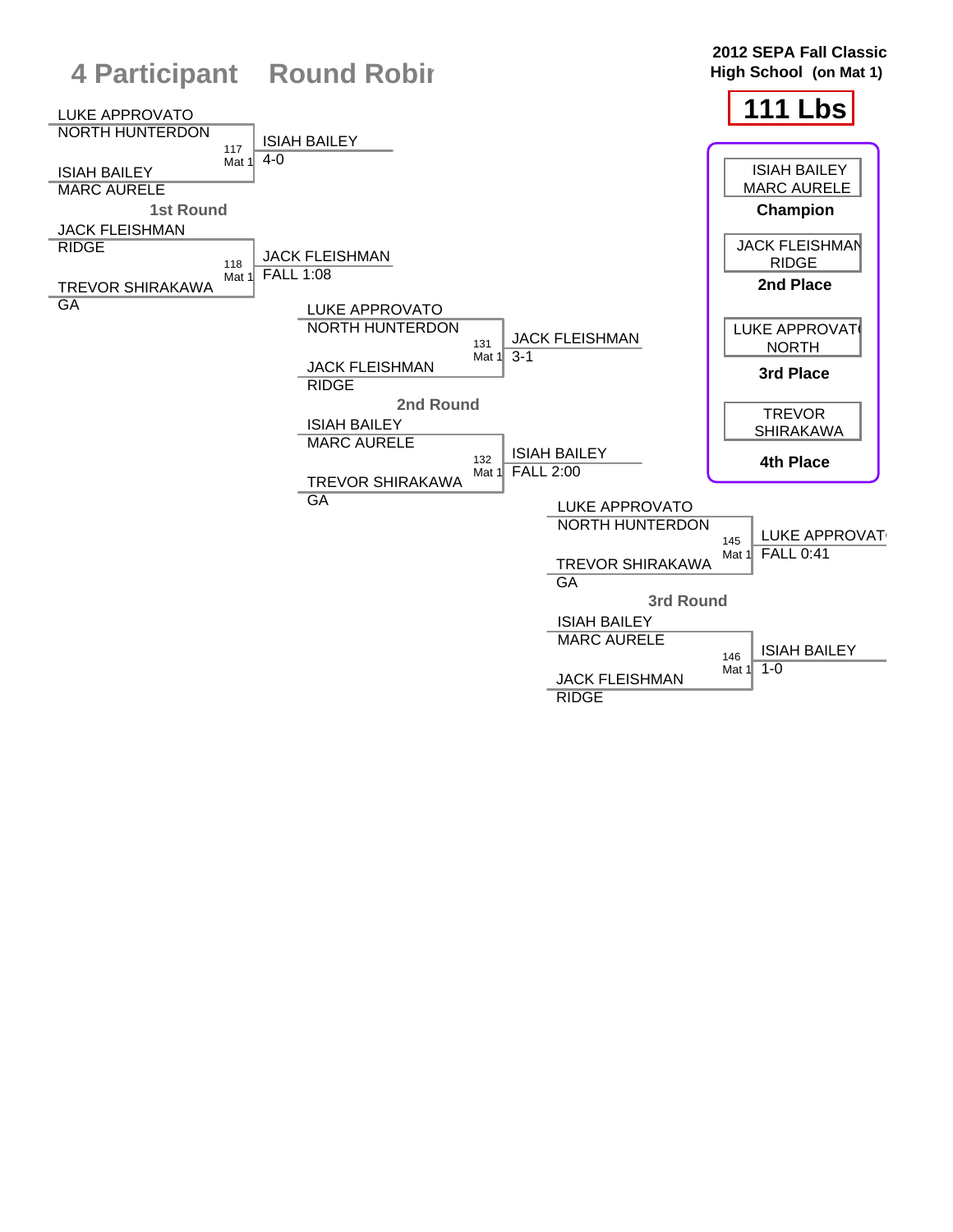# 4 Participant Round Robin

**2012 SEPA Fall Classic**
**High School (on Mat 1)**

## 111 Lbs

### 1st Round

| Bout | Wrestler 1 | Wrestler 2 | Winner | Result |
|---|---|---|---|---|
| 117 Mat 1 | LUKE APPROVATO (NORTH HUNTERDON) | ISIAH BAILEY (MARC AURELE) | ISIAH BAILEY | 4-0 |
| 118 Mat 1 | JACK FLEISHMAN (RIDGE) | TREVOR SHIRAKAWA (GA) | JACK FLEISHMAN | FALL 1:08 |

### 2nd Round

| Bout | Wrestler 1 | Wrestler 2 | Winner | Result |
|---|---|---|---|---|
| 131 Mat 1 | LUKE APPROVATO (NORTH HUNTERDON) | JACK FLEISHMAN (RIDGE) | JACK FLEISHMAN | 3-1 |
| 132 Mat 1 | ISIAH BAILEY (MARC AURELE) | TREVOR SHIRAKAWA (GA) | ISIAH BAILEY | FALL 2:00 |

### 3rd Round

| Bout | Wrestler 1 | Wrestler 2 | Winner | Result |
|---|---|---|---|---|
| 145 Mat 1 | LUKE APPROVATO (NORTH HUNTERDON) | TREVOR SHIRAKAWA (GA) | LUKE APPROVATO | FALL 0:41 |
| 146 Mat 1 | ISIAH BAILEY (MARC AURELE) | JACK FLEISHMAN (RIDGE) | ISIAH BAILEY | 1-0 |

### Final Standings

| Place | Wrestler | Team |
|---|---|---|
| Champion | ISIAH BAILEY | MARC AURELE |
| 2nd Place | JACK FLEISHMAN | RIDGE |
| 3rd Place | LUKE APPROVATO | NORTH |
| 4th Place | TREVOR SHIRAKAWA | |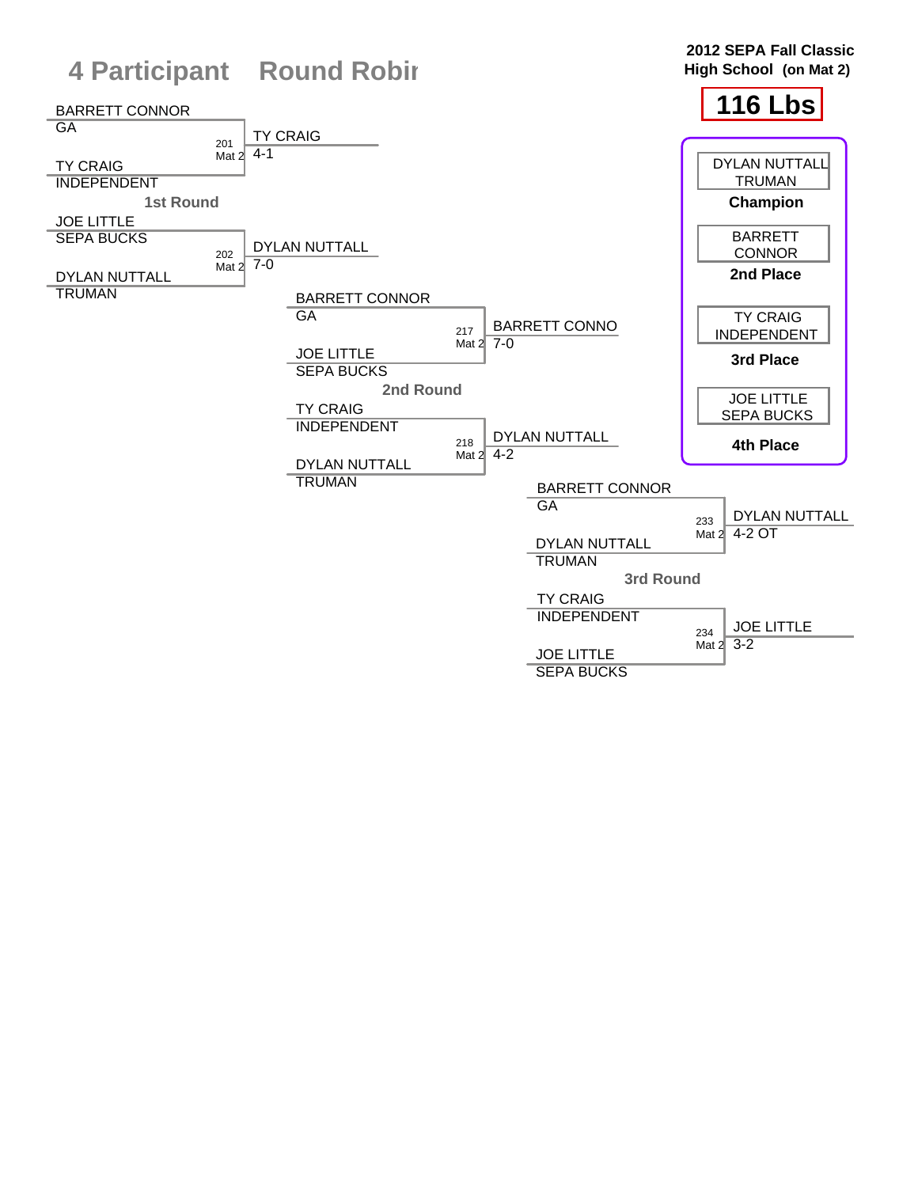# 4 Participant Round Robin

**2012 SEPA Fall Classic**
**High School (on Mat 2)**

## 116 Lbs

### 1st Round

| Bout | Wrestler 1 | Wrestler 2 | Winner | Score |
|---|---|---|---|---|
| 201 Mat 2 | BARRETT CONNOR (GA) | TY CRAIG (INDEPENDENT) | TY CRAIG | 4-1 |
| 202 Mat 2 | JOE LITTLE (SEPA BUCKS) | DYLAN NUTTALL (TRUMAN) | DYLAN NUTTALL | 7-0 |

### 2nd Round

| Bout | Wrestler 1 | Wrestler 2 | Winner | Score |
|---|---|---|---|---|
| 217 Mat 2 | BARRETT CONNOR (GA) | JOE LITTLE (SEPA BUCKS) | BARRETT CONNO | 7-0 |
| 218 Mat 2 | TY CRAIG (INDEPENDENT) | DYLAN NUTTALL (TRUMAN) | DYLAN NUTTALL | 4-2 |

### 3rd Round

| Bout | Wrestler 1 | Wrestler 2 | Winner | Score |
|---|---|---|---|---|
| 233 Mat 2 | BARRETT CONNOR (GA) | DYLAN NUTTALL (TRUMAN) | DYLAN NUTTALL | 4-2 OT |
| 234 Mat 2 | TY CRAIG (INDEPENDENT) | JOE LITTLE (SEPA BUCKS) | JOE LITTLE | 3-2 |

### Final Placings

| Place | Wrestler | Team |
|---|---|---|
| Champion | DYLAN NUTTALL | TRUMAN |
| 2nd Place | BARRETT CONNOR | |
| 3rd Place | TY CRAIG | INDEPENDENT |
| 4th Place | JOE LITTLE | SEPA BUCKS |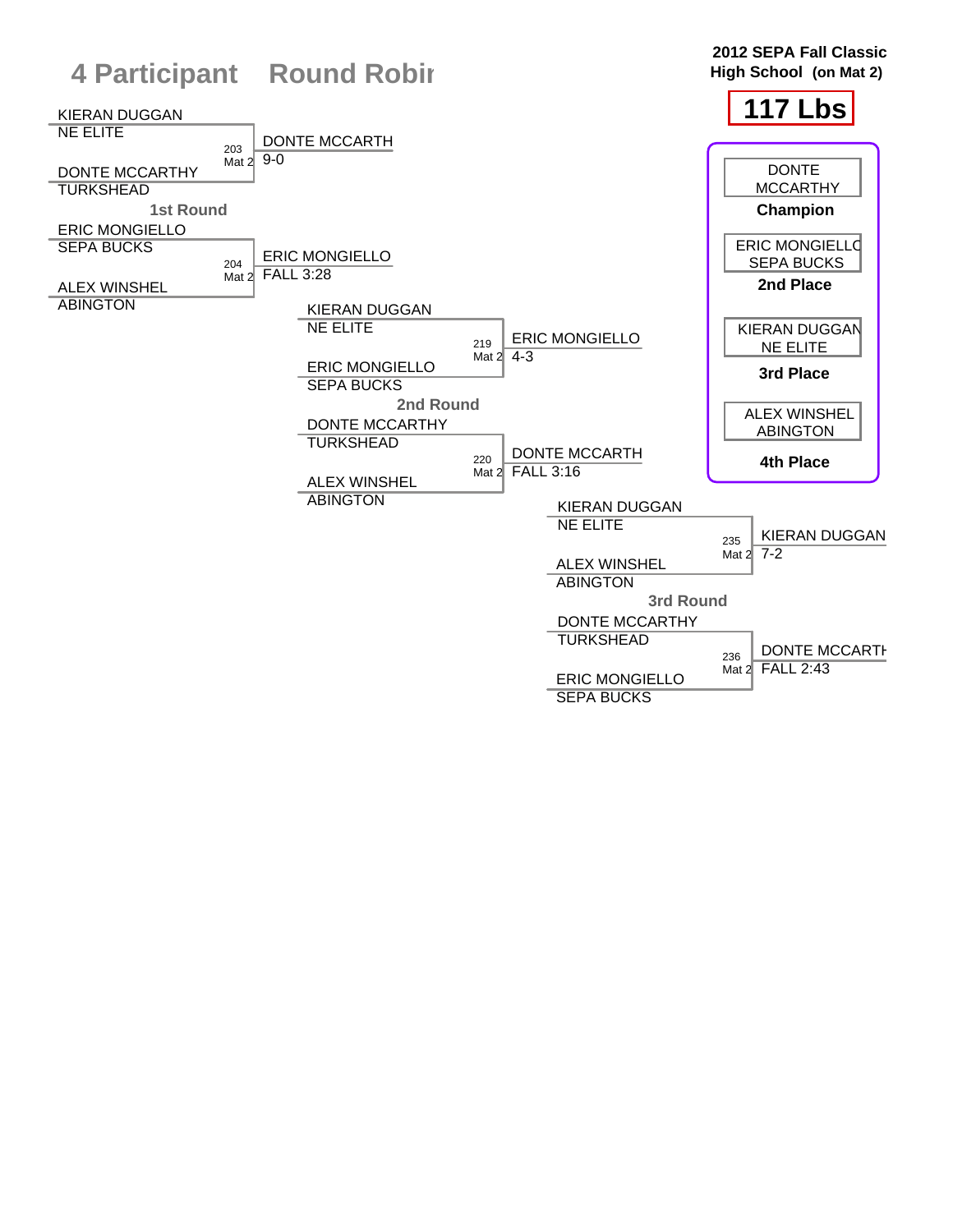# 4 Participant Round Robin

**2012 SEPA Fall Classic**
**High School (on Mat 2)**

## 117 Lbs

## 1st Round

| Wrestler | Team | Bout | Winner | Result |
|---|---|---|---|---|
| KIERAN DUGGAN | NE ELITE | 203 Mat 2 | DONTE MCCARTH | 9-0 |
| DONTE MCCARTHY | TURKSHEAD | | | |
| ERIC MONGIELLO | SEPA BUCKS | 204 Mat 2 | ERIC MONGIELLO | FALL 3:28 |
| ALEX WINSHEL | ABINGTON | | | |

## 2nd Round

| Wrestler | Team | Bout | Winner | Result |
|---|---|---|---|---|
| KIERAN DUGGAN | NE ELITE | 219 Mat 2 | ERIC MONGIELLO | 4-3 |
| ERIC MONGIELLO | SEPA BUCKS | | | |
| DONTE MCCARTHY | TURKSHEAD | 220 Mat 2 | DONTE MCCARTH | FALL 3:16 |
| ALEX WINSHEL | ABINGTON | | | |

## 3rd Round

| Wrestler | Team | Bout | Winner | Result |
|---|---|---|---|---|
| KIERAN DUGGAN | NE ELITE | 235 Mat 2 | KIERAN DUGGAN | 7-2 |
| ALEX WINSHEL | ABINGTON | | | |
| DONTE MCCARTHY | TURKSHEAD | 236 Mat 2 | DONTE MCCARTH | FALL 2:43 |
| ERIC MONGIELLO | SEPA BUCKS | | | |

## Placings

| Place | Wrestler | Team |
|---|---|---|
| **Champion** | DONTE MCCARTHY | |
| **2nd Place** | ERIC MONGIELLO | SEPA BUCKS |
| **3rd Place** | KIERAN DUGGAN | NE ELITE |
| **4th Place** | ALEX WINSHEL | ABINGTON |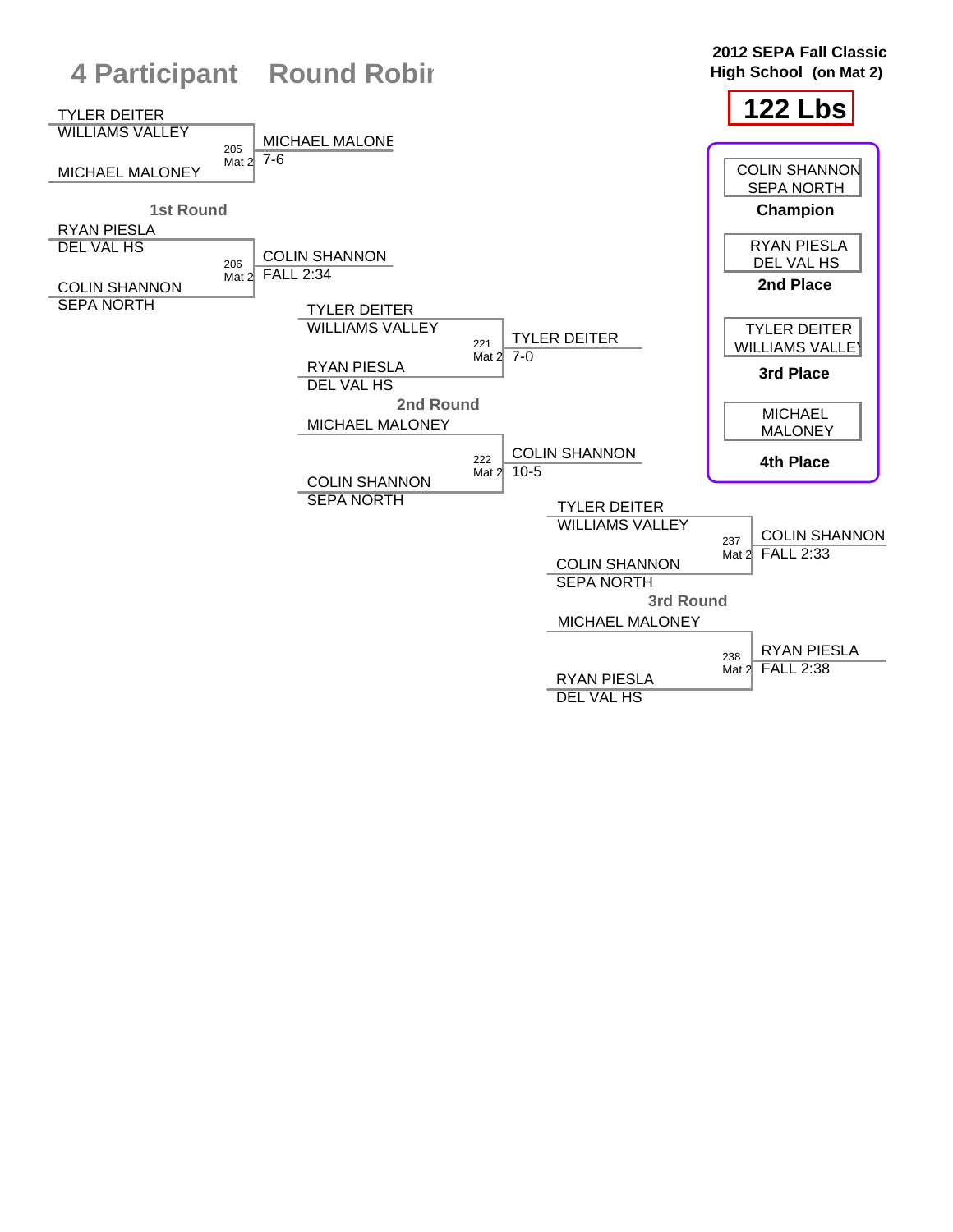# 4 Participant Round Robin

**2012 SEPA Fall Classic**
**High School (on Mat 2)**

## 122 Lbs

### 1st Round

| Bout | Wrestler 1 | Wrestler 2 | Winner | Result |
|---|---|---|---|---|
| 205 (Mat 2) | TYLER DEITER (WILLIAMS VALLEY) | MICHAEL MALONEY | MICHAEL MALONEY | 7-6 |
| 206 (Mat 2) | RYAN PIESLA (DEL VAL HS) | COLIN SHANNON (SEPA NORTH) | COLIN SHANNON | FALL 2:34 |

### 2nd Round

| Bout | Wrestler 1 | Wrestler 2 | Winner | Result |
|---|---|---|---|---|
| 221 (Mat 2) | TYLER DEITER (WILLIAMS VALLEY) | RYAN PIESLA (DEL VAL HS) | TYLER DEITER | 7-0 |
| 222 (Mat 2) | MICHAEL MALONEY | COLIN SHANNON (SEPA NORTH) | COLIN SHANNON | 10-5 |

### 3rd Round

| Bout | Wrestler 1 | Wrestler 2 | Winner | Result |
|---|---|---|---|---|
| 237 (Mat 2) | TYLER DEITER (WILLIAMS VALLEY) | COLIN SHANNON (SEPA NORTH) | COLIN SHANNON | FALL 2:33 |
| 238 (Mat 2) | MICHAEL MALONEY | RYAN PIESLA (DEL VAL HS) | RYAN PIESLA | FALL 2:38 |

### Final Placings

| Place | Wrestler | Team |
|---|---|---|
| Champion | COLIN SHANNON | SEPA NORTH |
| 2nd Place | RYAN PIESLA | DEL VAL HS |
| 3rd Place | TYLER DEITER | WILLIAMS VALLEY |
| 4th Place | MICHAEL MALONEY | |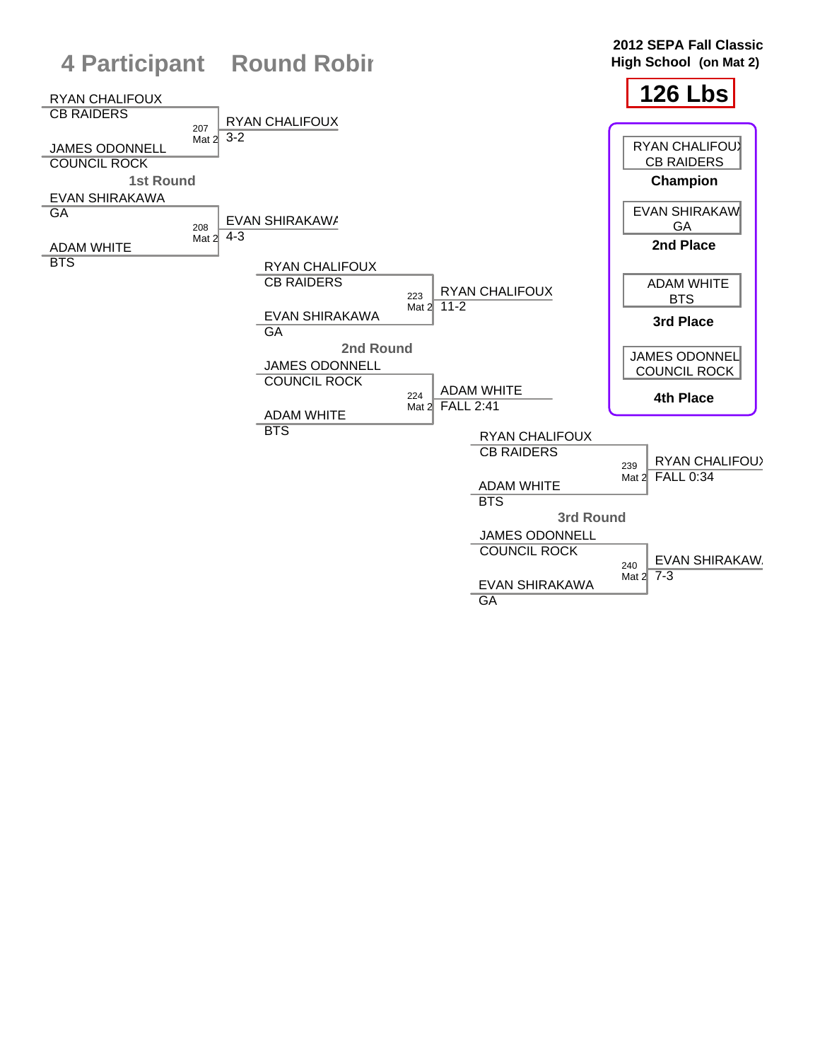# 4 Participant Round Robin

**2012 SEPA Fall Classic**
**High School (on Mat 2)**

## 126 Lbs

### 1st Round

| Wrestler 1 | Wrestler 2 | Bout | Winner | Result |
|---|---|---|---|---|
| RYAN CHALIFOUX (CB RAIDERS) | JAMES ODONNELL (COUNCIL ROCK) | 207 Mat 2 | RYAN CHALIFOUX | 3-2 |
| EVAN SHIRAKAWA (GA) | ADAM WHITE (BTS) | 208 Mat 2 | EVAN SHIRAKAWA | 4-3 |

### 2nd Round

| Wrestler 1 | Wrestler 2 | Bout | Winner | Result |
|---|---|---|---|---|
| RYAN CHALIFOUX (CB RAIDERS) | EVAN SHIRAKAWA (GA) | 223 Mat 2 | RYAN CHALIFOUX | 11-2 |
| JAMES ODONNELL (COUNCIL ROCK) | ADAM WHITE (BTS) | 224 Mat 2 | ADAM WHITE | FALL 2:41 |

### 3rd Round

| Wrestler 1 | Wrestler 2 | Bout | Winner | Result |
|---|---|---|---|---|
| RYAN CHALIFOUX (CB RAIDERS) | ADAM WHITE (BTS) | 239 Mat 2 | RYAN CHALIFOUX | FALL 0:34 |
| JAMES ODONNELL (COUNCIL ROCK) | EVAN SHIRAKAWA (GA) | 240 Mat 2 | EVAN SHIRAKAWA | 7-3 |

### Final Placements

| Place | Wrestler | Team |
|---|---|---|
| Champion | RYAN CHALIFOUX | CB RAIDERS |
| 2nd Place | EVAN SHIRAKAWA | GA |
| 3rd Place | ADAM WHITE | BTS |
| 4th Place | JAMES ODONNELL | COUNCIL ROCK |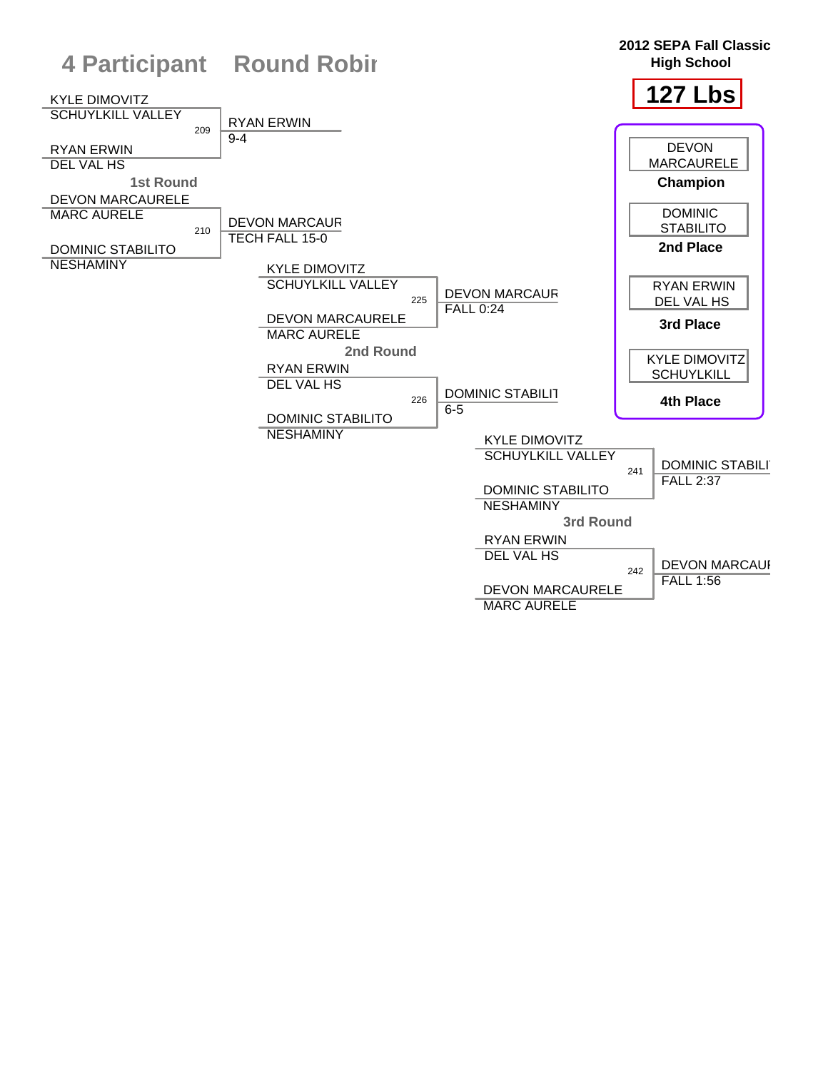# 4 Participant Round Robin

**2012 SEPA Fall Classic**
**High School**

## 127 Lbs

### 1st Round

| Bout | Wrestler 1 | Wrestler 2 | Winner | Result |
|---|---|---|---|---|
| 209 | KYLE DIMOVITZ (SCHUYLKILL VALLEY) | RYAN ERWIN (DEL VAL HS) | RYAN ERWIN | 9-4 |
| 210 | DEVON MARCAURELE (MARC AURELE) | DOMINIC STABILITO (NESHAMINY) | DEVON MARCAUR | TECH FALL 15-0 |

### 2nd Round

| Bout | Wrestler 1 | Wrestler 2 | Winner | Result |
|---|---|---|---|---|
| 225 | KYLE DIMOVITZ (SCHUYLKILL VALLEY) | DEVON MARCAURELE (MARC AURELE) | DEVON MARCAUR | FALL 0:24 |
| 226 | RYAN ERWIN (DEL VAL HS) | DOMINIC STABILITO (NESHAMINY) | DOMINIC STABILIT | 6-5 |

### 3rd Round

| Bout | Wrestler 1 | Wrestler 2 | Winner | Result |
|---|---|---|---|---|
| 241 | KYLE DIMOVITZ (SCHUYLKILL VALLEY) | DOMINIC STABILITO (NESHAMINY) | DOMINIC STABILI | FALL 2:37 |
| 242 | RYAN ERWIN (DEL VAL HS) | DEVON MARCAURELE (MARC AURELE) | DEVON MARCAUI | FALL 1:56 |

### Placements

| Place | Wrestler |
|---|---|
| **Champion** | DEVON MARCAURELE |
| **2nd Place** | DOMINIC STABILITO |
| **3rd Place** | RYAN ERWIN, DEL VAL HS |
| **4th Place** | KYLE DIMOVITZ, SCHUYLKILL |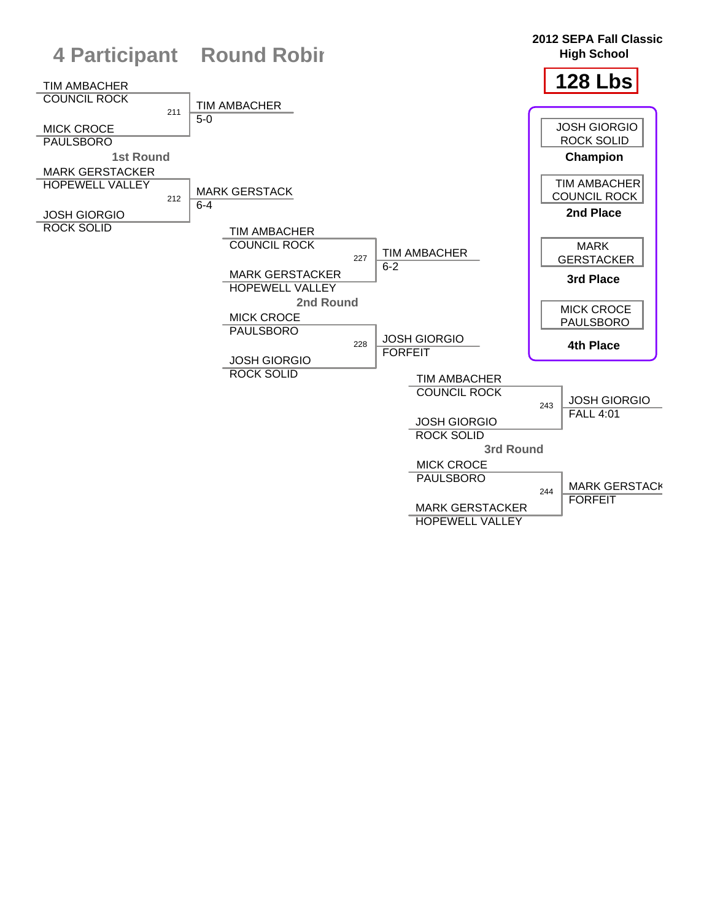# 4 Participant Round Robin

**2012 SEPA Fall Classic**
**High School**

## 128 Lbs

### 1st Round

| Bout | Wrestler 1 | Wrestler 2 | Winner | Result |
|---|---|---|---|---|
| 211 | TIM AMBACHER (COUNCIL ROCK) | MICK CROCE (PAULSBORO) | TIM AMBACHER | 5-0 |
| 212 | MARK GERSTACKER (HOPEWELL VALLEY) | JOSH GIORGIO (ROCK SOLID) | MARK GERSTACK | 6-4 |

### 2nd Round

| Bout | Wrestler 1 | Wrestler 2 | Winner | Result |
|---|---|---|---|---|
| 227 | TIM AMBACHER (COUNCIL ROCK) | MARK GERSTACKER (HOPEWELL VALLEY) | TIM AMBACHER | 6-2 |
| 228 | MICK CROCE (PAULSBORO) | JOSH GIORGIO (ROCK SOLID) | JOSH GIORGIO | FORFEIT |

### 3rd Round

| Bout | Wrestler 1 | Wrestler 2 | Winner | Result |
|---|---|---|---|---|
| 243 | TIM AMBACHER (COUNCIL ROCK) | JOSH GIORGIO (ROCK SOLID) | JOSH GIORGIO | FALL 4:01 |
| 244 | MICK CROCE (PAULSBORO) | MARK GERSTACKER (HOPEWELL VALLEY) | MARK GERSTACK | FORFEIT |

### Placements

| Place | Wrestler | Team |
|---|---|---|
| **Champion** | JOSH GIORGIO | ROCK SOLID |
| **2nd Place** | TIM AMBACHER | COUNCIL ROCK |
| **3rd Place** | MARK GERSTACKER | |
| **4th Place** | MICK CROCE | PAULSBORO |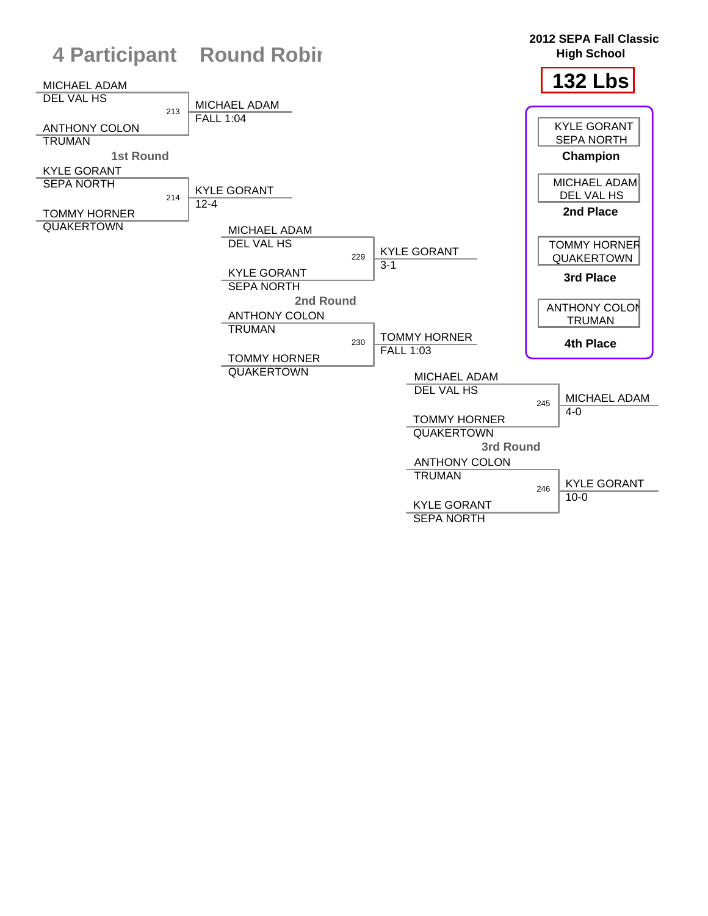# 4 Participant Round Robin

**2012 SEPA Fall Classic**
**High School**

## 132 Lbs

### 1st Round

| Bout | Wrestler 1 | Wrestler 2 | Winner | Result |
|---|---|---|---|---|
| 213 | MICHAEL ADAM, DEL VAL HS | ANTHONY COLON, TRUMAN | MICHAEL ADAM | FALL 1:04 |
| 214 | KYLE GORANT, SEPA NORTH | TOMMY HORNER, QUAKERTOWN | KYLE GORANT | 12-4 |

### 2nd Round

| Bout | Wrestler 1 | Wrestler 2 | Winner | Result |
|---|---|---|---|---|
| 229 | MICHAEL ADAM, DEL VAL HS | KYLE GORANT, SEPA NORTH | KYLE GORANT | 3-1 |
| 230 | ANTHONY COLON, TRUMAN | TOMMY HORNER, QUAKERTOWN | TOMMY HORNER | FALL 1:03 |

### 3rd Round

| Bout | Wrestler 1 | Wrestler 2 | Winner | Result |
|---|---|---|---|---|
| 245 | MICHAEL ADAM, DEL VAL HS | TOMMY HORNER, QUAKERTOWN | MICHAEL ADAM | 4-0 |
| 246 | ANTHONY COLON, TRUMAN | KYLE GORANT, SEPA NORTH | KYLE GORANT | 10-0 |

### Final Placement

| Place | Wrestler | Team |
|---|---|---|
| Champion | KYLE GORANT | SEPA NORTH |
| 2nd Place | MICHAEL ADAM | DEL VAL HS |
| 3rd Place | TOMMY HORNER | QUAKERTOWN |
| 4th Place | ANTHONY COLON | TRUMAN |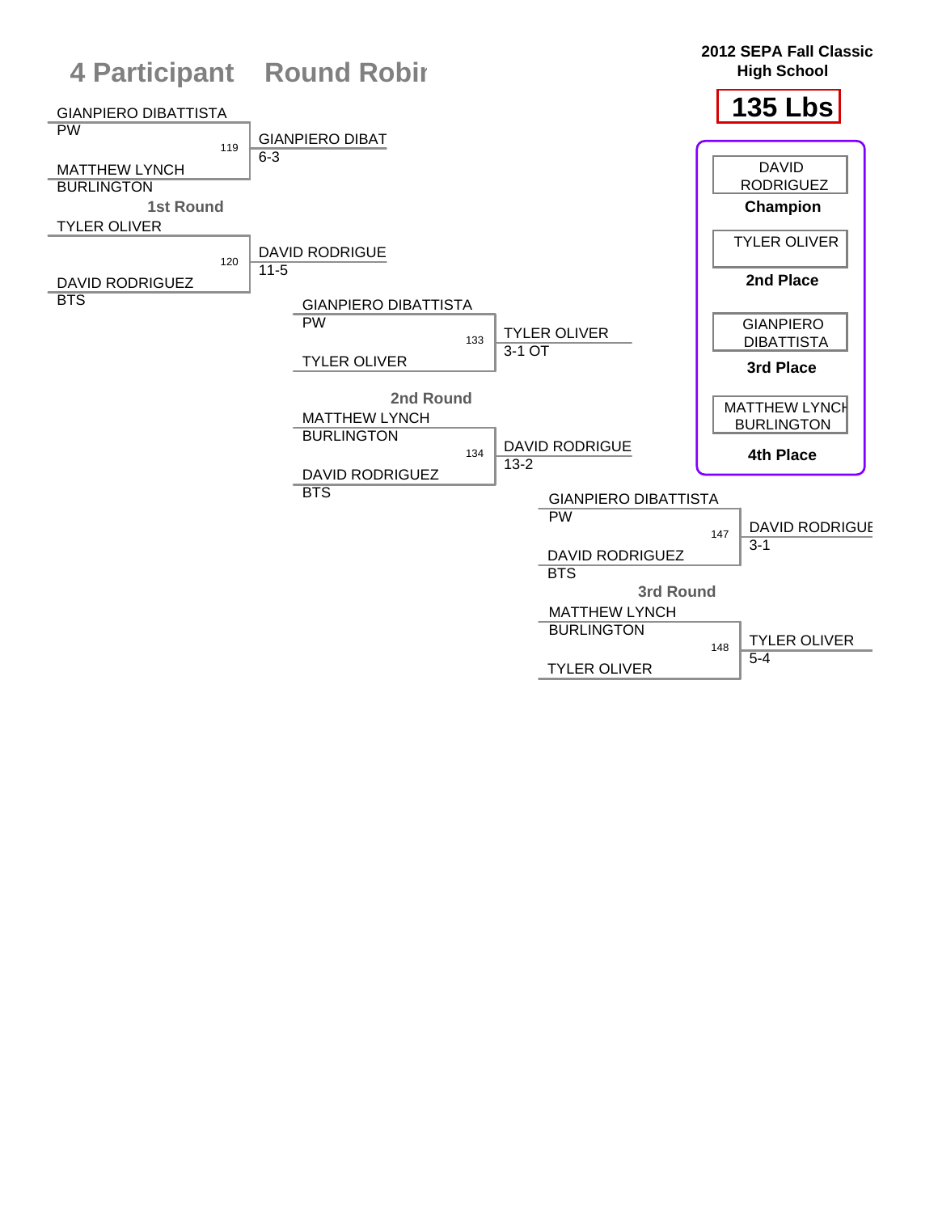# 4 Participant Round Robin

**2012 SEPA Fall Classic**
**High School**

## 135 Lbs

### 1st Round

| Bout | Wrestler 1 | Wrestler 2 | Winner | Score |
|---|---|---|---|---|
| 119 | GIANPIERO DIBATTISTA (PW) | MATTHEW LYNCH (BURLINGTON) | GIANPIERO DIBAT | 6-3 |
| 120 | TYLER OLIVER | DAVID RODRIGUEZ (BTS) | DAVID RODRIGUE | 11-5 |

### 2nd Round

| Bout | Wrestler 1 | Wrestler 2 | Winner | Score |
|---|---|---|---|---|
| 133 | GIANPIERO DIBATTISTA (PW) | TYLER OLIVER | TYLER OLIVER | 3-1 OT |
| 134 | MATTHEW LYNCH (BURLINGTON) | DAVID RODRIGUEZ (BTS) | DAVID RODRIGUE | 13-2 |

### 3rd Round

| Bout | Wrestler 1 | Wrestler 2 | Winner | Score |
|---|---|---|---|---|
| 147 | GIANPIERO DIBATTISTA (PW) | DAVID RODRIGUEZ (BTS) | DAVID RODRIGUE | 3-1 |
| 148 | MATTHEW LYNCH (BURLINGTON) | TYLER OLIVER | TYLER OLIVER | 5-4 |

### Final Placings

| Place | Wrestler |
|---|---|
| **Champion** | DAVID RODRIGUEZ |
| **2nd Place** | TYLER OLIVER |
| **3rd Place** | GIANPIERO DIBATTISTA |
| **4th Place** | MATTHEW LYNCH BURLINGTON |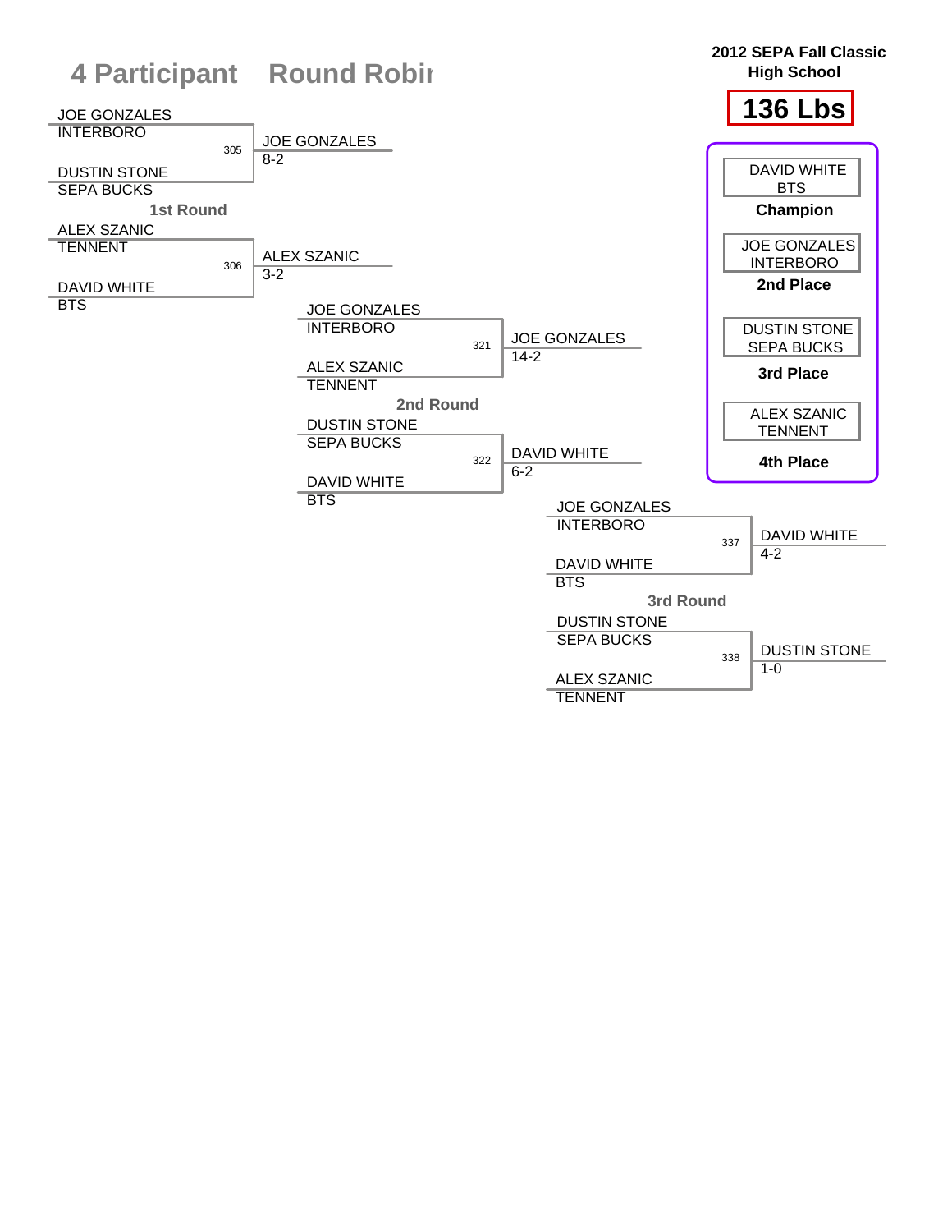# 4 Participant Round Robin

**2012 SEPA Fall Classic**
**High School**

## 136 Lbs

### 1st Round

| Bout | Wrestler 1 | Wrestler 2 | Winner | Score |
|---|---|---|---|---|
| 305 | JOE GONZALES (INTERBORO) | DUSTIN STONE (SEPA BUCKS) | JOE GONZALES | 8-2 |
| 306 | ALEX SZANIC (TENNENT) | DAVID WHITE (BTS) | ALEX SZANIC | 3-2 |

### 2nd Round

| Bout | Wrestler 1 | Wrestler 2 | Winner | Score |
|---|---|---|---|---|
| 321 | JOE GONZALES (INTERBORO) | ALEX SZANIC (TENNENT) | JOE GONZALES | 14-2 |
| 322 | DUSTIN STONE (SEPA BUCKS) | DAVID WHITE (BTS) | DAVID WHITE | 6-2 |

### 3rd Round

| Bout | Wrestler 1 | Wrestler 2 | Winner | Score |
|---|---|---|---|---|
| 337 | JOE GONZALES (INTERBORO) | DAVID WHITE (BTS) | DAVID WHITE | 4-2 |
| 338 | DUSTIN STONE (SEPA BUCKS) | ALEX SZANIC (TENNENT) | DUSTIN STONE | 1-0 |

### Final Placings

| Place | Wrestler | Team |
|---|---|---|
| **Champion** | DAVID WHITE | BTS |
| **2nd Place** | JOE GONZALES | INTERBORO |
| **3rd Place** | DUSTIN STONE | SEPA BUCKS |
| **4th Place** | ALEX SZANIC | TENNENT |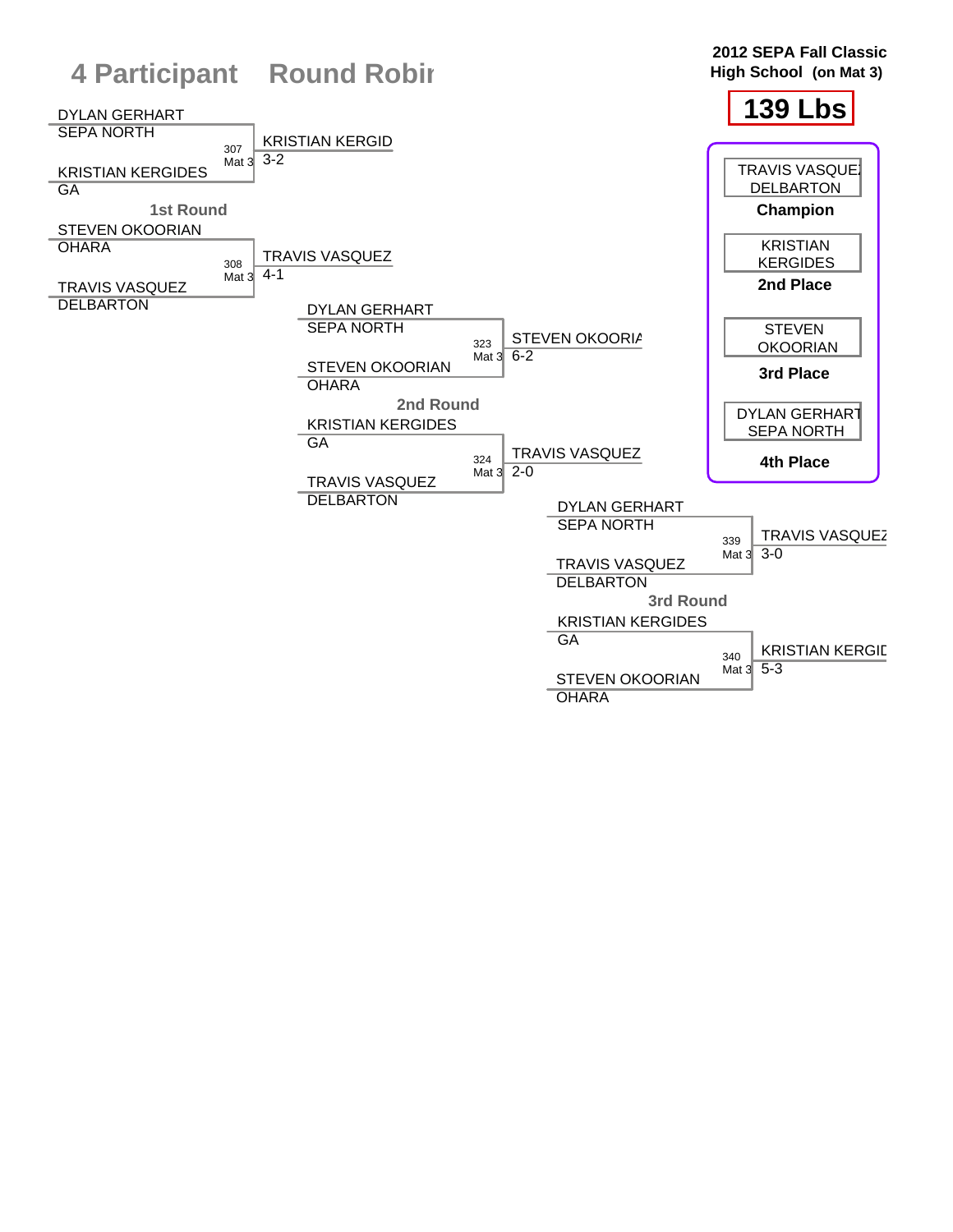# 4 Participant Round Robin

**2012 SEPA Fall Classic**
**High School (on Mat 3)**

## 139 Lbs

### 1st Round

| Bout | Wrestler 1 | Wrestler 2 | Winner | Score |
|---|---|---|---|---|
| 307 (Mat 3) | DYLAN GERHART (SEPA NORTH) | KRISTIAN KERGIDES (GA) | KRISTIAN KERGID | 3-2 |
| 308 (Mat 3) | STEVEN OKOORIAN (OHARA) | TRAVIS VASQUEZ (DELBARTON) | TRAVIS VASQUEZ | 4-1 |

### 2nd Round

| Bout | Wrestler 1 | Wrestler 2 | Winner | Score |
|---|---|---|---|---|
| 323 (Mat 3) | DYLAN GERHART (SEPA NORTH) | STEVEN OKOORIAN (OHARA) | STEVEN OKOORIA | 6-2 |
| 324 (Mat 3) | KRISTIAN KERGIDES (GA) | TRAVIS VASQUEZ (DELBARTON) | TRAVIS VASQUEZ | 2-0 |

### 3rd Round

| Bout | Wrestler 1 | Wrestler 2 | Winner | Score |
|---|---|---|---|---|
| 339 (Mat 3) | DYLAN GERHART (SEPA NORTH) | TRAVIS VASQUEZ (DELBARTON) | TRAVIS VASQUEZ | 3-0 |
| 340 (Mat 3) | KRISTIAN KERGIDES (GA) | STEVEN OKOORIAN (OHARA) | KRISTIAN KERGID | 5-3 |

### Final Placings

| Place | Wrestler | Team |
|---|---|---|
| Champion | TRAVIS VASQUEZ | DELBARTON |
| 2nd Place | KRISTIAN KERGIDES | |
| 3rd Place | STEVEN OKOORIAN | |
| 4th Place | DYLAN GERHART | SEPA NORTH |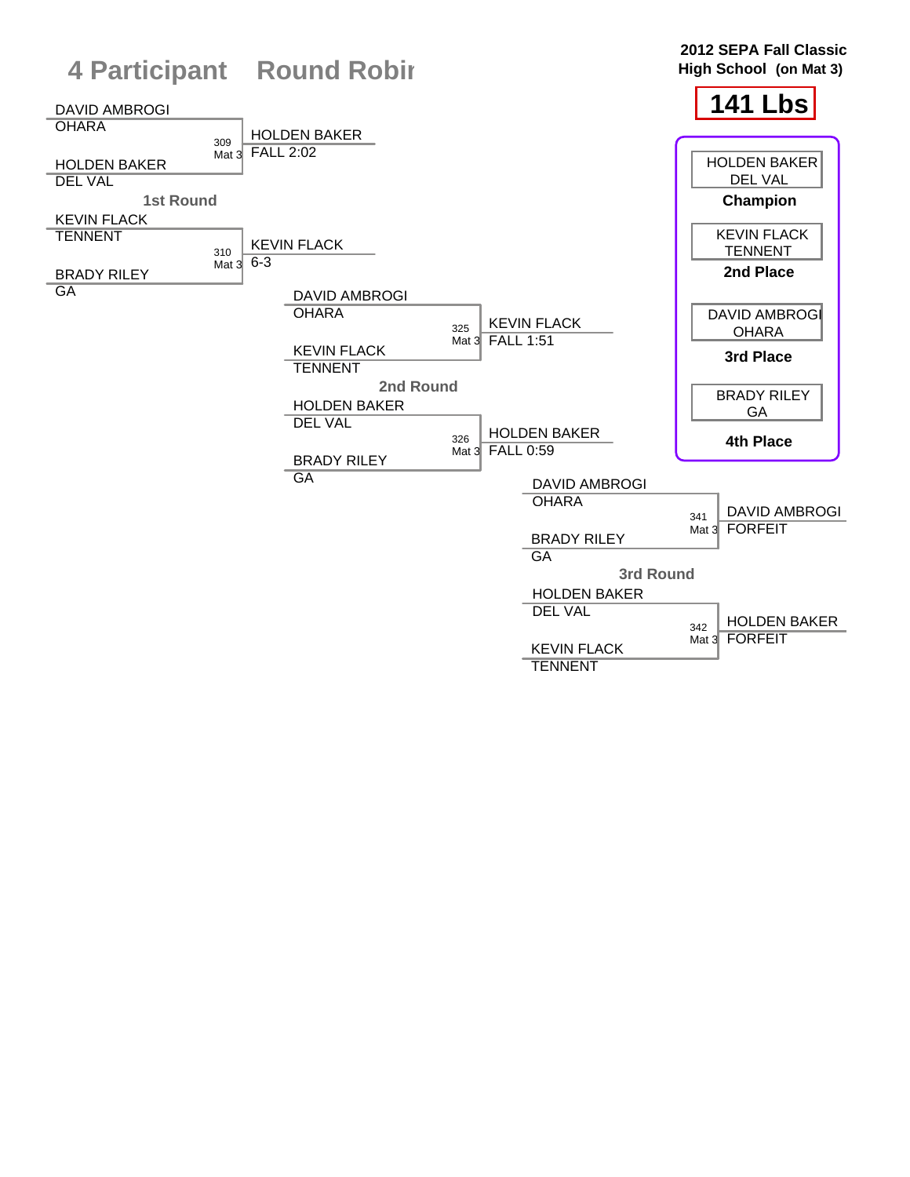# 4 Participant Round Robin

**2012 SEPA Fall Classic**
**High School (on Mat 3)**

## 141 Lbs

### 1st Round

| Bout | Mat | Wrestler 1 | Wrestler 2 | Winner | Result |
|---|---|---|---|---|---|
| 309 | Mat 3 | DAVID AMBROGI (OHARA) | HOLDEN BAKER (DEL VAL) | HOLDEN BAKER | FALL 2:02 |
| 310 | Mat 3 | KEVIN FLACK (TENNENT) | BRADY RILEY (GA) | KEVIN FLACK | 6-3 |

### 2nd Round

| Bout | Mat | Wrestler 1 | Wrestler 2 | Winner | Result |
|---|---|---|---|---|---|
| 325 | Mat 3 | DAVID AMBROGI (OHARA) | KEVIN FLACK (TENNENT) | KEVIN FLACK | FALL 1:51 |
| 326 | Mat 3 | HOLDEN BAKER (DEL VAL) | BRADY RILEY (GA) | HOLDEN BAKER | FALL 0:59 |

### 3rd Round

| Bout | Mat | Wrestler 1 | Wrestler 2 | Winner | Result |
|---|---|---|---|---|---|
| 341 | Mat 3 | DAVID AMBROGI (OHARA) | BRADY RILEY (GA) | DAVID AMBROGI | FORFEIT |
| 342 | Mat 3 | HOLDEN BAKER (DEL VAL) | KEVIN FLACK (TENNENT) | HOLDEN BAKER | FORFEIT |

### Placings

| Place | Wrestler | Team |
|---|---|---|
| **Champion** | HOLDEN BAKER | DEL VAL |
| **2nd Place** | KEVIN FLACK | TENNENT |
| **3rd Place** | DAVID AMBROGI | OHARA |
| **4th Place** | BRADY RILEY | GA |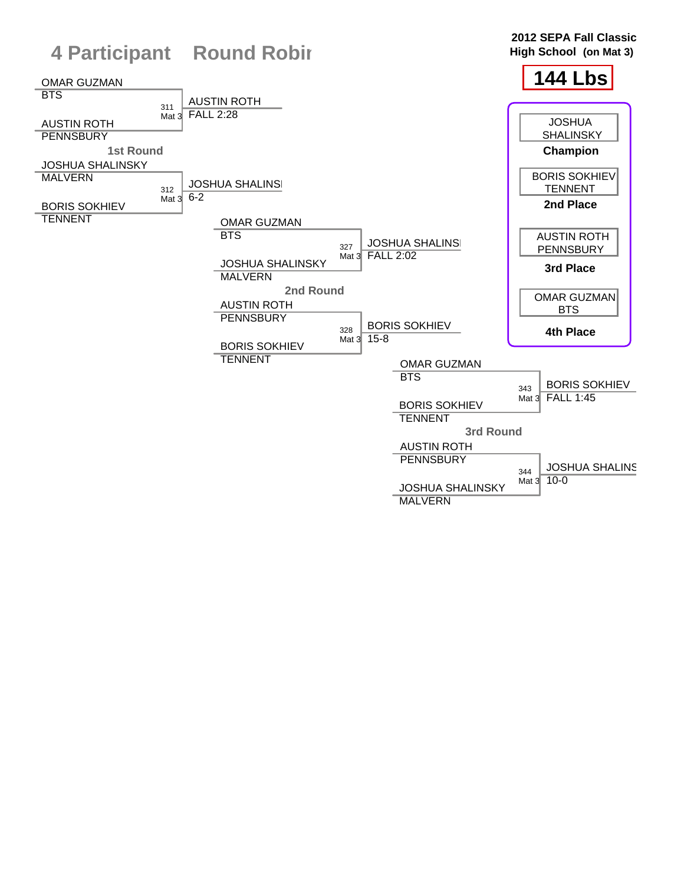# 4 Participant Round Robin

**2012 SEPA Fall Classic**
**High School (on Mat 3)**

## 144 Lbs

### 1st Round

| Match | Wrestler 1 | Wrestler 2 | Winner | Result |
|---|---|---|---|---|
| 311 Mat 3 | OMAR GUZMAN (BTS) | AUSTIN ROTH (PENNSBURY) | AUSTIN ROTH | FALL 2:28 |
| 312 Mat 3 | JOSHUA SHALINSKY (MALVERN) | BORIS SOKHIEV (TENNENT) | JOSHUA SHALINSI | 6-2 |

### 2nd Round

| Match | Wrestler 1 | Wrestler 2 | Winner | Result |
|---|---|---|---|---|
| 327 Mat 3 | OMAR GUZMAN (BTS) | JOSHUA SHALINSKY (MALVERN) | JOSHUA SHALINSI | FALL 2:02 |
| 328 Mat 3 | AUSTIN ROTH (PENNSBURY) | BORIS SOKHIEV (TENNENT) | BORIS SOKHIEV | 15-8 |

### 3rd Round

| Match | Wrestler 1 | Wrestler 2 | Winner | Result |
|---|---|---|---|---|
| 343 Mat 3 | OMAR GUZMAN (BTS) | BORIS SOKHIEV (TENNENT) | BORIS SOKHIEV | FALL 1:45 |
| 344 Mat 3 | AUSTIN ROTH (PENNSBURY) | JOSHUA SHALINSKY (MALVERN) | JOSHUA SHALINS | 10-0 |

### Placements

- **Champion:** JOSHUA SHALINSKY
- **2nd Place:** BORIS SOKHIEV, TENNENT
- **3rd Place:** AUSTIN ROTH, PENNSBURY
- **4th Place:** OMAR GUZMAN, BTS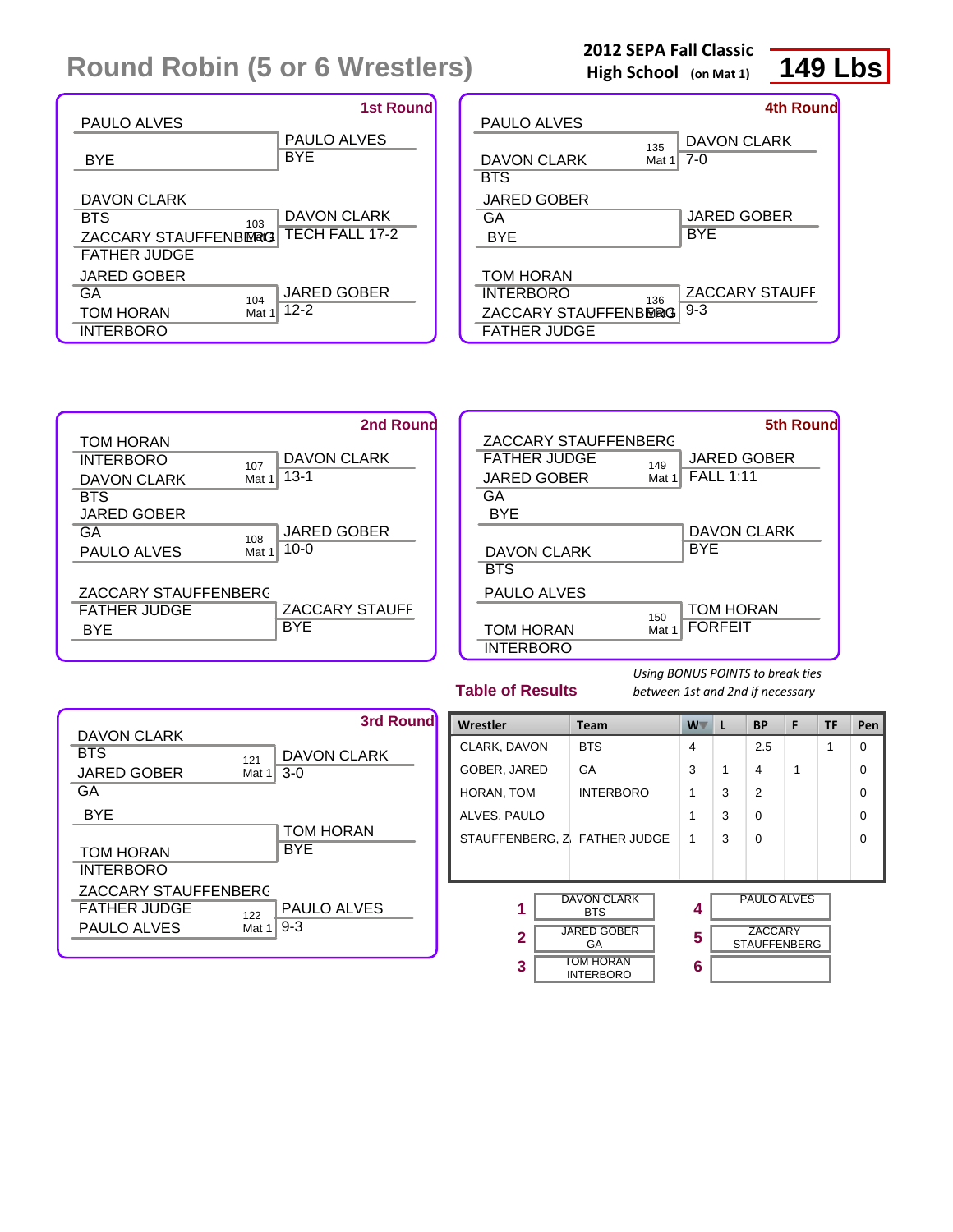# Round Robin (5 or 6 Wrestlers)

**2012 SEPA Fall Classic**
**High School** (on Mat 1)

**149 Lbs**

## 1st Round

| Wrestler 1 | Wrestler 2 | Bout | Winner | Result |
|---|---|---|---|---|
| PAULO ALVES | BYE | | PAULO ALVES | BYE |
| DAVON CLARK (BTS) | ZACCARY STAUFFENBERG (FATHER JUDGE) | 103 | DAVON CLARK | TECH FALL 17-2 |
| JARED GOBER (GA) | TOM HORAN (INTERBORO) | 104 Mat 1 | JARED GOBER | 12-2 |

## 2nd Round

| Wrestler 1 | Wrestler 2 | Bout | Winner | Result |
|---|---|---|---|---|
| TOM HORAN (INTERBORO) | DAVON CLARK (BTS) | 107 Mat 1 | DAVON CLARK | 13-1 |
| JARED GOBER (GA) | PAULO ALVES | 108 Mat 1 | JARED GOBER | 10-0 |
| ZACCARY STAUFFENBERG (FATHER JUDGE) | BYE | | ZACCARY STAUFF | BYE |

## 3rd Round

| Wrestler 1 | Wrestler 2 | Bout | Winner | Result |
|---|---|---|---|---|
| DAVON CLARK (BTS) | JARED GOBER (GA) | 121 Mat 1 | DAVON CLARK | 3-0 |
| BYE | TOM HORAN (INTERBORO) | | TOM HORAN | BYE |
| ZACCARY STAUFFENBERG (FATHER JUDGE) | PAULO ALVES | 122 Mat 1 | PAULO ALVES | 9-3 |

## 4th Round

| Wrestler 1 | Wrestler 2 | Bout | Winner | Result |
|---|---|---|---|---|
| PAULO ALVES | DAVON CLARK (BTS) | 135 Mat 1 | DAVON CLARK | 7-0 |
| JARED GOBER (GA) | BYE | | JARED GOBER | BYE |
| TOM HORAN (INTERBORO) | ZACCARY STAUFFENBERG (FATHER JUDGE) | 136 | ZACCARY STAUFF | 9-3 |

## 5th Round

| Wrestler 1 | Wrestler 2 | Bout | Winner | Result |
|---|---|---|---|---|
| ZACCARY STAUFFENBERG (FATHER JUDGE) | JARED GOBER (GA) | 149 Mat 1 | JARED GOBER | FALL 1:11 |
| BYE | DAVON CLARK (BTS) | | DAVON CLARK | BYE |
| PAULO ALVES | TOM HORAN (INTERBORO) | 150 Mat 1 | TOM HORAN | FORFEIT |

## Table of Results

*Using BONUS POINTS to break ties between 1st and 2nd if necessary*

| Wrestler | Team | W | L | BP | F | TF | Pen |
|---|---|---|---|---|---|---|---|
| CLARK, DAVON | BTS | 4 | | 2.5 | | 1 | 0 |
| GOBER, JARED | GA | 3 | 1 | 4 | 1 | | 0 |
| HORAN, TOM | INTERBORO | 1 | 3 | 2 | | | 0 |
| ALVES, PAULO | | 1 | 3 | 0 | | | 0 |
| STAUFFENBERG, Z. | FATHER JUDGE | 1 | 3 | 0 | | | 0 |

| Place | Wrestler | Place | Wrestler |
|---|---|---|---|
| 1 | DAVON CLARK BTS | 4 | PAULO ALVES |
| 2 | JARED GOBER GA | 5 | ZACCARY STAUFFENBERG |
| 3 | TOM HORAN INTERBORO | 6 | |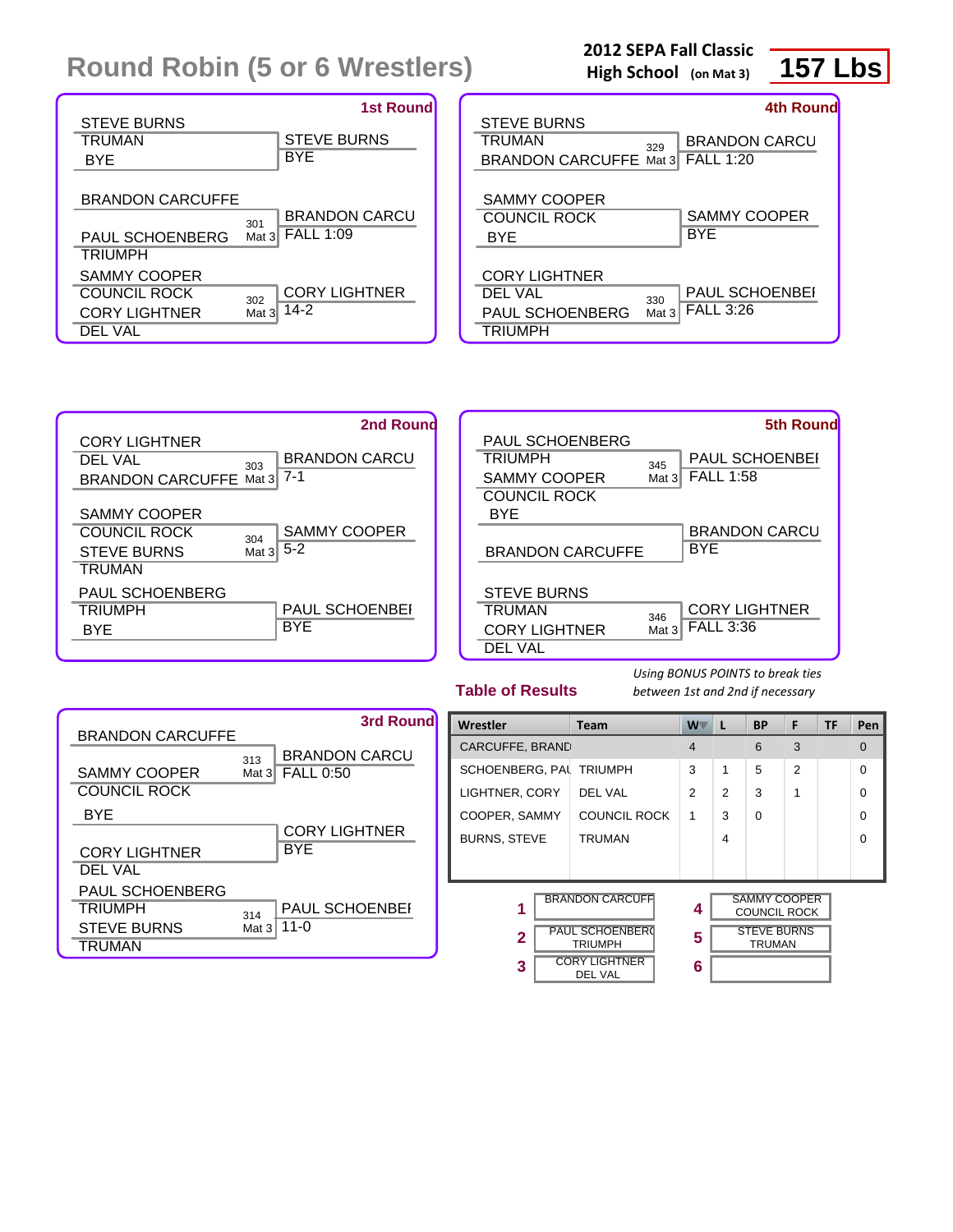# Round Robin (5 or 6 Wrestlers)

**2012 SEPA Fall Classic**
**High School** (on Mat 3)

**157 Lbs**

### 1st Round

| Matchup | Bout | Winner / Result |
|---|---|---|
| STEVE BURNS (TRUMAN) vs BYE | | STEVE BURNS / BYE |
| BRANDON CARCUFFE vs PAUL SCHOENBERG (TRIUMPH) | 301 Mat 3 | BRANDON CARCU / FALL 1:09 |
| SAMMY COOPER (COUNCIL ROCK) vs CORY LIGHTNER (DEL VAL) | 302 Mat 3 | CORY LIGHTNER / 14-2 |

### 2nd Round

| Matchup | Bout | Winner / Result |
|---|---|---|
| CORY LIGHTNER (DEL VAL) vs BRANDON CARCUFFE | 303 Mat 3 | BRANDON CARCU / 7-1 |
| SAMMY COOPER (COUNCIL ROCK) vs STEVE BURNS (TRUMAN) | 304 Mat 3 | SAMMY COOPER / 5-2 |
| PAUL SCHOENBERG (TRIUMPH) vs BYE | | PAUL SCHOENBEI / BYE |

### 3rd Round

| Matchup | Bout | Winner / Result |
|---|---|---|
| BRANDON CARCUFFE vs SAMMY COOPER (COUNCIL ROCK) | 313 Mat 3 | BRANDON CARCU / FALL 0:50 |
| BYE vs CORY LIGHTNER (DEL VAL) | | CORY LIGHTNER / BYE |
| PAUL SCHOENBERG (TRIUMPH) vs STEVE BURNS (TRUMAN) | 314 Mat 3 | PAUL SCHOENBEI / 11-0 |

### 4th Round

| Matchup | Bout | Winner / Result |
|---|---|---|
| STEVE BURNS (TRUMAN) vs BRANDON CARCUFFE | 329 Mat 3 | BRANDON CARCU / FALL 1:20 |
| SAMMY COOPER (COUNCIL ROCK) vs BYE | | SAMMY COOPER / BYE |
| CORY LIGHTNER (DEL VAL) vs PAUL SCHOENBERG (TRIUMPH) | 330 Mat 3 | PAUL SCHOENBEI / FALL 3:26 |

### 5th Round

| Matchup | Bout | Winner / Result |
|---|---|---|
| PAUL SCHOENBERG (TRIUMPH) vs SAMMY COOPER (COUNCIL ROCK) | 345 Mat 3 | PAUL SCHOENBEI / FALL 1:58 |
| BYE vs BRANDON CARCUFFE | | BRANDON CARCU / BYE |
| STEVE BURNS (TRUMAN) vs CORY LIGHTNER (DEL VAL) | 346 Mat 3 | CORY LIGHTNER / FALL 3:36 |

## Table of Results

*Using BONUS POINTS to break ties between 1st and 2nd if necessary*

| Wrestler | Team | W | L | BP | F | TF | Pen |
|---|---|---|---|---|---|---|---|
| CARCUFFE, BRAND | | 4 | | 6 | 3 | | 0 |
| SCHOENBERG, PAU | TRIUMPH | 3 | 1 | 5 | 2 | | 0 |
| LIGHTNER, CORY | DEL VAL | 2 | 2 | 3 | 1 | | 0 |
| COOPER, SAMMY | COUNCIL ROCK | 1 | 3 | 0 | | | 0 |
| BURNS, STEVE | TRUMAN | | 4 | | | | 0 |

| Place | Wrestler | Place | Wrestler |
|---|---|---|---|
| 1 | BRANDON CARCUFF | 4 | SAMMY COOPER, COUNCIL ROCK |
| 2 | PAUL SCHOENBERG, TRIUMPH | 5 | STEVE BURNS, TRUMAN |
| 3 | CORY LIGHTNER, DEL VAL | 6 | |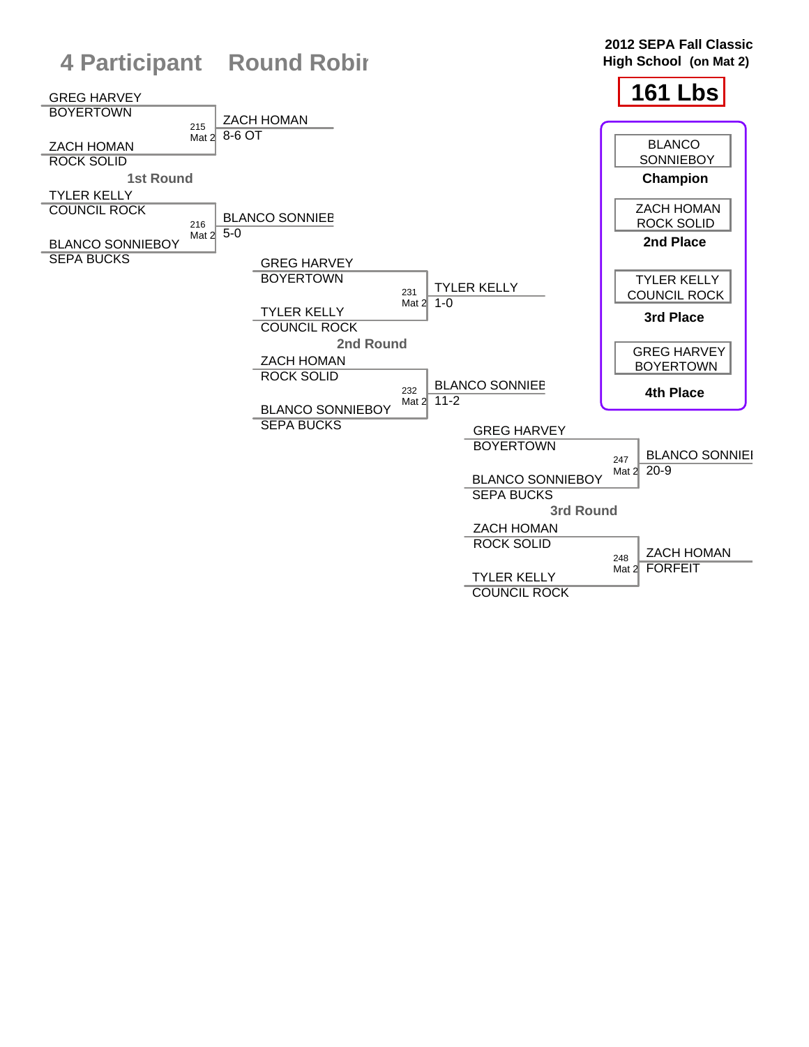# 4 Participant Round Robin

**2012 SEPA Fall Classic**
**High School (on Mat 2)**

## 161 Lbs

### 1st Round

| Bout | Mat | Wrestler 1 | Wrestler 2 | Winner | Result |
|---|---|---|---|---|---|
| 215 | Mat 2 | GREG HARVEY (BOYERTOWN) | ZACH HOMAN (ROCK SOLID) | ZACH HOMAN | 8-6 OT |
| 216 | Mat 2 | TYLER KELLY (COUNCIL ROCK) | BLANCO SONNIEBOY (SEPA BUCKS) | BLANCO SONNIEE | 5-0 |

### 2nd Round

| Bout | Mat | Wrestler 1 | Wrestler 2 | Winner | Result |
|---|---|---|---|---|---|
| 231 | Mat 2 | GREG HARVEY (BOYERTOWN) | TYLER KELLY (COUNCIL ROCK) | TYLER KELLY | 1-0 |
| 232 | Mat 2 | ZACH HOMAN (ROCK SOLID) | BLANCO SONNIEBOY (SEPA BUCKS) | BLANCO SONNIEE | 11-2 |

### 3rd Round

| Bout | Mat | Wrestler 1 | Wrestler 2 | Winner | Result |
|---|---|---|---|---|---|
| 247 | Mat 2 | GREG HARVEY (BOYERTOWN) | BLANCO SONNIEBOY (SEPA BUCKS) | BLANCO SONNIEI | 20-9 |
| 248 | Mat 2 | ZACH HOMAN (ROCK SOLID) | TYLER KELLY (COUNCIL ROCK) | ZACH HOMAN | FORFEIT |

### Final Placings

| Place | Wrestler | Team |
|---|---|---|
| **Champion** | BLANCO SONNIEBOY | |
| **2nd Place** | ZACH HOMAN | ROCK SOLID |
| **3rd Place** | TYLER KELLY | COUNCIL ROCK |
| **4th Place** | GREG HARVEY | BOYERTOWN |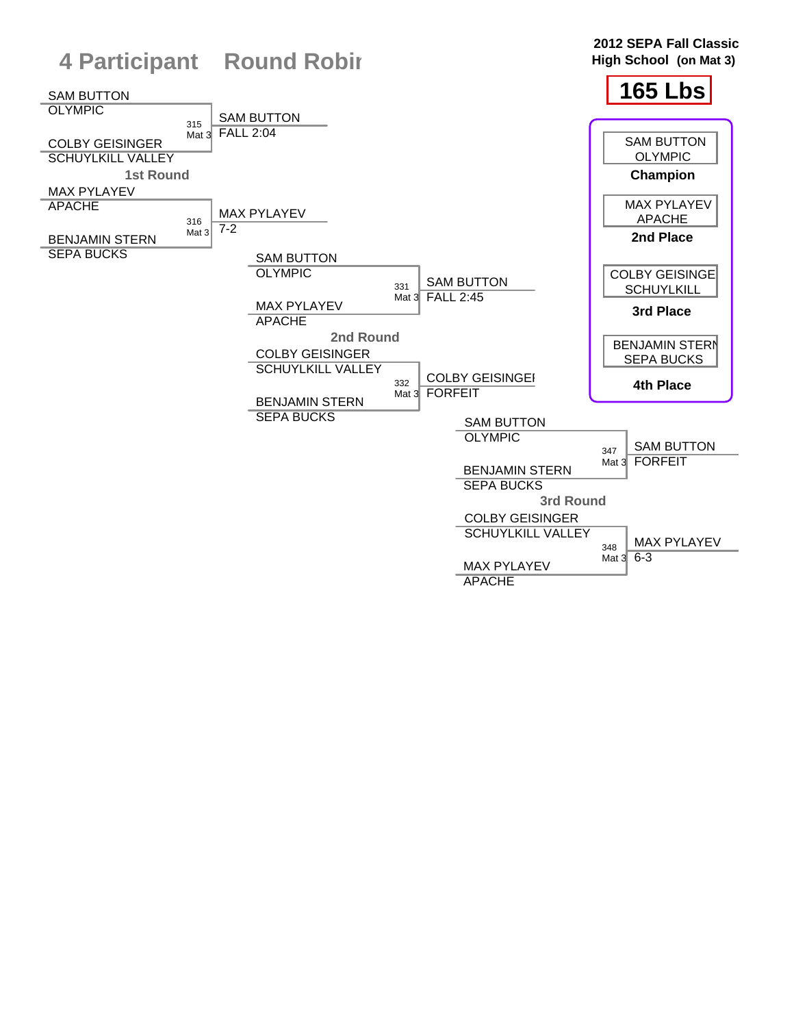# 4 Participant Round Robin

**2012 SEPA Fall Classic**
**High School (on Mat 3)**

## 165 Lbs

### 1st Round

| Bout | Mat | Wrestler 1 | Wrestler 2 | Winner | Result |
|---|---|---|---|---|---|
| 315 | Mat 3 | SAM BUTTON (OLYMPIC) | COLBY GEISINGER (SCHUYLKILL VALLEY) | SAM BUTTON | FALL 2:04 |
| 316 | Mat 3 | MAX PYLAYEV (APACHE) | BENJAMIN STERN (SEPA BUCKS) | MAX PYLAYEV | 7-2 |

### 2nd Round

| Bout | Mat | Wrestler 1 | Wrestler 2 | Winner | Result |
|---|---|---|---|---|---|
| 331 | Mat 3 | SAM BUTTON (OLYMPIC) | MAX PYLAYEV (APACHE) | SAM BUTTON | FALL 2:45 |
| 332 | Mat 3 | COLBY GEISINGER (SCHUYLKILL VALLEY) | BENJAMIN STERN (SEPA BUCKS) | COLBY GEISINGEI | FORFEIT |

### 3rd Round

| Bout | Mat | Wrestler 1 | Wrestler 2 | Winner | Result |
|---|---|---|---|---|---|
| 347 | Mat 3 | SAM BUTTON (OLYMPIC) | BENJAMIN STERN (SEPA BUCKS) | SAM BUTTON | FORFEIT |
| 348 | Mat 3 | COLBY GEISINGER (SCHUYLKILL VALLEY) | MAX PYLAYEV (APACHE) | MAX PYLAYEV | 6-3 |

### Placements

| Place | Wrestler | Team |
|---|---|---|
| **Champion** | SAM BUTTON | OLYMPIC |
| **2nd Place** | MAX PYLAYEV | APACHE |
| **3rd Place** | COLBY GEISINGE | SCHUYLKILL |
| **4th Place** | BENJAMIN STERN | SEPA BUCKS |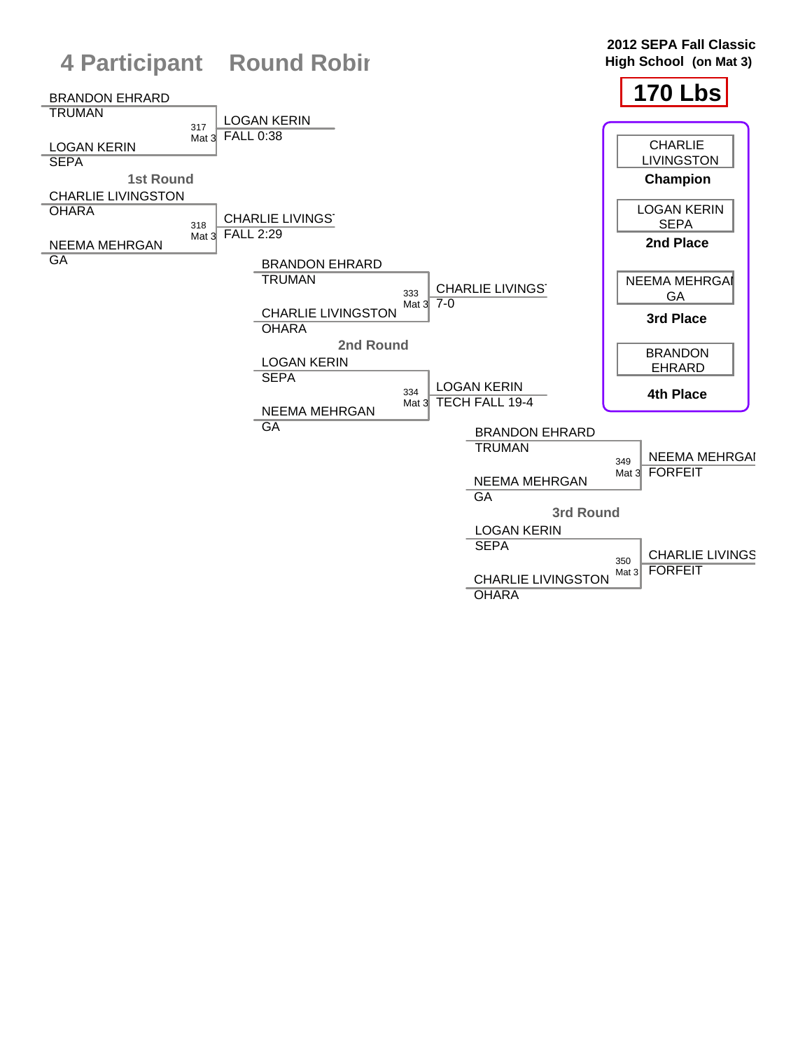# 4 Participant Round Robin

**2012 SEPA Fall Classic**
**High School (on Mat 3)**

## 170 Lbs

### 1st Round

| Bout | Wrestler 1 | Wrestler 2 | Winner | Result |
|---|---|---|---|---|
| 317 Mat 3 | BRANDON EHRARD (TRUMAN) | LOGAN KERIN (SEPA) | LOGAN KERIN | FALL 0:38 |
| 318 Mat 3 | CHARLIE LIVINGSTON (OHARA) | NEEMA MEHRGAN (GA) | CHARLIE LIVINGS | FALL 2:29 |

### 2nd Round

| Bout | Wrestler 1 | Wrestler 2 | Winner | Result |
|---|---|---|---|---|
| 333 Mat 3 | BRANDON EHRARD (TRUMAN) | CHARLIE LIVINGSTON (OHARA) | CHARLIE LIVINGS | 7-0 |
| 334 Mat 3 | LOGAN KERIN (SEPA) | NEEMA MEHRGAN (GA) | LOGAN KERIN | TECH FALL 19-4 |

### 3rd Round

| Bout | Wrestler 1 | Wrestler 2 | Winner | Result |
|---|---|---|---|---|
| 349 Mat 3 | BRANDON EHRARD (TRUMAN) | NEEMA MEHRGAN (GA) | NEEMA MEHRGAI | FORFEIT |
| 350 Mat 3 | LOGAN KERIN (SEPA) | CHARLIE LIVINGSTON (OHARA) | CHARLIE LIVINGS | FORFEIT |

### Placement

| Place | Wrestler |
|---|---|
| **Champion** | CHARLIE LIVINGSTON |
| **2nd Place** | LOGAN KERIN (SEPA) |
| **3rd Place** | NEEMA MEHRGAI (GA) |
| **4th Place** | BRANDON EHRARD |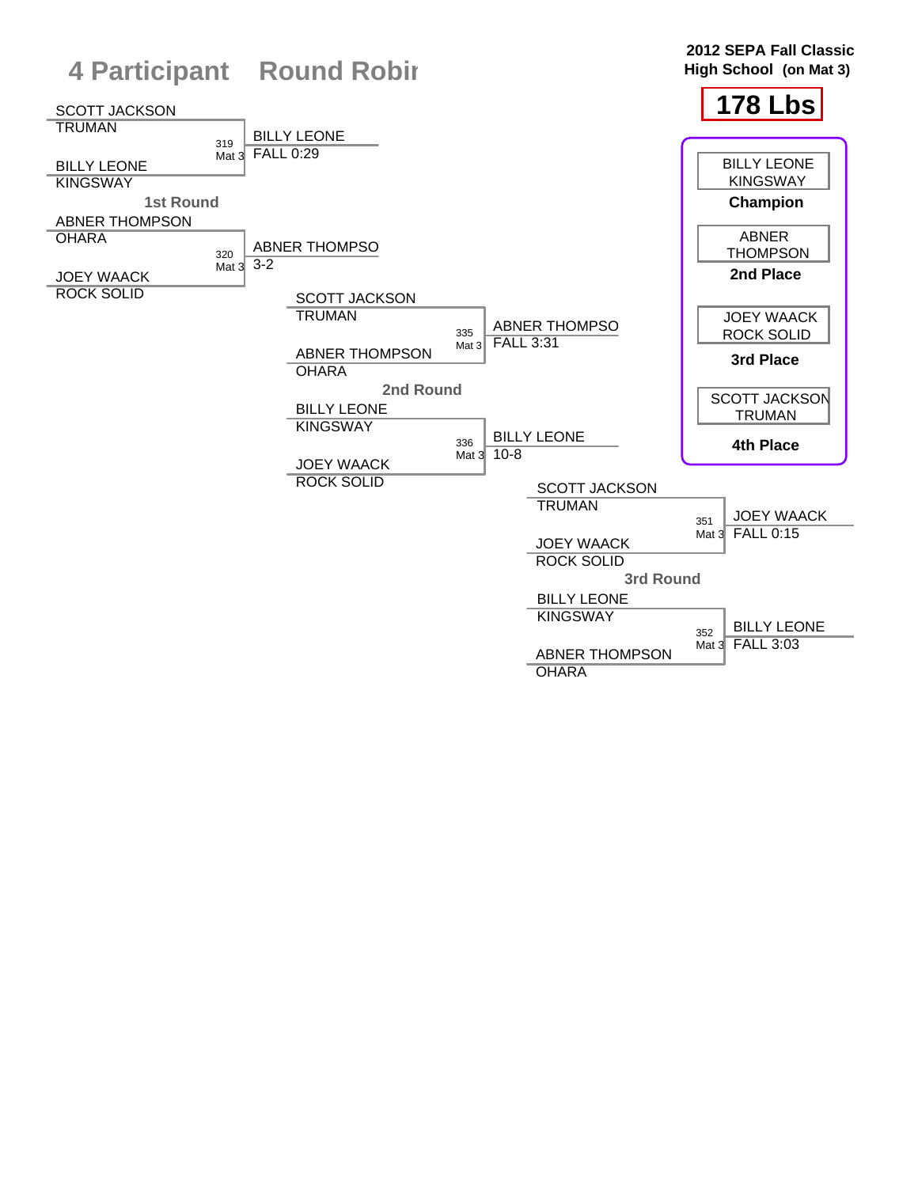# 4 Participant Round Robin

**2012 SEPA Fall Classic**
**High School (on Mat 3)**

## 178 Lbs

### 1st Round

SCOTT JACKSON
TRUMAN

BILLY LEONE
KINGSWAY

319 Mat 3 — BILLY LEONE FALL 0:29

ABNER THOMPSON
OHARA

JOEY WAACK
ROCK SOLID

320 Mat 3 — ABNER THOMPSO 3-2

### 2nd Round

SCOTT JACKSON
TRUMAN

ABNER THOMPSON
OHARA

335 Mat 3 — ABNER THOMPSO FALL 3:31

BILLY LEONE
KINGSWAY

JOEY WAACK
ROCK SOLID

336 Mat 3 — BILLY LEONE 10-8

### 3rd Round

SCOTT JACKSON
TRUMAN

JOEY WAACK
ROCK SOLID

351 Mat 3 — JOEY WAACK FALL 0:15

BILLY LEONE
KINGSWAY

ABNER THOMPSON
OHARA

352 Mat 3 — BILLY LEONE FALL 3:03

### Placements

BILLY LEONE
KINGSWAY
**Champion**

ABNER THOMPSON
**2nd Place**

JOEY WAACK
ROCK SOLID
**3rd Place**

SCOTT JACKSON
TRUMAN
**4th Place**